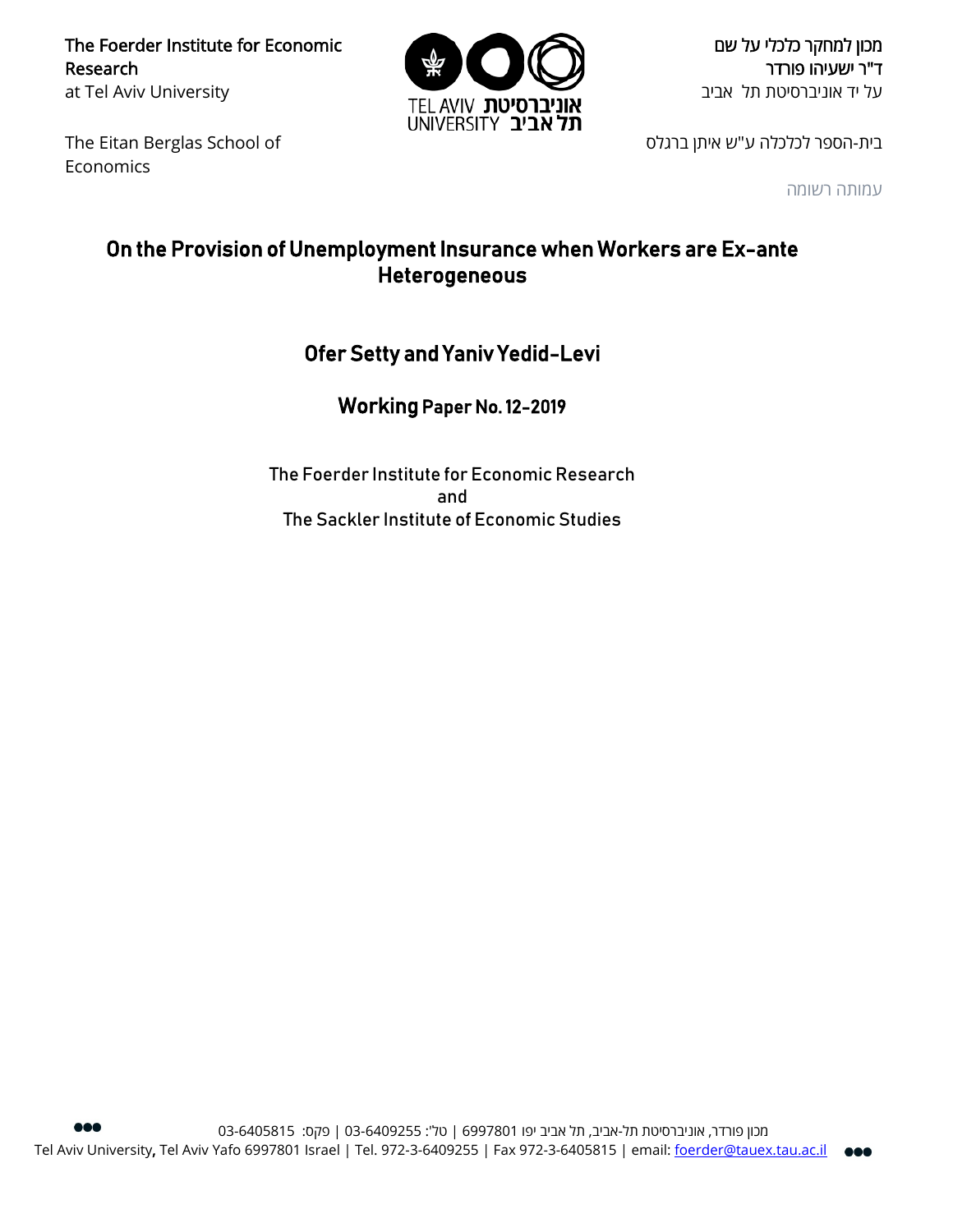The Foerder Institute for Economic Research
at Tel Aviv University

מכון למחקר כלכלי על שם
ד"ר ישעיהו פורדר
על יד אוניברסיטת תל אביב

The Eitan Berglas School of Economics

בית-הספר לכלכלה ע"ש איתן ברגלס

עמותה רשומה

# On the Provision of Unemployment Insurance when Workers are Ex-ante Heterogeneous

## Ofer Setty and Yaniv Yedid-Levi

### Working Paper No. 12-2019

The Foerder Institute for Economic Research
and
The Sackler Institute of Economic Studies

מכון פורדר, אוניברסיטת תל-אביב, תל אביב יפו 6997801 | טל': 03-6409255 | פקס: 03-6405815
Tel Aviv University, Tel Aviv Yafo 6997801 Israel | Tel. 972-3-6409255 | Fax 972-3-6405815 | email: foerder@tauex.tau.ac.il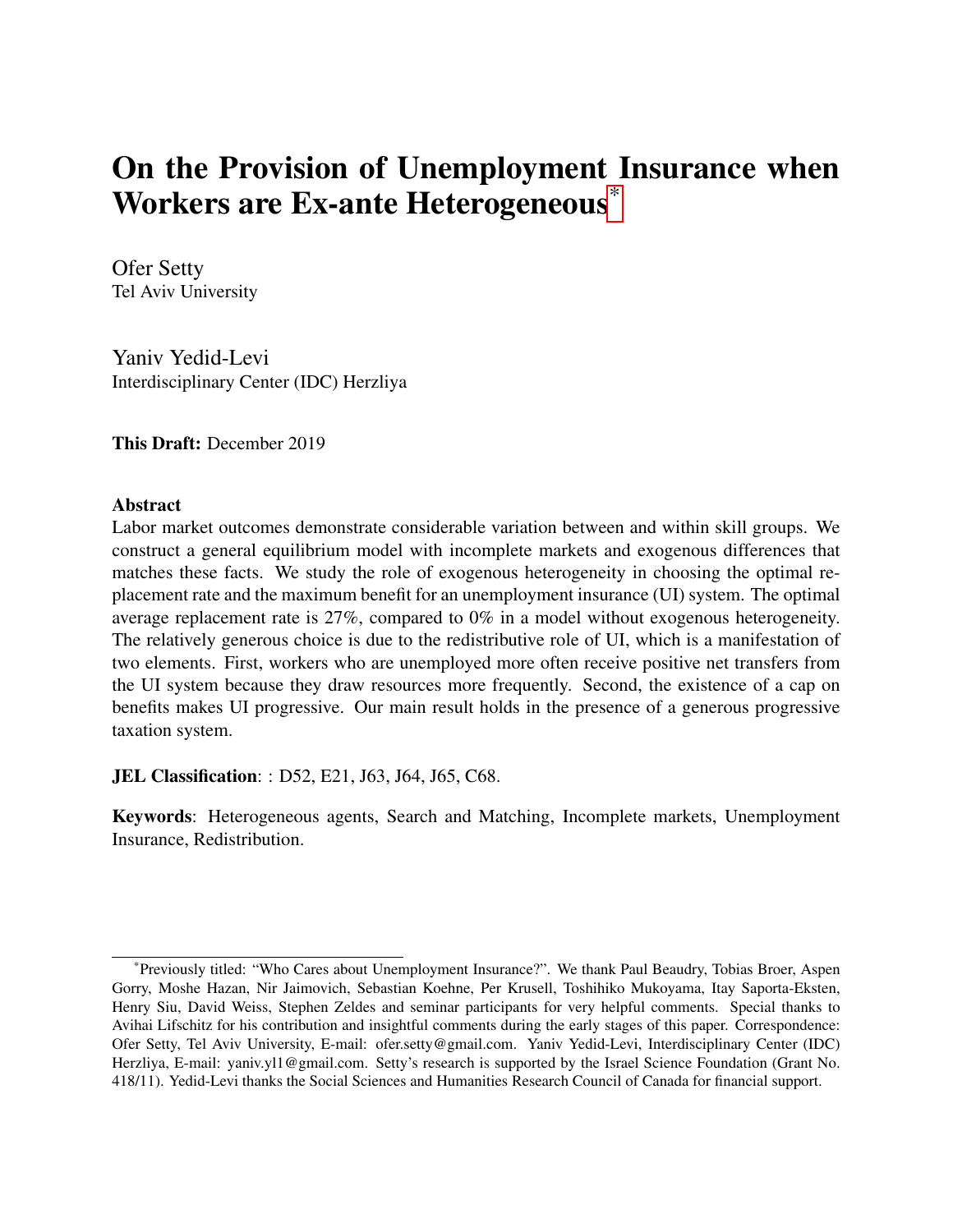# On the Provision of Unemployment Insurance when Workers are Ex-ante Heterogeneous[*]

Ofer Setty
Tel Aviv University

Yaniv Yedid-Levi
Interdisciplinary Center (IDC) Herzliya

**This Draft:** December 2019

### Abstract

Labor market outcomes demonstrate considerable variation between and within skill groups. We construct a general equilibrium model with incomplete markets and exogenous differences that matches these facts. We study the role of exogenous heterogeneity in choosing the optimal replacement rate and the maximum benefit for an unemployment insurance (UI) system. The optimal average replacement rate is 27%, compared to 0% in a model without exogenous heterogeneity. The relatively generous choice is due to the redistributive role of UI, which is a manifestation of two elements. First, workers who are unemployed more often receive positive net transfers from the UI system because they draw resources more frequently. Second, the existence of a cap on benefits makes UI progressive. Our main result holds in the presence of a generous progressive taxation system.

**JEL Classification**: : D52, E21, J63, J64, J65, C68.

**Keywords**: Heterogeneous agents, Search and Matching, Incomplete markets, Unemployment Insurance, Redistribution.

---

[*]Previously titled: "Who Cares about Unemployment Insurance?". We thank Paul Beaudry, Tobias Broer, Aspen Gorry, Moshe Hazan, Nir Jaimovich, Sebastian Koehne, Per Krusell, Toshihiko Mukoyama, Itay Saporta-Eksten, Henry Siu, David Weiss, Stephen Zeldes and seminar participants for very helpful comments. Special thanks to Avihai Lifschitz for his contribution and insightful comments during the early stages of this paper. Correspondence: Ofer Setty, Tel Aviv University, E-mail: ofer.setty@gmail.com. Yaniv Yedid-Levi, Interdisciplinary Center (IDC) Herzliya, E-mail: yaniv.yl1@gmail.com. Setty's research is supported by the Israel Science Foundation (Grant No. 418/11). Yedid-Levi thanks the Social Sciences and Humanities Research Council of Canada for financial support.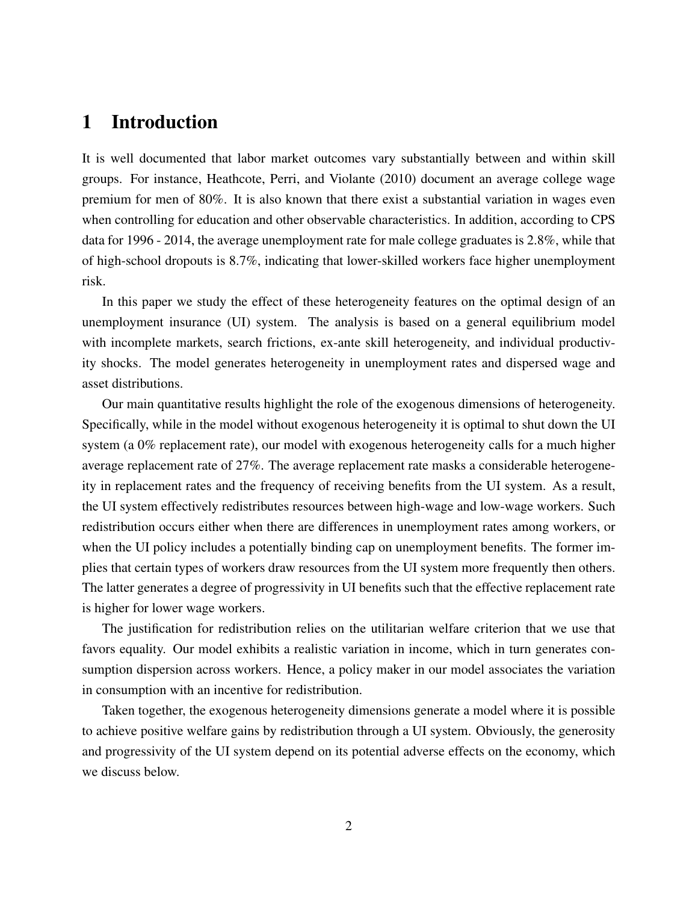# 1 Introduction

It is well documented that labor market outcomes vary substantially between and within skill groups. For instance, Heathcote, Perri, and Violante (2010) document an average college wage premium for men of 80%. It is also known that there exist a substantial variation in wages even when controlling for education and other observable characteristics. In addition, according to CPS data for 1996 - 2014, the average unemployment rate for male college graduates is 2.8%, while that of high-school dropouts is 8.7%, indicating that lower-skilled workers face higher unemployment risk.

In this paper we study the effect of these heterogeneity features on the optimal design of an unemployment insurance (UI) system. The analysis is based on a general equilibrium model with incomplete markets, search frictions, ex-ante skill heterogeneity, and individual productivity shocks. The model generates heterogeneity in unemployment rates and dispersed wage and asset distributions.

Our main quantitative results highlight the role of the exogenous dimensions of heterogeneity. Specifically, while in the model without exogenous heterogeneity it is optimal to shut down the UI system (a 0% replacement rate), our model with exogenous heterogeneity calls for a much higher average replacement rate of 27%. The average replacement rate masks a considerable heterogeneity in replacement rates and the frequency of receiving benefits from the UI system. As a result, the UI system effectively redistributes resources between high-wage and low-wage workers. Such redistribution occurs either when there are differences in unemployment rates among workers, or when the UI policy includes a potentially binding cap on unemployment benefits. The former implies that certain types of workers draw resources from the UI system more frequently then others. The latter generates a degree of progressivity in UI benefits such that the effective replacement rate is higher for lower wage workers.

The justification for redistribution relies on the utilitarian welfare criterion that we use that favors equality. Our model exhibits a realistic variation in income, which in turn generates consumption dispersion across workers. Hence, a policy maker in our model associates the variation in consumption with an incentive for redistribution.

Taken together, the exogenous heterogeneity dimensions generate a model where it is possible to achieve positive welfare gains by redistribution through a UI system. Obviously, the generosity and progressivity of the UI system depend on its potential adverse effects on the economy, which we discuss below.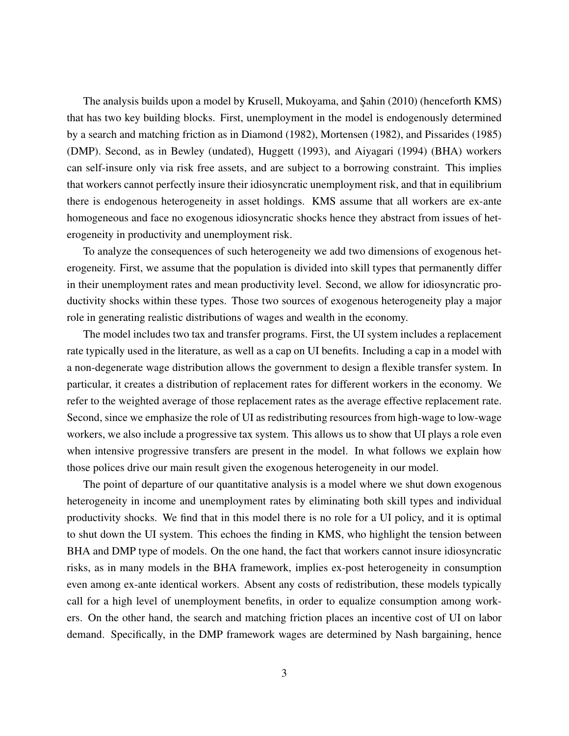The analysis builds upon a model by Krusell, Mukoyama, and Şahin (2010) (henceforth KMS) that has two key building blocks. First, unemployment in the model is endogenously determined by a search and matching friction as in Diamond (1982), Mortensen (1982), and Pissarides (1985) (DMP). Second, as in Bewley (undated), Huggett (1993), and Aiyagari (1994) (BHA) workers can self-insure only via risk free assets, and are subject to a borrowing constraint. This implies that workers cannot perfectly insure their idiosyncratic unemployment risk, and that in equilibrium there is endogenous heterogeneity in asset holdings. KMS assume that all workers are ex-ante homogeneous and face no exogenous idiosyncratic shocks hence they abstract from issues of heterogeneity in productivity and unemployment risk.

To analyze the consequences of such heterogeneity we add two dimensions of exogenous heterogeneity. First, we assume that the population is divided into skill types that permanently differ in their unemployment rates and mean productivity level. Second, we allow for idiosyncratic productivity shocks within these types. Those two sources of exogenous heterogeneity play a major role in generating realistic distributions of wages and wealth in the economy.

The model includes two tax and transfer programs. First, the UI system includes a replacement rate typically used in the literature, as well as a cap on UI benefits. Including a cap in a model with a non-degenerate wage distribution allows the government to design a flexible transfer system. In particular, it creates a distribution of replacement rates for different workers in the economy. We refer to the weighted average of those replacement rates as the average effective replacement rate. Second, since we emphasize the role of UI as redistributing resources from high-wage to low-wage workers, we also include a progressive tax system. This allows us to show that UI plays a role even when intensive progressive transfers are present in the model. In what follows we explain how those polices drive our main result given the exogenous heterogeneity in our model.

The point of departure of our quantitative analysis is a model where we shut down exogenous heterogeneity in income and unemployment rates by eliminating both skill types and individual productivity shocks. We find that in this model there is no role for a UI policy, and it is optimal to shut down the UI system. This echoes the finding in KMS, who highlight the tension between BHA and DMP type of models. On the one hand, the fact that workers cannot insure idiosyncratic risks, as in many models in the BHA framework, implies ex-post heterogeneity in consumption even among ex-ante identical workers. Absent any costs of redistribution, these models typically call for a high level of unemployment benefits, in order to equalize consumption among workers. On the other hand, the search and matching friction places an incentive cost of UI on labor demand. Specifically, in the DMP framework wages are determined by Nash bargaining, hence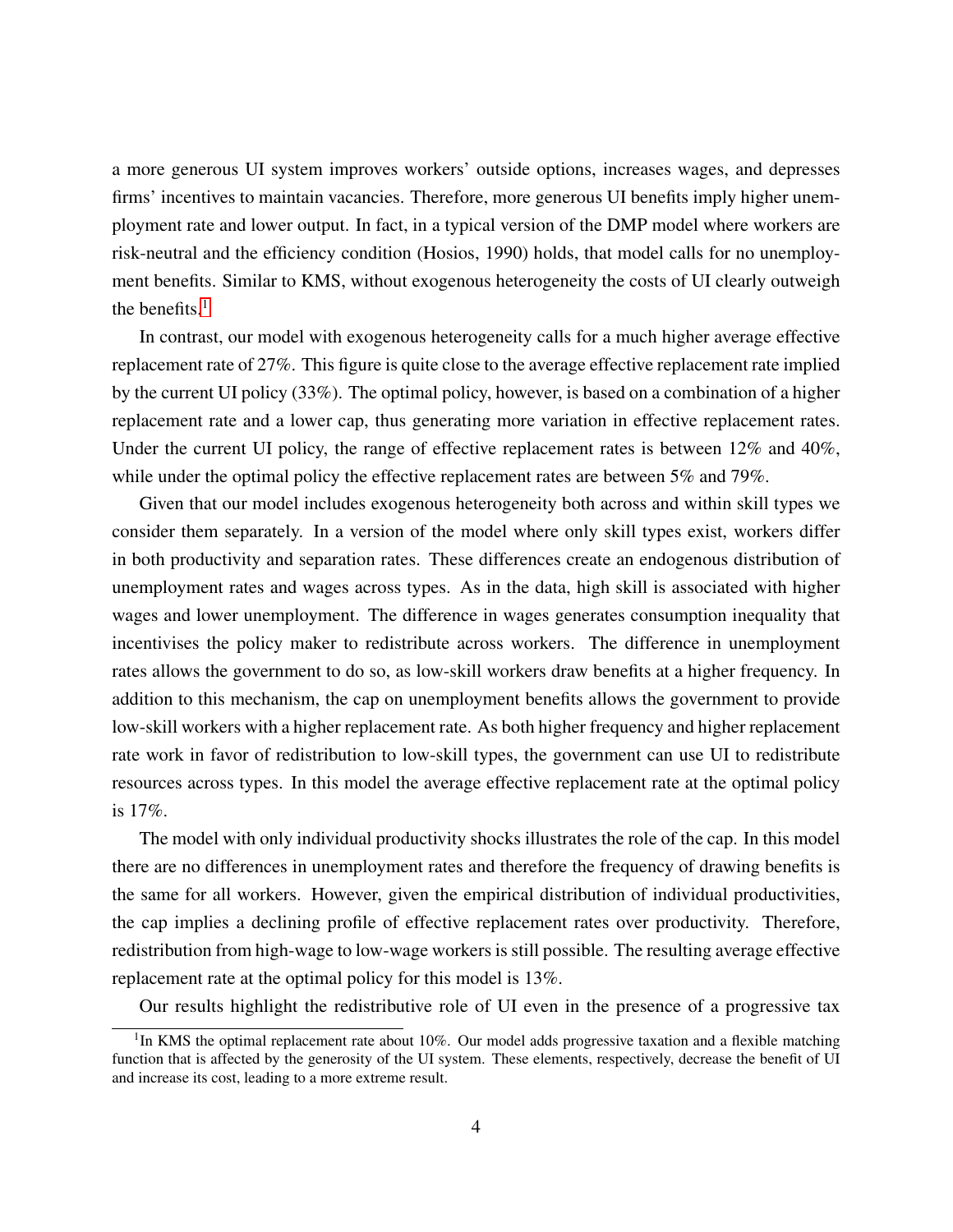a more generous UI system improves workers' outside options, increases wages, and depresses firms' incentives to maintain vacancies. Therefore, more generous UI benefits imply higher unemployment rate and lower output. In fact, in a typical version of the DMP model where workers are risk-neutral and the efficiency condition (Hosios, 1990) holds, that model calls for no unemployment benefits. Similar to KMS, without exogenous heterogeneity the costs of UI clearly outweigh the benefits.[1]

In contrast, our model with exogenous heterogeneity calls for a much higher average effective replacement rate of 27%. This figure is quite close to the average effective replacement rate implied by the current UI policy (33%). The optimal policy, however, is based on a combination of a higher replacement rate and a lower cap, thus generating more variation in effective replacement rates. Under the current UI policy, the range of effective replacement rates is between 12% and 40%, while under the optimal policy the effective replacement rates are between 5% and 79%.

Given that our model includes exogenous heterogeneity both across and within skill types we consider them separately. In a version of the model where only skill types exist, workers differ in both productivity and separation rates. These differences create an endogenous distribution of unemployment rates and wages across types. As in the data, high skill is associated with higher wages and lower unemployment. The difference in wages generates consumption inequality that incentivises the policy maker to redistribute across workers. The difference in unemployment rates allows the government to do so, as low-skill workers draw benefits at a higher frequency. In addition to this mechanism, the cap on unemployment benefits allows the government to provide low-skill workers with a higher replacement rate. As both higher frequency and higher replacement rate work in favor of redistribution to low-skill types, the government can use UI to redistribute resources across types. In this model the average effective replacement rate at the optimal policy is 17%.

The model with only individual productivity shocks illustrates the role of the cap. In this model there are no differences in unemployment rates and therefore the frequency of drawing benefits is the same for all workers. However, given the empirical distribution of individual productivities, the cap implies a declining profile of effective replacement rates over productivity. Therefore, redistribution from high-wage to low-wage workers is still possible. The resulting average effective replacement rate at the optimal policy for this model is 13%.

Our results highlight the redistributive role of UI even in the presence of a progressive tax

[1] In KMS the optimal replacement rate about 10%. Our model adds progressive taxation and a flexible matching function that is affected by the generosity of the UI system. These elements, respectively, decrease the benefit of UI and increase its cost, leading to a more extreme result.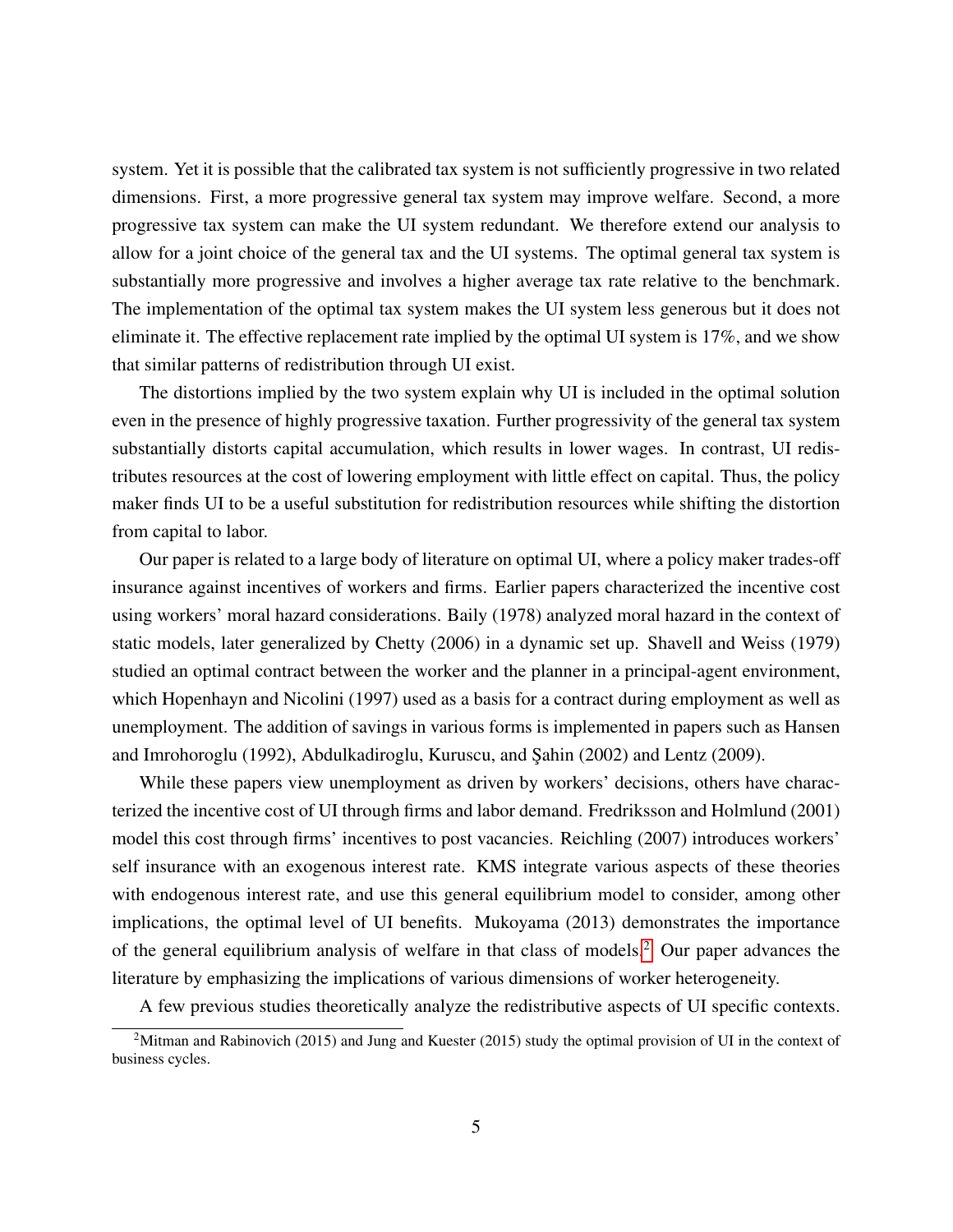system. Yet it is possible that the calibrated tax system is not sufficiently progressive in two related dimensions. First, a more progressive general tax system may improve welfare. Second, a more progressive tax system can make the UI system redundant. We therefore extend our analysis to allow for a joint choice of the general tax and the UI systems. The optimal general tax system is substantially more progressive and involves a higher average tax rate relative to the benchmark. The implementation of the optimal tax system makes the UI system less generous but it does not eliminate it. The effective replacement rate implied by the optimal UI system is 17%, and we show that similar patterns of redistribution through UI exist.

The distortions implied by the two system explain why UI is included in the optimal solution even in the presence of highly progressive taxation. Further progressivity of the general tax system substantially distorts capital accumulation, which results in lower wages. In contrast, UI redistributes resources at the cost of lowering employment with little effect on capital. Thus, the policy maker finds UI to be a useful substitution for redistribution resources while shifting the distortion from capital to labor.

Our paper is related to a large body of literature on optimal UI, where a policy maker trades-off insurance against incentives of workers and firms. Earlier papers characterized the incentive cost using workers' moral hazard considerations. Baily (1978) analyzed moral hazard in the context of static models, later generalized by Chetty (2006) in a dynamic set up. Shavell and Weiss (1979) studied an optimal contract between the worker and the planner in a principal-agent environment, which Hopenhayn and Nicolini (1997) used as a basis for a contract during employment as well as unemployment. The addition of savings in various forms is implemented in papers such as Hansen and Imrohoroglu (1992), Abdulkadiroglu, Kuruscu, and Şahin (2002) and Lentz (2009).

While these papers view unemployment as driven by workers' decisions, others have characterized the incentive cost of UI through firms and labor demand. Fredriksson and Holmlund (2001) model this cost through firms' incentives to post vacancies. Reichling (2007) introduces workers' self insurance with an exogenous interest rate. KMS integrate various aspects of these theories with endogenous interest rate, and use this general equilibrium model to consider, among other implications, the optimal level of UI benefits. Mukoyama (2013) demonstrates the importance of the general equilibrium analysis of welfare in that class of models.[2] Our paper advances the literature by emphasizing the implications of various dimensions of worker heterogeneity.

A few previous studies theoretically analyze the redistributive aspects of UI specific contexts.

[2] Mitman and Rabinovich (2015) and Jung and Kuester (2015) study the optimal provision of UI in the context of business cycles.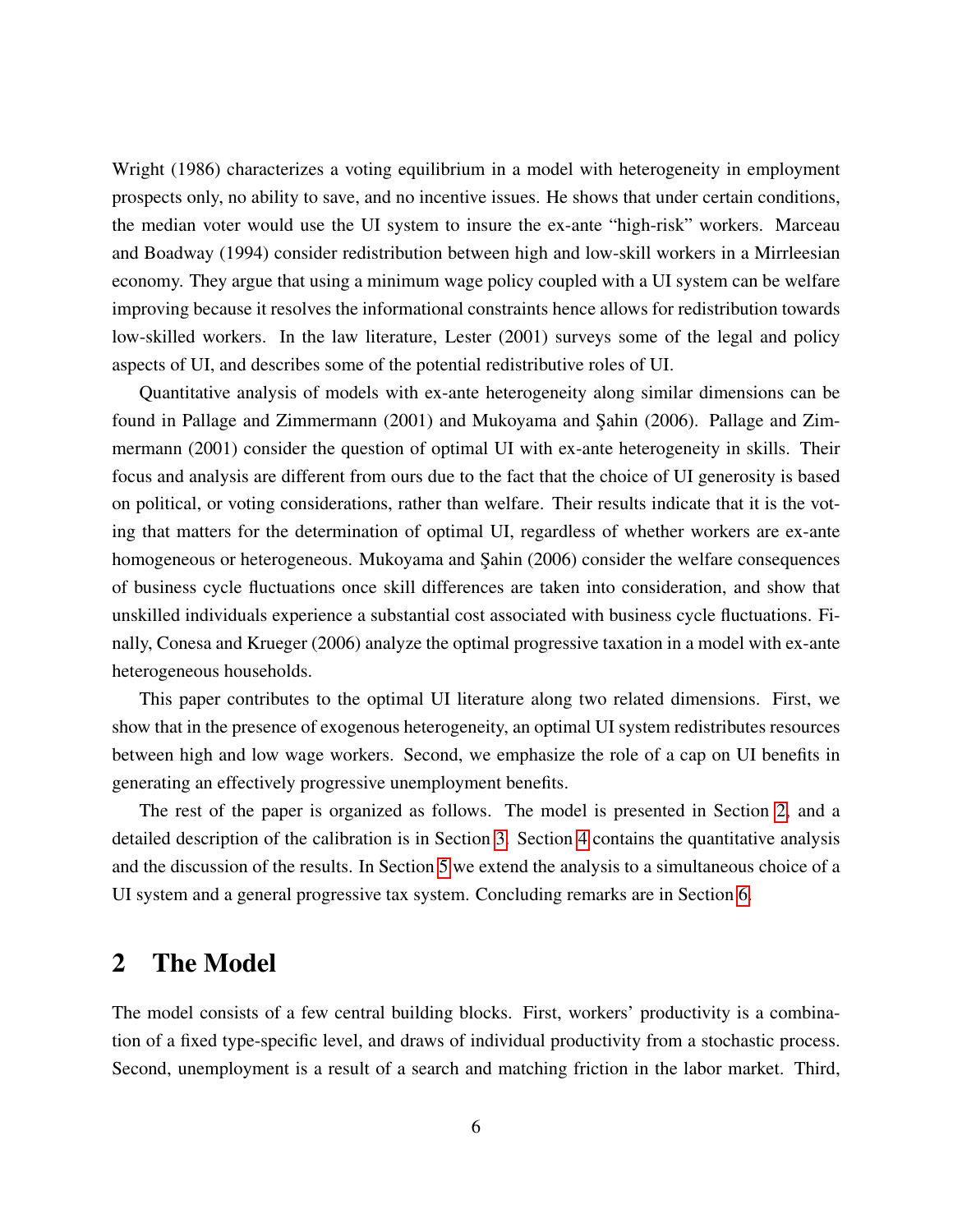Wright (1986) characterizes a voting equilibrium in a model with heterogeneity in employment prospects only, no ability to save, and no incentive issues. He shows that under certain conditions, the median voter would use the UI system to insure the ex-ante "high-risk" workers. Marceau and Boadway (1994) consider redistribution between high and low-skill workers in a Mirrleesian economy. They argue that using a minimum wage policy coupled with a UI system can be welfare improving because it resolves the informational constraints hence allows for redistribution towards low-skilled workers. In the law literature, Lester (2001) surveys some of the legal and policy aspects of UI, and describes some of the potential redistributive roles of UI.

Quantitative analysis of models with ex-ante heterogeneity along similar dimensions can be found in Pallage and Zimmermann (2001) and Mukoyama and Şahin (2006). Pallage and Zimmermann (2001) consider the question of optimal UI with ex-ante heterogeneity in skills. Their focus and analysis are different from ours due to the fact that the choice of UI generosity is based on political, or voting considerations, rather than welfare. Their results indicate that it is the voting that matters for the determination of optimal UI, regardless of whether workers are ex-ante homogeneous or heterogeneous. Mukoyama and Şahin (2006) consider the welfare consequences of business cycle fluctuations once skill differences are taken into consideration, and show that unskilled individuals experience a substantial cost associated with business cycle fluctuations. Finally, Conesa and Krueger (2006) analyze the optimal progressive taxation in a model with ex-ante heterogeneous households.

This paper contributes to the optimal UI literature along two related dimensions. First, we show that in the presence of exogenous heterogeneity, an optimal UI system redistributes resources between high and low wage workers. Second, we emphasize the role of a cap on UI benefits in generating an effectively progressive unemployment benefits.

The rest of the paper is organized as follows. The model is presented in Section 2, and a detailed description of the calibration is in Section 3. Section 4 contains the quantitative analysis and the discussion of the results. In Section 5 we extend the analysis to a simultaneous choice of a UI system and a general progressive tax system. Concluding remarks are in Section 6.

## 2 The Model

The model consists of a few central building blocks. First, workers' productivity is a combination of a fixed type-specific level, and draws of individual productivity from a stochastic process. Second, unemployment is a result of a search and matching friction in the labor market. Third,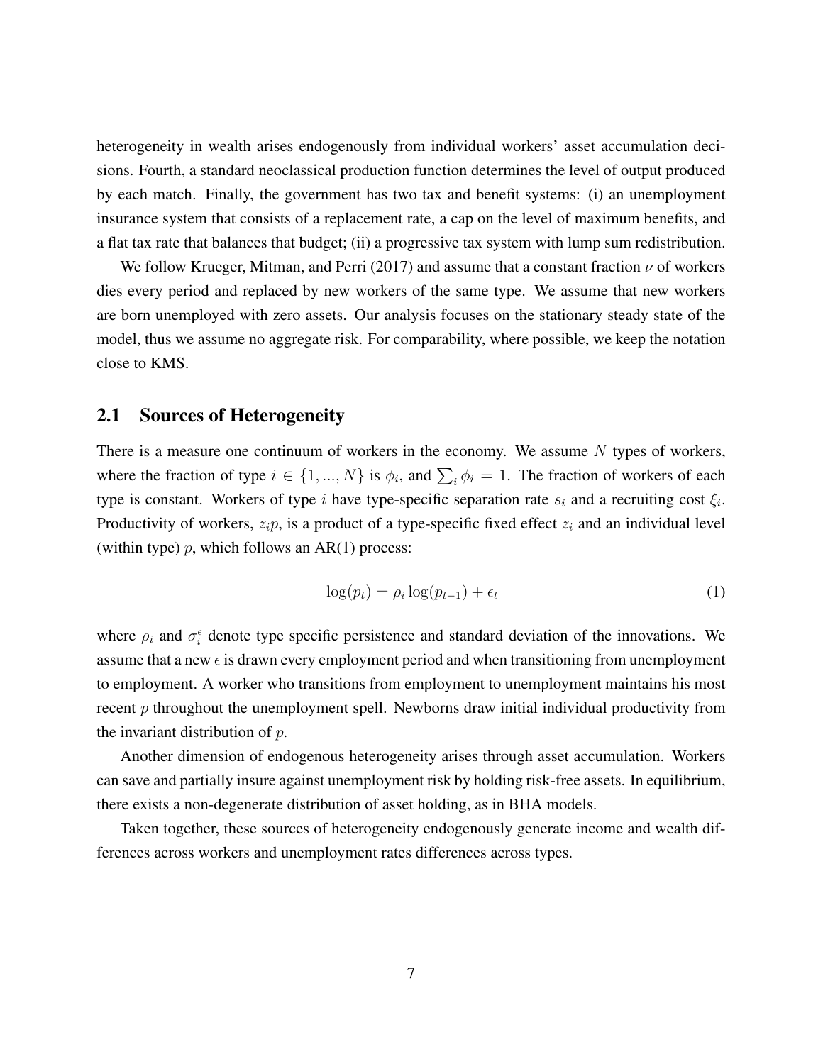heterogeneity in wealth arises endogenously from individual workers' asset accumulation decisions. Fourth, a standard neoclassical production function determines the level of output produced by each match. Finally, the government has two tax and benefit systems: (i) an unemployment insurance system that consists of a replacement rate, a cap on the level of maximum benefits, and a flat tax rate that balances that budget; (ii) a progressive tax system with lump sum redistribution.

We follow Krueger, Mitman, and Perri (2017) and assume that a constant fraction $\nu$ of workers dies every period and replaced by new workers of the same type. We assume that new workers are born unemployed with zero assets. Our analysis focuses on the stationary steady state of the model, thus we assume no aggregate risk. For comparability, where possible, we keep the notation close to KMS.

## 2.1 Sources of Heterogeneity

There is a measure one continuum of workers in the economy. We assume $N$ types of workers, where the fraction of type $i \in \{1, ..., N\}$ is $\phi_i$, and $\sum_i \phi_i = 1$. The fraction of workers of each type is constant. Workers of type $i$ have type-specific separation rate $s_i$ and a recruiting cost $\xi_i$. Productivity of workers, $z_i p$, is a product of a type-specific fixed effect $z_i$ and an individual level (within type) $p$, which follows an AR(1) process:

$$\log(p_t) = \rho_i \log(p_{t-1}) + \epsilon_t \tag{1}$$

where $\rho_i$ and $\sigma_i^\epsilon$ denote type specific persistence and standard deviation of the innovations. We assume that a new $\epsilon$ is drawn every employment period and when transitioning from unemployment to employment. A worker who transitions from employment to unemployment maintains his most recent $p$ throughout the unemployment spell. Newborns draw initial individual productivity from the invariant distribution of $p$.

Another dimension of endogenous heterogeneity arises through asset accumulation. Workers can save and partially insure against unemployment risk by holding risk-free assets. In equilibrium, there exists a non-degenerate distribution of asset holding, as in BHA models.

Taken together, these sources of heterogeneity endogenously generate income and wealth differences across workers and unemployment rates differences across types.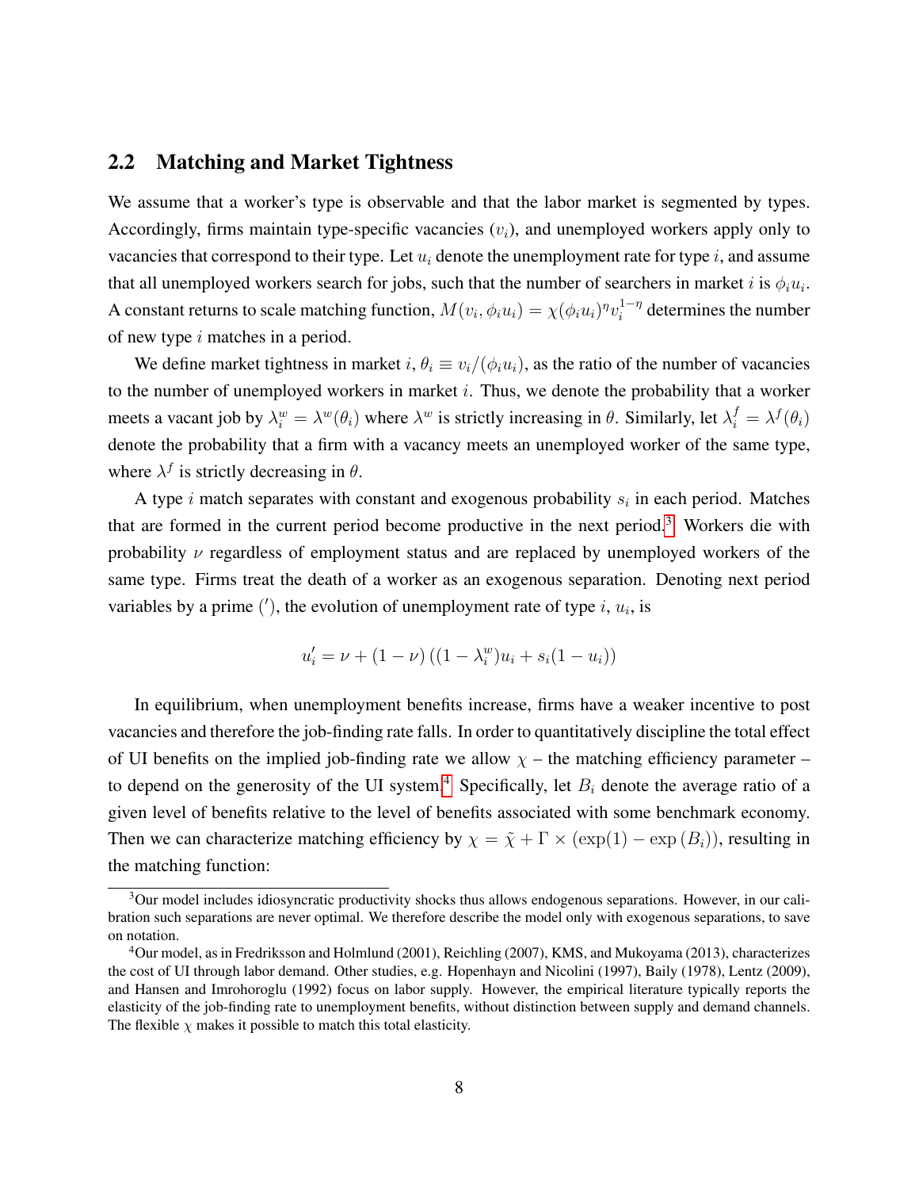## 2.2 Matching and Market Tightness

We assume that a worker's type is observable and that the labor market is segmented by types. Accordingly, firms maintain type-specific vacancies ($v_i$), and unemployed workers apply only to vacancies that correspond to their type. Let $u_i$ denote the unemployment rate for type $i$, and assume that all unemployed workers search for jobs, such that the number of searchers in market $i$ is $\phi_i u_i$. A constant returns to scale matching function, $M(v_i, \phi_i u_i) = \chi(\phi_i u_i)^\eta v_i^{1-\eta}$ determines the number of new type $i$ matches in a period.

We define market tightness in market $i$, $\theta_i \equiv v_i/(\phi_i u_i)$, as the ratio of the number of vacancies to the number of unemployed workers in market $i$. Thus, we denote the probability that a worker meets a vacant job by $\lambda_i^w = \lambda^w(\theta_i)$ where $\lambda^w$ is strictly increasing in $\theta$. Similarly, let $\lambda_i^f = \lambda^f(\theta_i)$ denote the probability that a firm with a vacancy meets an unemployed worker of the same type, where $\lambda^f$ is strictly decreasing in $\theta$.

A type $i$ match separates with constant and exogenous probability $s_i$ in each period. Matches that are formed in the current period become productive in the next period.[3] Workers die with probability $\nu$ regardless of employment status and are replaced by unemployed workers of the same type. Firms treat the death of a worker as an exogenous separation. Denoting next period variables by a prime ($'$), the evolution of unemployment rate of type $i$, $u_i$, is

$$u_i' = \nu + (1-\nu)\left((1-\lambda_i^w)u_i + s_i(1-u_i)\right)$$

In equilibrium, when unemployment benefits increase, firms have a weaker incentive to post vacancies and therefore the job-finding rate falls. In order to quantitatively discipline the total effect of UI benefits on the implied job-finding rate we allow $\chi$ – the matching efficiency parameter – to depend on the generosity of the UI system.[4] Specifically, let $B_i$ denote the average ratio of a given level of benefits relative to the level of benefits associated with some benchmark economy. Then we can characterize matching efficiency by $\chi = \tilde{\chi} + \Gamma \times (\exp(1) - \exp(B_i))$, resulting in the matching function:

[3] Our model includes idiosyncratic productivity shocks thus allows endogenous separations. However, in our calibration such separations are never optimal. We therefore describe the model only with exogenous separations, to save on notation.

[4] Our model, as in Fredriksson and Holmlund (2001), Reichling (2007), KMS, and Mukoyama (2013), characterizes the cost of UI through labor demand. Other studies, e.g. Hopenhayn and Nicolini (1997), Baily (1978), Lentz (2009), and Hansen and Imrohoroglu (1992) focus on labor supply. However, the empirical literature typically reports the elasticity of the job-finding rate to unemployment benefits, without distinction between supply and demand channels. The flexible $\chi$ makes it possible to match this total elasticity.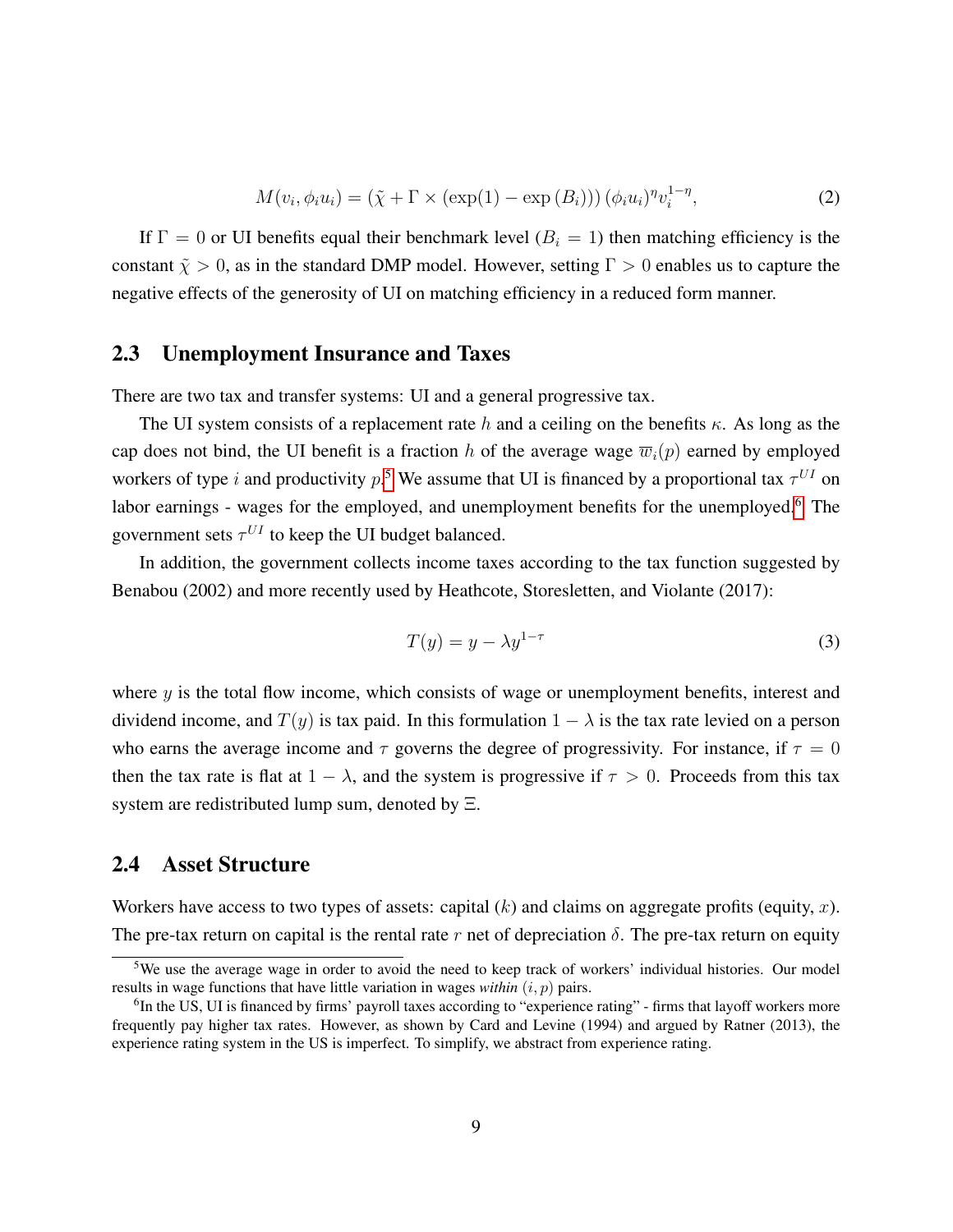$$M(v_i, \phi_i u_i) = (\tilde{\chi} + \Gamma \times (\exp(1) - \exp(B_i)))\,(\phi_i u_i)^{\eta} v_i^{1-\eta}, \tag{2}$$

If $\Gamma = 0$ or UI benefits equal their benchmark level ($B_i = 1$) then matching efficiency is the constant $\tilde{\chi} > 0$, as in the standard DMP model. However, setting $\Gamma > 0$ enables us to capture the negative effects of the generosity of UI on matching efficiency in a reduced form manner.

## 2.3 Unemployment Insurance and Taxes

There are two tax and transfer systems: UI and a general progressive tax.

The UI system consists of a replacement rate $h$ and a ceiling on the benefits $\kappa$. As long as the cap does not bind, the UI benefit is a fraction $h$ of the average wage $\overline{w}_i(p)$ earned by employed workers of type $i$ and productivity $p$.[5] We assume that UI is financed by a proportional tax $\tau^{UI}$ on labor earnings - wages for the employed, and unemployment benefits for the unemployed.[6] The government sets $\tau^{UI}$ to keep the UI budget balanced.

In addition, the government collects income taxes according to the tax function suggested by Benabou (2002) and more recently used by Heathcote, Storesletten, and Violante (2017):

$$T(y) = y - \lambda y^{1-\tau} \tag{3}$$

where $y$ is the total flow income, which consists of wage or unemployment benefits, interest and dividend income, and $T(y)$ is tax paid. In this formulation $1 - \lambda$ is the tax rate levied on a person who earns the average income and $\tau$ governs the degree of progressivity. For instance, if $\tau = 0$ then the tax rate is flat at $1 - \lambda$, and the system is progressive if $\tau > 0$. Proceeds from this tax system are redistributed lump sum, denoted by $\Xi$.

## 2.4 Asset Structure

Workers have access to two types of assets: capital ($k$) and claims on aggregate profits (equity, $x$). The pre-tax return on capital is the rental rate $r$ net of depreciation $\delta$. The pre-tax return on equity

[5] We use the average wage in order to avoid the need to keep track of workers' individual histories. Our model results in wage functions that have little variation in wages *within* $(i, p)$ pairs.

[6] In the US, UI is financed by firms' payroll taxes according to "experience rating" - firms that layoff workers more frequently pay higher tax rates. However, as shown by Card and Levine (1994) and argued by Ratner (2013), the experience rating system in the US is imperfect. To simplify, we abstract from experience rating.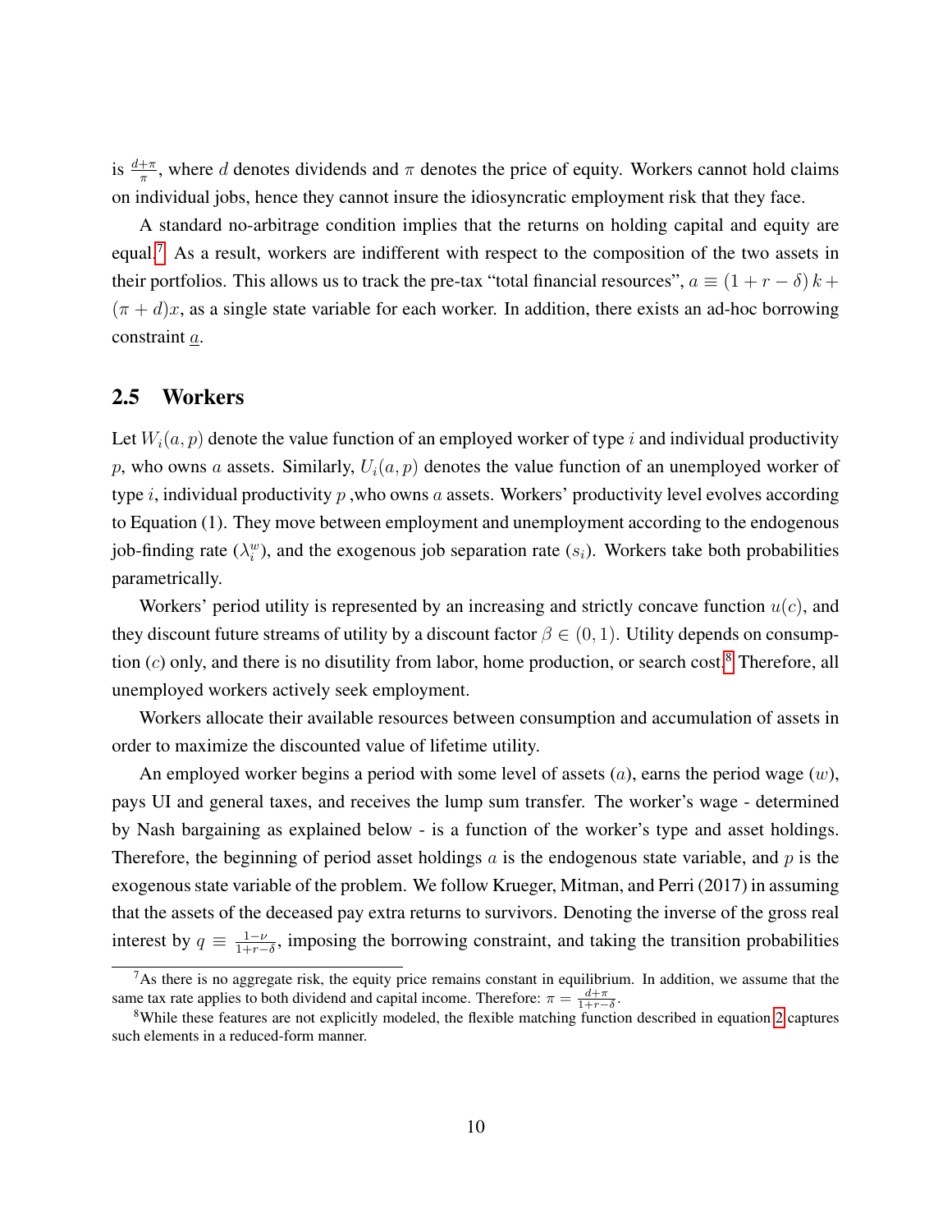is $\frac{d+\pi}{\pi}$, where $d$ denotes dividends and $\pi$ denotes the price of equity. Workers cannot hold claims on individual jobs, hence they cannot insure the idiosyncratic employment risk that they face.

A standard no-arbitrage condition implies that the returns on holding capital and equity are equal.[7] As a result, workers are indifferent with respect to the composition of the two assets in their portfolios. This allows us to track the pre-tax "total financial resources", $a \equiv (1 + r - \delta) k + (\pi + d)x$, as a single state variable for each worker. In addition, there exists an ad-hoc borrowing constraint $\underline{a}$.

## 2.5 Workers

Let $W_i(a, p)$ denote the value function of an employed worker of type $i$ and individual productivity $p$, who owns $a$ assets. Similarly, $U_i(a, p)$ denotes the value function of an unemployed worker of type $i$, individual productivity $p$ ,who owns $a$ assets. Workers' productivity level evolves according to Equation (1). They move between employment and unemployment according to the endogenous job-finding rate ($\lambda_i^w$), and the exogenous job separation rate ($s_i$). Workers take both probabilities parametrically.

Workers' period utility is represented by an increasing and strictly concave function $u(c)$, and they discount future streams of utility by a discount factor $\beta \in (0, 1)$. Utility depends on consumption ($c$) only, and there is no disutility from labor, home production, or search cost.[8] Therefore, all unemployed workers actively seek employment.

Workers allocate their available resources between consumption and accumulation of assets in order to maximize the discounted value of lifetime utility.

An employed worker begins a period with some level of assets ($a$), earns the period wage ($w$), pays UI and general taxes, and receives the lump sum transfer. The worker's wage - determined by Nash bargaining as explained below - is a function of the worker's type and asset holdings. Therefore, the beginning of period asset holdings $a$ is the endogenous state variable, and $p$ is the exogenous state variable of the problem. We follow Krueger, Mitman, and Perri (2017) in assuming that the assets of the deceased pay extra returns to survivors. Denoting the inverse of the gross real interest by $q \equiv \frac{1-\nu}{1+r-\delta}$, imposing the borrowing constraint, and taking the transition probabilities

[7] As there is no aggregate risk, the equity price remains constant in equilibrium. In addition, we assume that the same tax rate applies to both dividend and capital income. Therefore: $\pi = \frac{d+\pi}{1+r-\delta}$.

[8] While these features are not explicitly modeled, the flexible matching function described in equation 2 captures such elements in a reduced-form manner.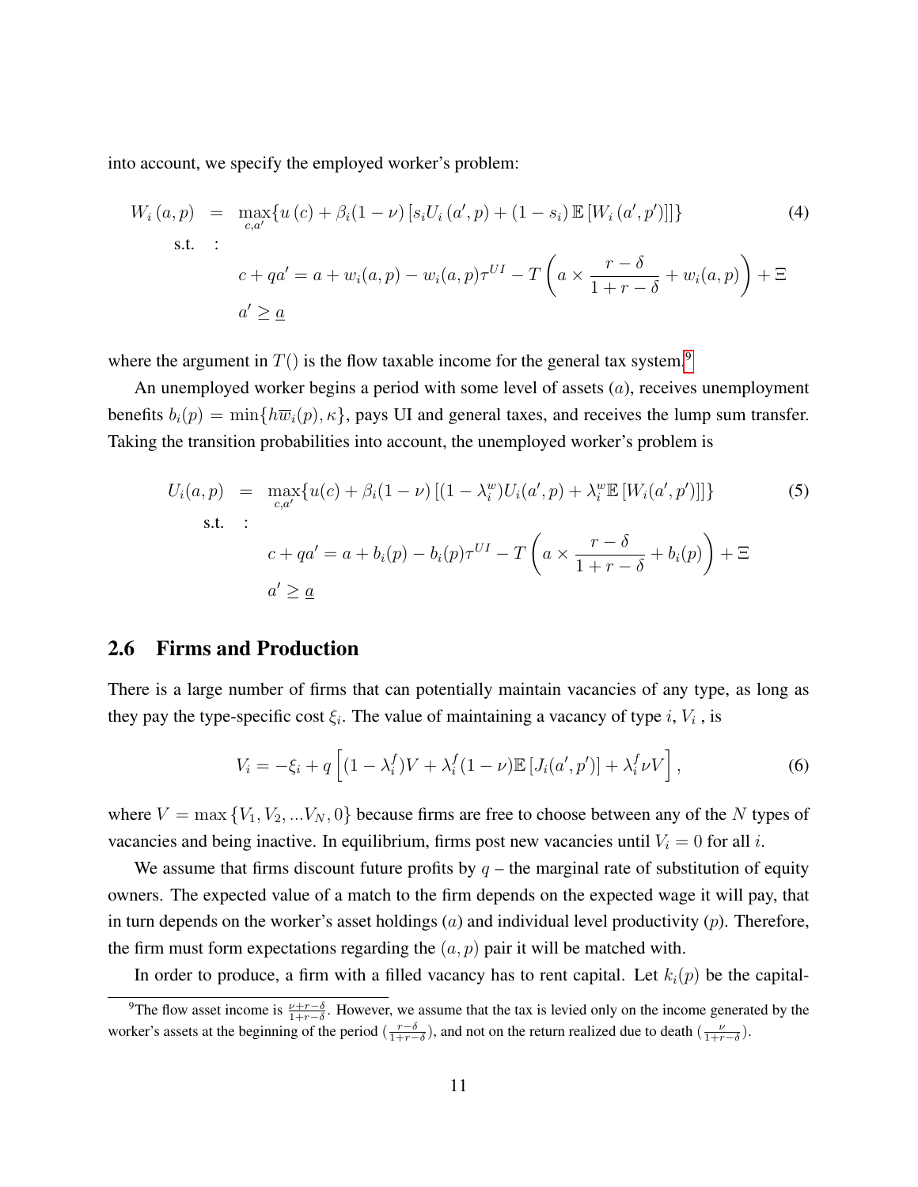into account, we specify the employed worker's problem:

$$
\begin{aligned}
W_i(a,p) &= \max_{c,a'} \{u(c) + \beta_i(1-\nu)\left[s_i U_i(a',p) + (1-s_i)\mathbb{E}\left[W_i(a',p')\right]\right]\} \\
\text{s.t.} \quad &: \\
& c + qa' = a + w_i(a,p) - w_i(a,p)\tau^{UI} - T\left(a \times \frac{r-\delta}{1+r-\delta} + w_i(a,p)\right) + \Xi \\
& a' \geq \underline{a}
\end{aligned} \tag{4}
$$

where the argument in $T()$ is the flow taxable income for the general tax system.[9]

An unemployed worker begins a period with some level of assets ($a$), receives unemployment benefits $b_i(p) = \min\{h\overline{w}_i(p), \kappa\}$, pays UI and general taxes, and receives the lump sum transfer. Taking the transition probabilities into account, the unemployed worker's problem is

$$
\begin{aligned}
U_i(a,p) &= \max_{c,a'} \{u(c) + \beta_i(1-\nu)\left[(1-\lambda_i^w)U_i(a',p) + \lambda_i^w \mathbb{E}\left[W_i(a',p')\right]\right]\} \\
\text{s.t.} \quad &: \\
& c + qa' = a + b_i(p) - b_i(p)\tau^{UI} - T\left(a \times \frac{r-\delta}{1+r-\delta} + b_i(p)\right) + \Xi \\
& a' \geq \underline{a}
\end{aligned} \tag{5}
$$

## 2.6 Firms and Production

There is a large number of firms that can potentially maintain vacancies of any type, as long as they pay the type-specific cost $\xi_i$. The value of maintaining a vacancy of type $i$, $V_i$ , is

$$
V_i = -\xi_i + q\left[(1-\lambda_i^f)V + \lambda_i^f(1-\nu)\mathbb{E}\left[J_i(a',p')\right] + \lambda_i^f \nu V\right], \tag{6}
$$

where $V = \max\{V_1, V_2, ...V_N, 0\}$ because firms are free to choose between any of the $N$ types of vacancies and being inactive. In equilibrium, firms post new vacancies until $V_i = 0$ for all $i$.

We assume that firms discount future profits by $q$ – the marginal rate of substitution of equity owners. The expected value of a match to the firm depends on the expected wage it will pay, that in turn depends on the worker's asset holdings ($a$) and individual level productivity ($p$). Therefore, the firm must form expectations regarding the $(a, p)$ pair it will be matched with.

In order to produce, a firm with a filled vacancy has to rent capital. Let $k_i(p)$ be the capital-

[9] The flow asset income is $\frac{\nu+r-\delta}{1+r-\delta}$. However, we assume that the tax is levied only on the income generated by the worker's assets at the beginning of the period ($\frac{r-\delta}{1+r-\delta}$), and not on the return realized due to death ($\frac{\nu}{1+r-\delta}$).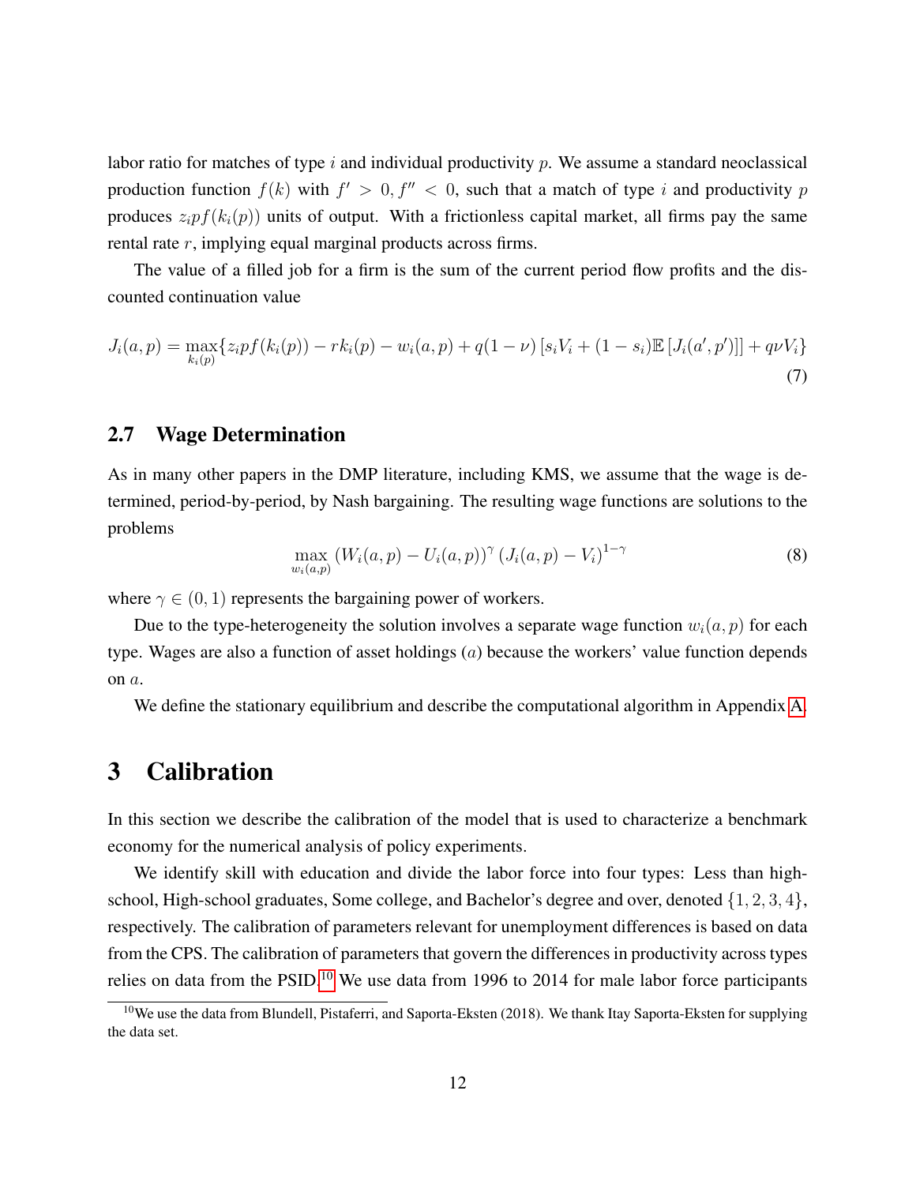labor ratio for matches of type $i$ and individual productivity $p$. We assume a standard neoclassical production function $f(k)$ with $f' > 0, f'' < 0$, such that a match of type $i$ and productivity $p$ produces $z_i p f(k_i(p))$ units of output. With a frictionless capital market, all firms pay the same rental rate $r$, implying equal marginal products across firms.

The value of a filled job for a firm is the sum of the current period flow profits and the discounted continuation value

$$J_i(a,p) = \max_{k_i(p)} \{ z_i p f(k_i(p)) - r k_i(p) - w_i(a,p) + q(1-\nu)\left[ s_i V_i + (1-s_i)\mathbb{E}\left[ J_i(a',p') \right] \right] + q\nu V_i \} \tag{7}$$

## 2.7 Wage Determination

As in many other papers in the DMP literature, including KMS, we assume that the wage is determined, period-by-period, by Nash bargaining. The resulting wage functions are solutions to the problems

$$\max_{w_i(a,p)} \left( W_i(a,p) - U_i(a,p) \right)^{\gamma} \left( J_i(a,p) - V_i \right)^{1-\gamma} \tag{8}$$

where $\gamma \in (0,1)$ represents the bargaining power of workers.

Due to the type-heterogeneity the solution involves a separate wage function $w_i(a,p)$ for each type. Wages are also a function of asset holdings ($a$) because the workers' value function depends on $a$.

We define the stationary equilibrium and describe the computational algorithm in Appendix A.

# 3 Calibration

In this section we describe the calibration of the model that is used to characterize a benchmark economy for the numerical analysis of policy experiments.

We identify skill with education and divide the labor force into four types: Less than high-school, High-school graduates, Some college, and Bachelor's degree and over, denoted $\{1, 2, 3, 4\}$, respectively. The calibration of parameters relevant for unemployment differences is based on data from the CPS. The calibration of parameters that govern the differences in productivity across types relies on data from the PSID.[10] We use data from 1996 to 2014 for male labor force participants

[10] We use the data from Blundell, Pistaferri, and Saporta-Eksten (2018). We thank Itay Saporta-Eksten for supplying the data set.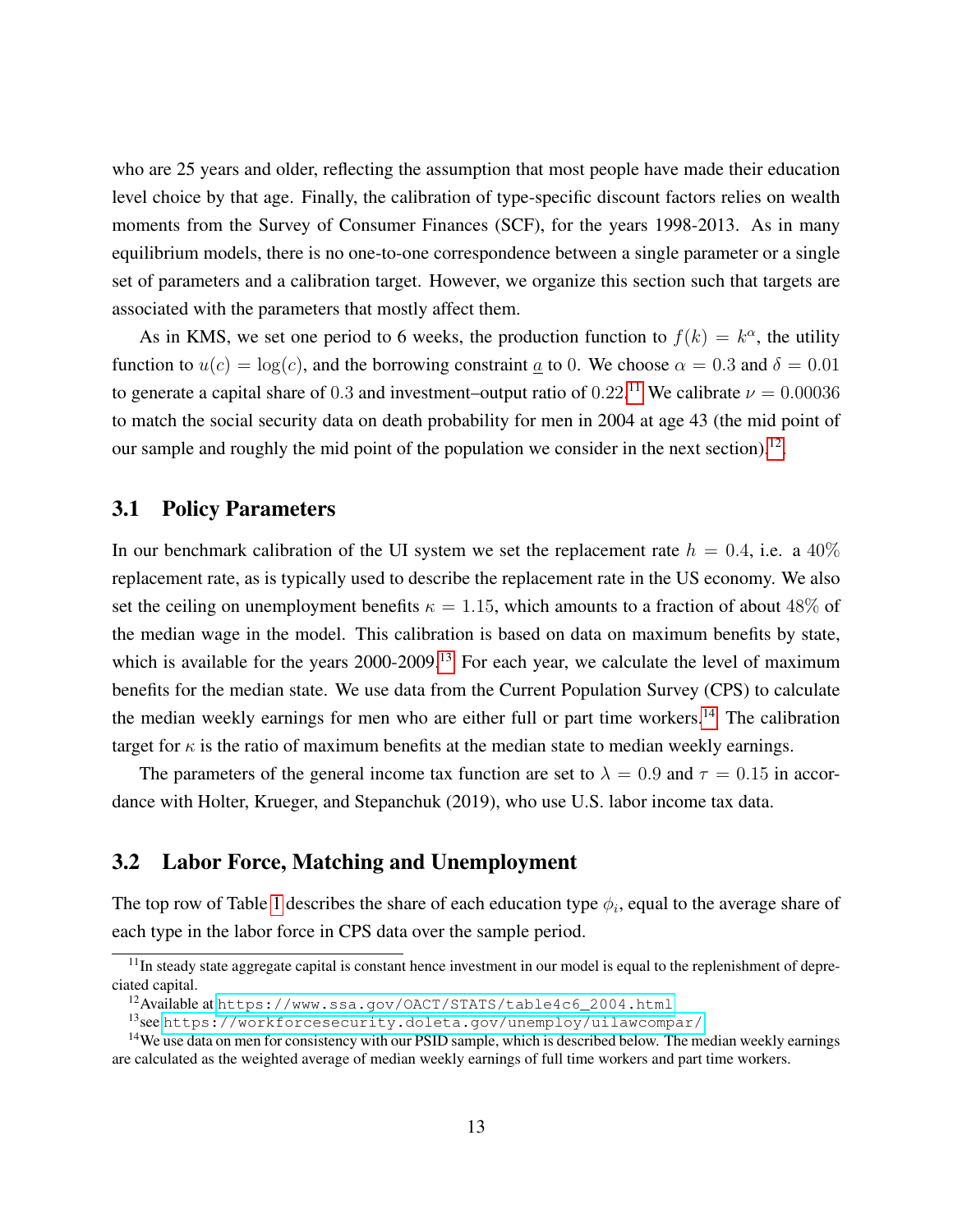who are 25 years and older, reflecting the assumption that most people have made their education level choice by that age. Finally, the calibration of type-specific discount factors relies on wealth moments from the Survey of Consumer Finances (SCF), for the years 1998-2013. As in many equilibrium models, there is no one-to-one correspondence between a single parameter or a single set of parameters and a calibration target. However, we organize this section such that targets are associated with the parameters that mostly affect them.

As in KMS, we set one period to 6 weeks, the production function to $f(k) = k^{\alpha}$, the utility function to $u(c) = \log(c)$, and the borrowing constraint $\underline{a}$ to 0. We choose $\alpha = 0.3$ and $\delta = 0.01$ to generate a capital share of 0.3 and investment–output ratio of 0.22.[11] We calibrate $\nu = 0.00036$ to match the social security data on death probability for men in 2004 at age 43 (the mid point of our sample and roughly the mid point of the population we consider in the next section)[12].

## 3.1 Policy Parameters

In our benchmark calibration of the UI system we set the replacement rate $h = 0.4$, i.e. a 40% replacement rate, as is typically used to describe the replacement rate in the US economy. We also set the ceiling on unemployment benefits $\kappa = 1.15$, which amounts to a fraction of about 48% of the median wage in the model. This calibration is based on data on maximum benefits by state, which is available for the years 2000-2009.[13] For each year, we calculate the level of maximum benefits for the median state. We use data from the Current Population Survey (CPS) to calculate the median weekly earnings for men who are either full or part time workers.[14] The calibration target for $\kappa$ is the ratio of maximum benefits at the median state to median weekly earnings.

The parameters of the general income tax function are set to $\lambda = 0.9$ and $\tau = 0.15$ in accordance with Holter, Krueger, and Stepanchuk (2019), who use U.S. labor income tax data.

## 3.2 Labor Force, Matching and Unemployment

The top row of Table 1 describes the share of each education type $\phi_i$, equal to the average share of each type in the labor force in CPS data over the sample period.

[11] In steady state aggregate capital is constant hence investment in our model is equal to the replenishment of depreciated capital.

[12] Available at https://www.ssa.gov/OACT/STATS/table4c6_2004.html

[13] see https://workforcesecurity.doleta.gov/unemploy/uilawcompar/

[14] We use data on men for consistency with our PSID sample, which is described below. The median weekly earnings are calculated as the weighted average of median weekly earnings of full time workers and part time workers.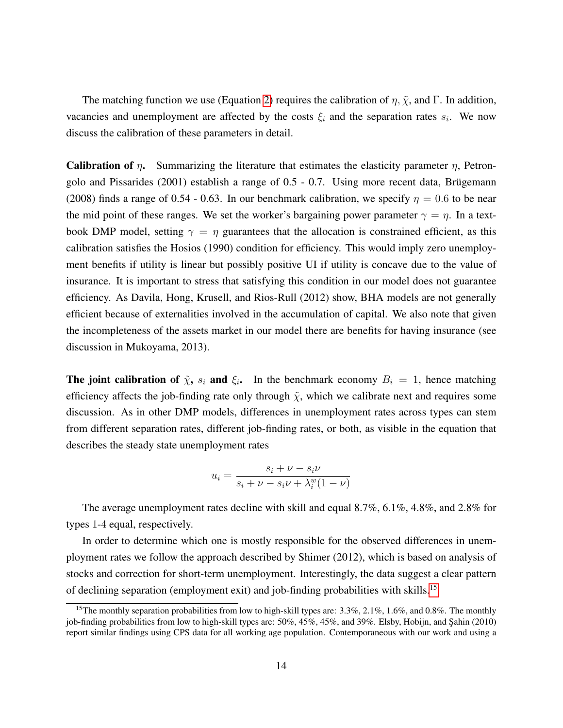The matching function we use (Equation 2) requires the calibration of $\eta, \tilde{\chi}$, and $\Gamma$. In addition, vacancies and unemployment are affected by the costs $\xi_i$ and the separation rates $s_i$. We now discuss the calibration of these parameters in detail.

**Calibration of $\eta$.** Summarizing the literature that estimates the elasticity parameter $\eta$, Petrongolo and Pissarides (2001) establish a range of 0.5 - 0.7. Using more recent data, Brügemann (2008) finds a range of 0.54 - 0.63. In our benchmark calibration, we specify $\eta = 0.6$ to be near the mid point of these ranges. We set the worker's bargaining power parameter $\gamma = \eta$. In a textbook DMP model, setting $\gamma = \eta$ guarantees that the allocation is constrained efficient, as this calibration satisfies the Hosios (1990) condition for efficiency. This would imply zero unemployment benefits if utility is linear but possibly positive UI if utility is concave due to the value of insurance. It is important to stress that satisfying this condition in our model does not guarantee efficiency. As Davila, Hong, Krusell, and Rios-Rull (2012) show, BHA models are not generally efficient because of externalities involved in the accumulation of capital. We also note that given the incompleteness of the assets market in our model there are benefits for having insurance (see discussion in Mukoyama, 2013).

**The joint calibration of $\tilde{\chi}$, $s_i$ and $\xi_i$.** In the benchmark economy $B_i = 1$, hence matching efficiency affects the job-finding rate only through $\tilde{\chi}$, which we calibrate next and requires some discussion. As in other DMP models, differences in unemployment rates across types can stem from different separation rates, different job-finding rates, or both, as visible in the equation that describes the steady state unemployment rates

$$u_i = \frac{s_i + \nu - s_i\nu}{s_i + \nu - s_i\nu + \lambda_i^w(1-\nu)}$$

The average unemployment rates decline with skill and equal 8.7%, 6.1%, 4.8%, and 2.8% for types 1-4 equal, respectively.

In order to determine which one is mostly responsible for the observed differences in unemployment rates we follow the approach described by Shimer (2012), which is based on analysis of stocks and correction for short-term unemployment. Interestingly, the data suggest a clear pattern of declining separation (employment exit) and job-finding probabilities with skills.[15]

[15] The monthly separation probabilities from low to high-skill types are: 3.3%, 2.1%, 1.6%, and 0.8%. The monthly job-finding probabilities from low to high-skill types are: 50%, 45%, 45%, and 39%. Elsby, Hobijn, and Şahin (2010) report similar findings using CPS data for all working age population. Contemporaneous with our work and using a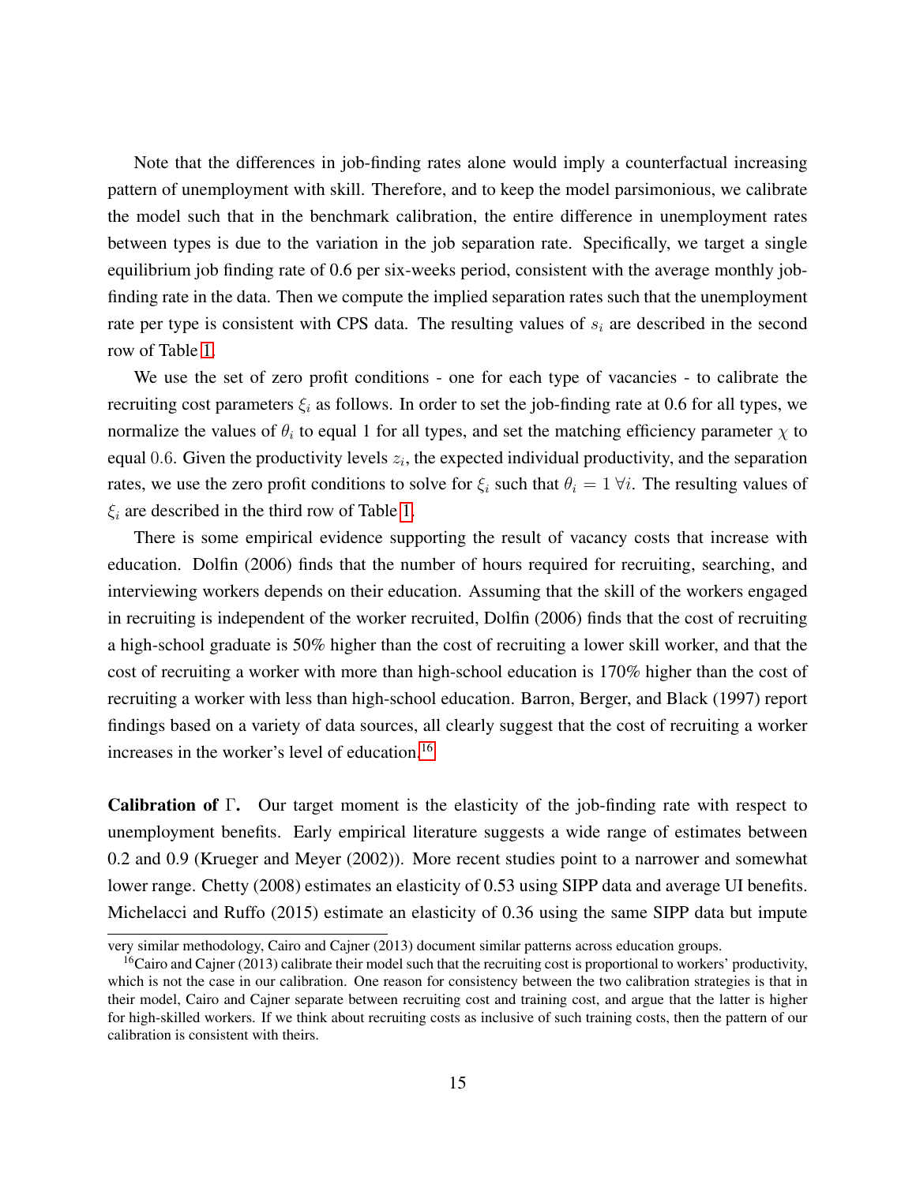Note that the differences in job-finding rates alone would imply a counterfactual increasing pattern of unemployment with skill. Therefore, and to keep the model parsimonious, we calibrate the model such that in the benchmark calibration, the entire difference in unemployment rates between types is due to the variation in the job separation rate. Specifically, we target a single equilibrium job finding rate of 0.6 per six-weeks period, consistent with the average monthly job-finding rate in the data. Then we compute the implied separation rates such that the unemployment rate per type is consistent with CPS data. The resulting values of $s_i$ are described in the second row of Table 1.

We use the set of zero profit conditions - one for each type of vacancies - to calibrate the recruiting cost parameters $\xi_i$ as follows. In order to set the job-finding rate at 0.6 for all types, we normalize the values of $\theta_i$ to equal 1 for all types, and set the matching efficiency parameter $\chi$ to equal $0.6$. Given the productivity levels $z_i$, the expected individual productivity, and the separation rates, we use the zero profit conditions to solve for $\xi_i$ such that $\theta_i = 1 \; \forall i$. The resulting values of $\xi_i$ are described in the third row of Table 1.

There is some empirical evidence supporting the result of vacancy costs that increase with education. Dolfin (2006) finds that the number of hours required for recruiting, searching, and interviewing workers depends on their education. Assuming that the skill of the workers engaged in recruiting is independent of the worker recruited, Dolfin (2006) finds that the cost of recruiting a high-school graduate is 50% higher than the cost of recruiting a lower skill worker, and that the cost of recruiting a worker with more than high-school education is 170% higher than the cost of recruiting a worker with less than high-school education. Barron, Berger, and Black (1997) report findings based on a variety of data sources, all clearly suggest that the cost of recruiting a worker increases in the worker's level of education.[16]

**Calibration of $\Gamma$.** Our target moment is the elasticity of the job-finding rate with respect to unemployment benefits. Early empirical literature suggests a wide range of estimates between 0.2 and 0.9 (Krueger and Meyer (2002)). More recent studies point to a narrower and somewhat lower range. Chetty (2008) estimates an elasticity of 0.53 using SIPP data and average UI benefits. Michelacci and Ruffo (2015) estimate an elasticity of 0.36 using the same SIPP data but impute

very similar methodology, Cairo and Cajner (2013) document similar patterns across education groups.

[16] Cairo and Cajner (2013) calibrate their model such that the recruiting cost is proportional to workers' productivity, which is not the case in our calibration. One reason for consistency between the two calibration strategies is that in their model, Cairo and Cajner separate between recruiting cost and training cost, and argue that the latter is higher for high-skilled workers. If we think about recruiting costs as inclusive of such training costs, then the pattern of our calibration is consistent with theirs.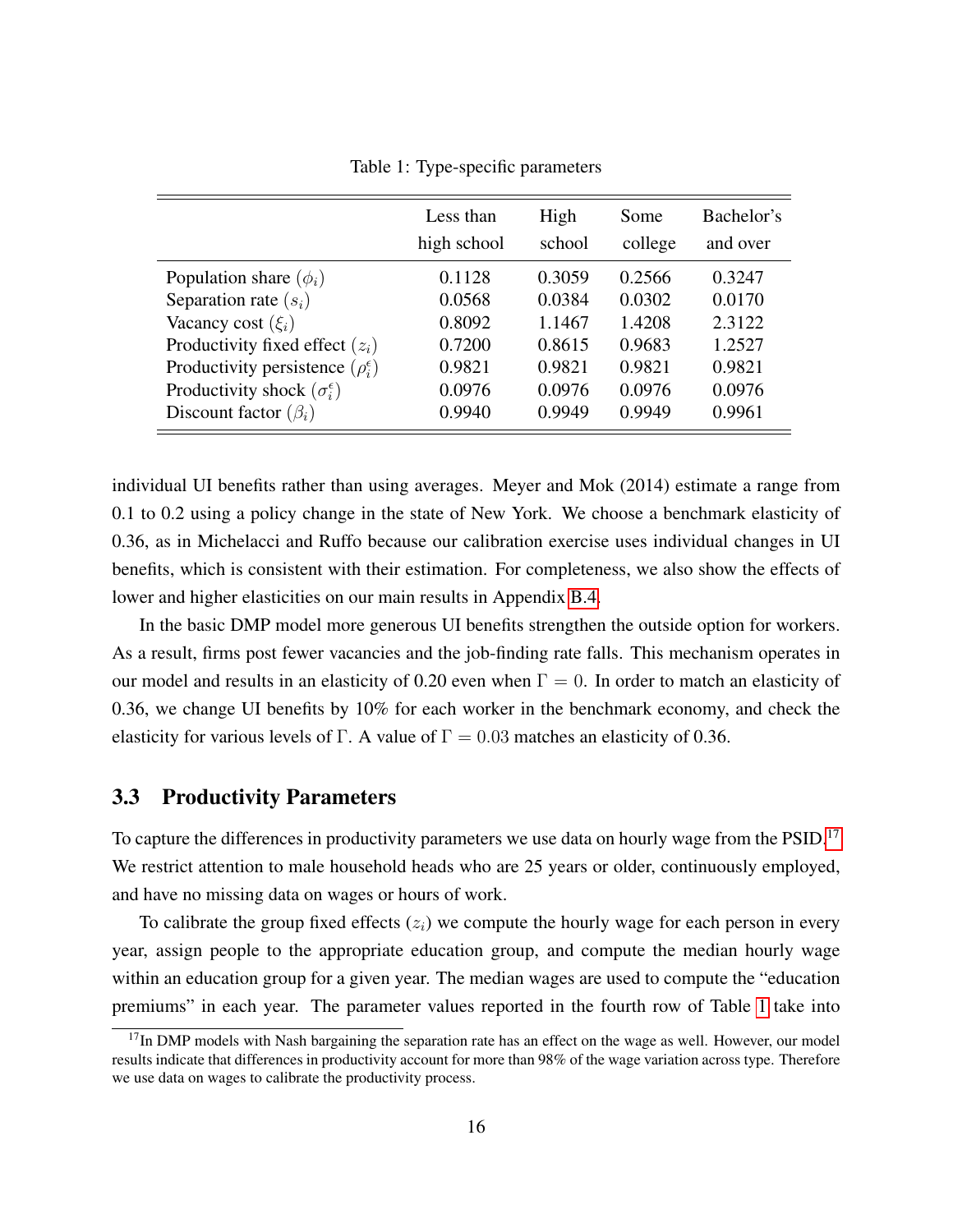Table 1: Type-specific parameters

| | Less than high school | High school | Some college | Bachelor's and over |
|---|---|---|---|---|
| Population share ($\phi_i$) | 0.1128 | 0.3059 | 0.2566 | 0.3247 |
| Separation rate ($s_i$) | 0.0568 | 0.0384 | 0.0302 | 0.0170 |
| Vacancy cost ($\xi_i$) | 0.8092 | 1.1467 | 1.4208 | 2.3122 |
| Productivity fixed effect ($z_i$) | 0.7200 | 0.8615 | 0.9683 | 1.2527 |
| Productivity persistence ($\rho_i^\epsilon$) | 0.9821 | 0.9821 | 0.9821 | 0.9821 |
| Productivity shock ($\sigma_i^\epsilon$) | 0.0976 | 0.0976 | 0.0976 | 0.0976 |
| Discount factor ($\beta_i$) | 0.9940 | 0.9949 | 0.9949 | 0.9961 |

individual UI benefits rather than using averages. Meyer and Mok (2014) estimate a range from 0.1 to 0.2 using a policy change in the state of New York. We choose a benchmark elasticity of 0.36, as in Michelacci and Ruffo because our calibration exercise uses individual changes in UI benefits, which is consistent with their estimation. For completeness, we also show the effects of lower and higher elasticities on our main results in Appendix B.4.

In the basic DMP model more generous UI benefits strengthen the outside option for workers. As a result, firms post fewer vacancies and the job-finding rate falls. This mechanism operates in our model and results in an elasticity of 0.20 even when $\Gamma = 0$. In order to match an elasticity of 0.36, we change UI benefits by 10% for each worker in the benchmark economy, and check the elasticity for various levels of $\Gamma$. A value of $\Gamma = 0.03$ matches an elasticity of 0.36.

### 3.3 Productivity Parameters

To capture the differences in productivity parameters we use data on hourly wage from the PSID.[17] We restrict attention to male household heads who are 25 years or older, continuously employed, and have no missing data on wages or hours of work.

To calibrate the group fixed effects ($z_i$) we compute the hourly wage for each person in every year, assign people to the appropriate education group, and compute the median hourly wage within an education group for a given year. The median wages are used to compute the "education premiums" in each year. The parameter values reported in the fourth row of Table 1 take into

[17] In DMP models with Nash bargaining the separation rate has an effect on the wage as well. However, our model results indicate that differences in productivity account for more than 98% of the wage variation across type. Therefore we use data on wages to calibrate the productivity process.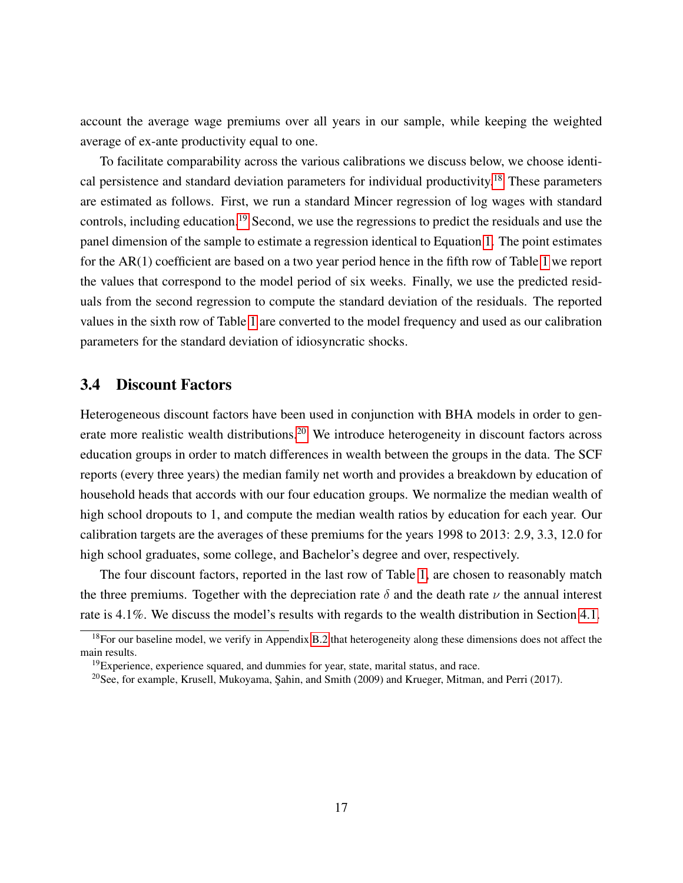account the average wage premiums over all years in our sample, while keeping the weighted average of ex-ante productivity equal to one.

To facilitate comparability across the various calibrations we discuss below, we choose identical persistence and standard deviation parameters for individual productivity.[18] These parameters are estimated as follows. First, we run a standard Mincer regression of log wages with standard controls, including education.[19] Second, we use the regressions to predict the residuals and use the panel dimension of the sample to estimate a regression identical to Equation 1. The point estimates for the AR(1) coefficient are based on a two year period hence in the fifth row of Table 1 we report the values that correspond to the model period of six weeks. Finally, we use the predicted residuals from the second regression to compute the standard deviation of the residuals. The reported values in the sixth row of Table 1 are converted to the model frequency and used as our calibration parameters for the standard deviation of idiosyncratic shocks.

## 3.4 Discount Factors

Heterogeneous discount factors have been used in conjunction with BHA models in order to generate more realistic wealth distributions.[20] We introduce heterogeneity in discount factors across education groups in order to match differences in wealth between the groups in the data. The SCF reports (every three years) the median family net worth and provides a breakdown by education of household heads that accords with our four education groups. We normalize the median wealth of high school dropouts to 1, and compute the median wealth ratios by education for each year. Our calibration targets are the averages of these premiums for the years 1998 to 2013: 2.9, 3.3, 12.0 for high school graduates, some college, and Bachelor's degree and over, respectively.

The four discount factors, reported in the last row of Table 1, are chosen to reasonably match the three premiums. Together with the depreciation rate $\delta$ and the death rate $\nu$ the annual interest rate is 4.1%. We discuss the model's results with regards to the wealth distribution in Section 4.1.

[18] For our baseline model, we verify in Appendix B.2 that heterogeneity along these dimensions does not affect the main results.

[19] Experience, experience squared, and dummies for year, state, marital status, and race.

[20] See, for example, Krusell, Mukoyama, Şahin, and Smith (2009) and Krueger, Mitman, and Perri (2017).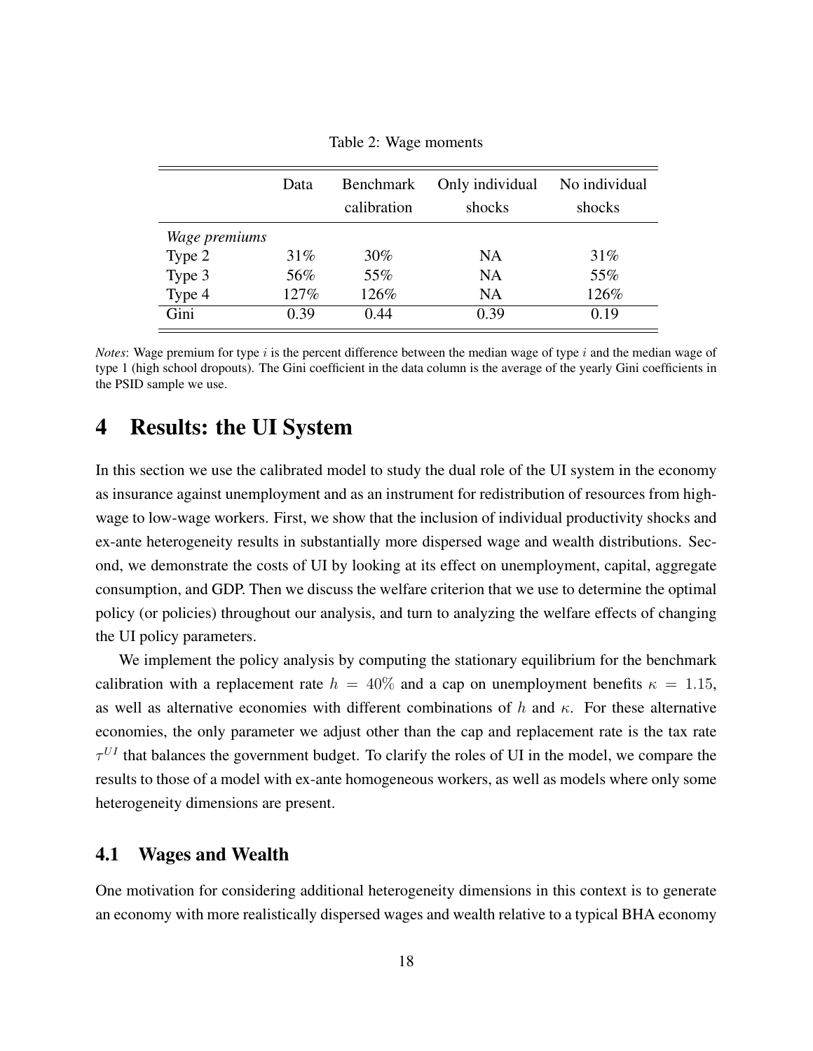Table 2: Wage moments

| | Data | Benchmark calibration | Only individual shocks | No individual shocks |
|---|---|---|---|---|
| *Wage premiums* | | | | |
| Type 2 | 31% | 30% | NA | 31% |
| Type 3 | 56% | 55% | NA | 55% |
| Type 4 | 127% | 126% | NA | 126% |
| Gini | 0.39 | 0.44 | 0.39 | 0.19 |

*Notes*: Wage premium for type $i$ is the percent difference between the median wage of type $i$ and the median wage of type 1 (high school dropouts). The Gini coefficient in the data column is the average of the yearly Gini coefficients in the PSID sample we use.

# 4 Results: the UI System

In this section we use the calibrated model to study the dual role of the UI system in the economy as insurance against unemployment and as an instrument for redistribution of resources from high-wage to low-wage workers. First, we show that the inclusion of individual productivity shocks and ex-ante heterogeneity results in substantially more dispersed wage and wealth distributions. Second, we demonstrate the costs of UI by looking at its effect on unemployment, capital, aggregate consumption, and GDP. Then we discuss the welfare criterion that we use to determine the optimal policy (or policies) throughout our analysis, and turn to analyzing the welfare effects of changing the UI policy parameters.

We implement the policy analysis by computing the stationary equilibrium for the benchmark calibration with a replacement rate $h = 40\%$ and a cap on unemployment benefits $\kappa = 1.15$, as well as alternative economies with different combinations of $h$ and $\kappa$. For these alternative economies, the only parameter we adjust other than the cap and replacement rate is the tax rate $\tau^{UI}$ that balances the government budget. To clarify the roles of UI in the model, we compare the results to those of a model with ex-ante homogeneous workers, as well as models where only some heterogeneity dimensions are present.

## 4.1 Wages and Wealth

One motivation for considering additional heterogeneity dimensions in this context is to generate an economy with more realistically dispersed wages and wealth relative to a typical BHA economy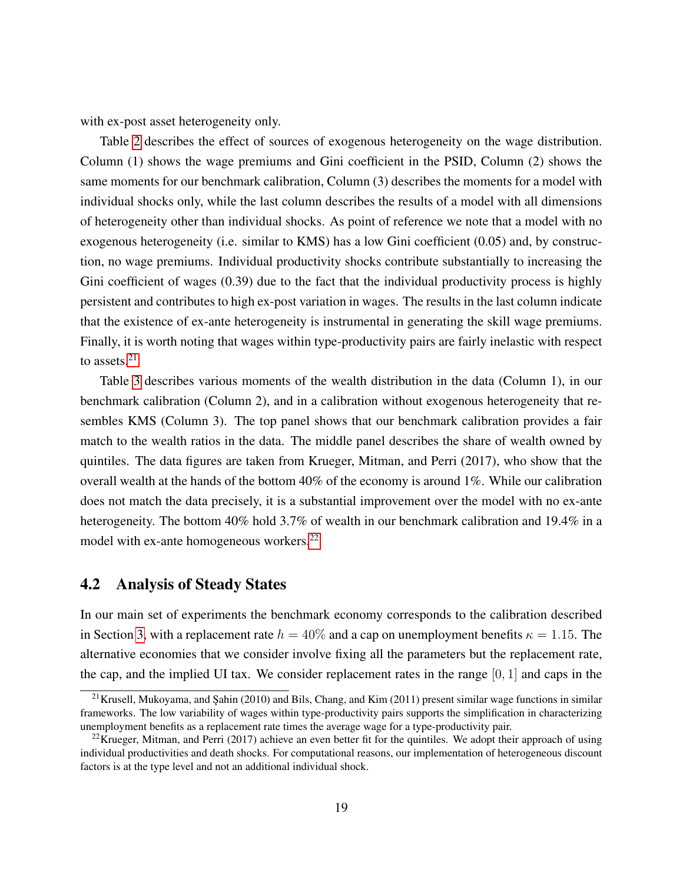with ex-post asset heterogeneity only.

Table 2 describes the effect of sources of exogenous heterogeneity on the wage distribution. Column (1) shows the wage premiums and Gini coefficient in the PSID, Column (2) shows the same moments for our benchmark calibration, Column (3) describes the moments for a model with individual shocks only, while the last column describes the results of a model with all dimensions of heterogeneity other than individual shocks. As point of reference we note that a model with no exogenous heterogeneity (i.e. similar to KMS) has a low Gini coefficient (0.05) and, by construction, no wage premiums. Individual productivity shocks contribute substantially to increasing the Gini coefficient of wages (0.39) due to the fact that the individual productivity process is highly persistent and contributes to high ex-post variation in wages. The results in the last column indicate that the existence of ex-ante heterogeneity is instrumental in generating the skill wage premiums. Finally, it is worth noting that wages within type-productivity pairs are fairly inelastic with respect to assets.[21]

Table 3 describes various moments of the wealth distribution in the data (Column 1), in our benchmark calibration (Column 2), and in a calibration without exogenous heterogeneity that resembles KMS (Column 3). The top panel shows that our benchmark calibration provides a fair match to the wealth ratios in the data. The middle panel describes the share of wealth owned by quintiles. The data figures are taken from Krueger, Mitman, and Perri (2017), who show that the overall wealth at the hands of the bottom 40% of the economy is around 1%. While our calibration does not match the data precisely, it is a substantial improvement over the model with no ex-ante heterogeneity. The bottom 40% hold 3.7% of wealth in our benchmark calibration and 19.4% in a model with ex-ante homogeneous workers.[22]

## 4.2 Analysis of Steady States

In our main set of experiments the benchmark economy corresponds to the calibration described in Section 3, with a replacement rate $h = 40\%$ and a cap on unemployment benefits $\kappa = 1.15$. The alternative economies that we consider involve fixing all the parameters but the replacement rate, the cap, and the implied UI tax. We consider replacement rates in the range $[0, 1]$ and caps in the

[21] Krusell, Mukoyama, and Şahin (2010) and Bils, Chang, and Kim (2011) present similar wage functions in similar frameworks. The low variability of wages within type-productivity pairs supports the simplification in characterizing unemployment benefits as a replacement rate times the average wage for a type-productivity pair.

[22] Krueger, Mitman, and Perri (2017) achieve an even better fit for the quintiles. We adopt their approach of using individual productivities and death shocks. For computational reasons, our implementation of heterogeneous discount factors is at the type level and not an additional individual shock.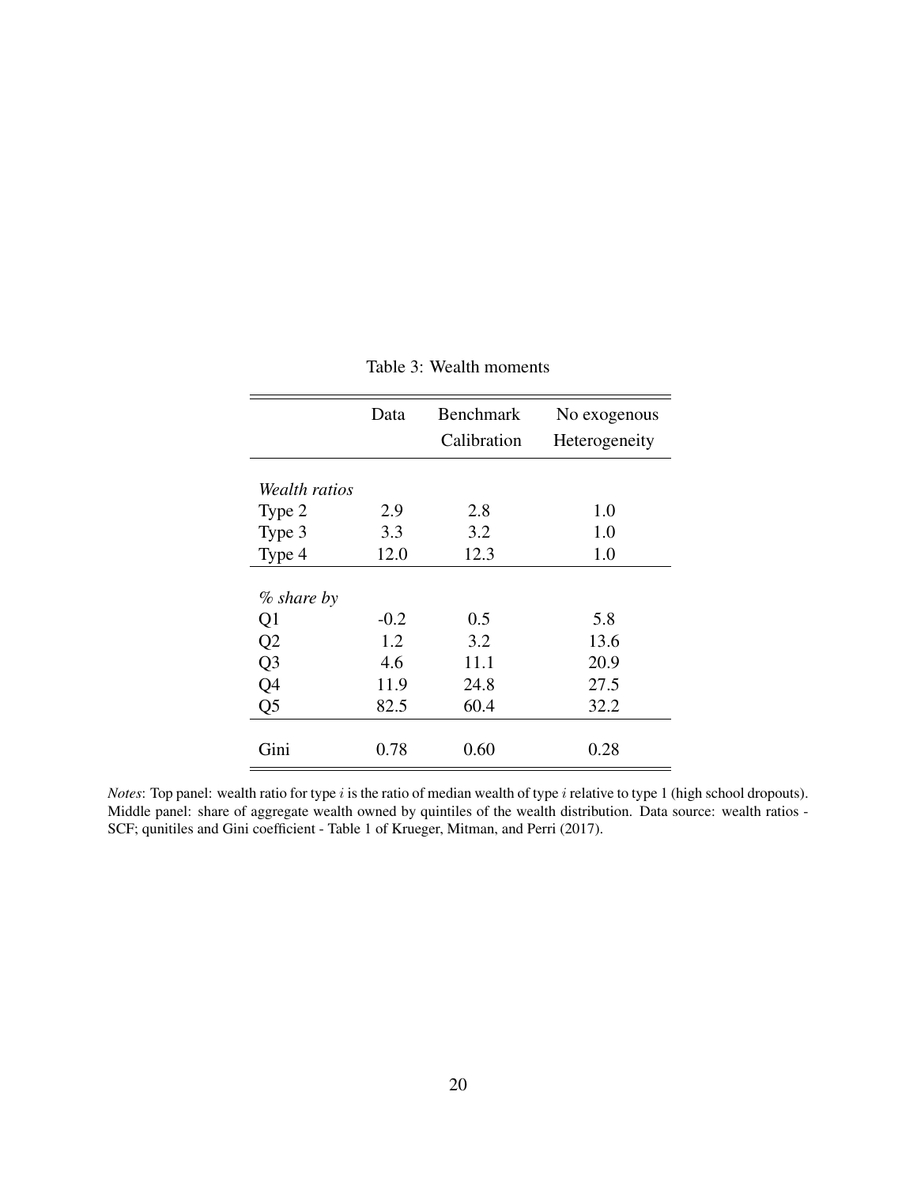Table 3: Wealth moments

| | Data | Benchmark Calibration | No exogenous Heterogeneity |
|---|---|---|---|
| *Wealth ratios* | | | |
| Type 2 | 2.9 | 2.8 | 1.0 |
| Type 3 | 3.3 | 3.2 | 1.0 |
| Type 4 | 12.0 | 12.3 | 1.0 |
| *% share by* | | | |
| Q1 | -0.2 | 0.5 | 5.8 |
| Q2 | 1.2 | 3.2 | 13.6 |
| Q3 | 4.6 | 11.1 | 20.9 |
| Q4 | 11.9 | 24.8 | 27.5 |
| Q5 | 82.5 | 60.4 | 32.2 |
| Gini | 0.78 | 0.60 | 0.28 |

*Notes*: Top panel: wealth ratio for type $i$ is the ratio of median wealth of type $i$ relative to type 1 (high school dropouts). Middle panel: share of aggregate wealth owned by quintiles of the wealth distribution. Data source: wealth ratios - SCF; qunitiles and Gini coefficient - Table 1 of Krueger, Mitman, and Perri (2017).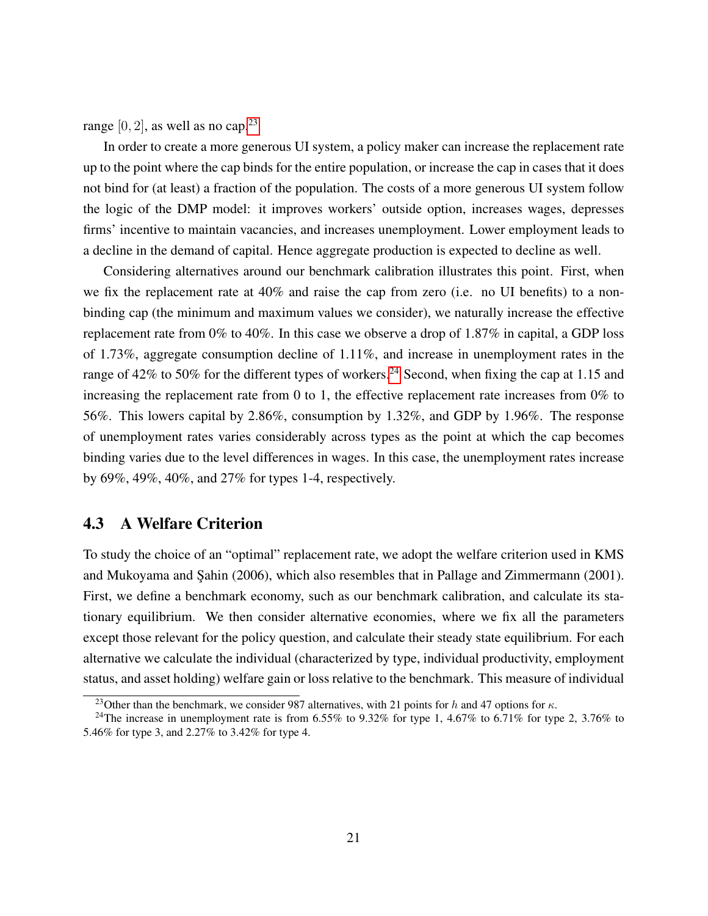range $[0, 2]$, as well as no cap.[23]

In order to create a more generous UI system, a policy maker can increase the replacement rate up to the point where the cap binds for the entire population, or increase the cap in cases that it does not bind for (at least) a fraction of the population. The costs of a more generous UI system follow the logic of the DMP model: it improves workers' outside option, increases wages, depresses firms' incentive to maintain vacancies, and increases unemployment. Lower employment leads to a decline in the demand of capital. Hence aggregate production is expected to decline as well.

Considering alternatives around our benchmark calibration illustrates this point. First, when we fix the replacement rate at 40% and raise the cap from zero (i.e. no UI benefits) to a non-binding cap (the minimum and maximum values we consider), we naturally increase the effective replacement rate from 0% to 40%. In this case we observe a drop of 1.87% in capital, a GDP loss of 1.73%, aggregate consumption decline of 1.11%, and increase in unemployment rates in the range of 42% to 50% for the different types of workers.[24] Second, when fixing the cap at 1.15 and increasing the replacement rate from 0 to 1, the effective replacement rate increases from 0% to 56%. This lowers capital by 2.86%, consumption by 1.32%, and GDP by 1.96%. The response of unemployment rates varies considerably across types as the point at which the cap becomes binding varies due to the level differences in wages. In this case, the unemployment rates increase by 69%, 49%, 40%, and 27% for types 1-4, respectively.

## 4.3 A Welfare Criterion

To study the choice of an "optimal" replacement rate, we adopt the welfare criterion used in KMS and Mukoyama and Şahin (2006), which also resembles that in Pallage and Zimmermann (2001). First, we define a benchmark economy, such as our benchmark calibration, and calculate its stationary equilibrium. We then consider alternative economies, where we fix all the parameters except those relevant for the policy question, and calculate their steady state equilibrium. For each alternative we calculate the individual (characterized by type, individual productivity, employment status, and asset holding) welfare gain or loss relative to the benchmark. This measure of individual

[23] Other than the benchmark, we consider 987 alternatives, with 21 points for $h$ and 47 options for $\kappa$.

[24] The increase in unemployment rate is from 6.55% to 9.32% for type 1, 4.67% to 6.71% for type 2, 3.76% to 5.46% for type 3, and 2.27% to 3.42% for type 4.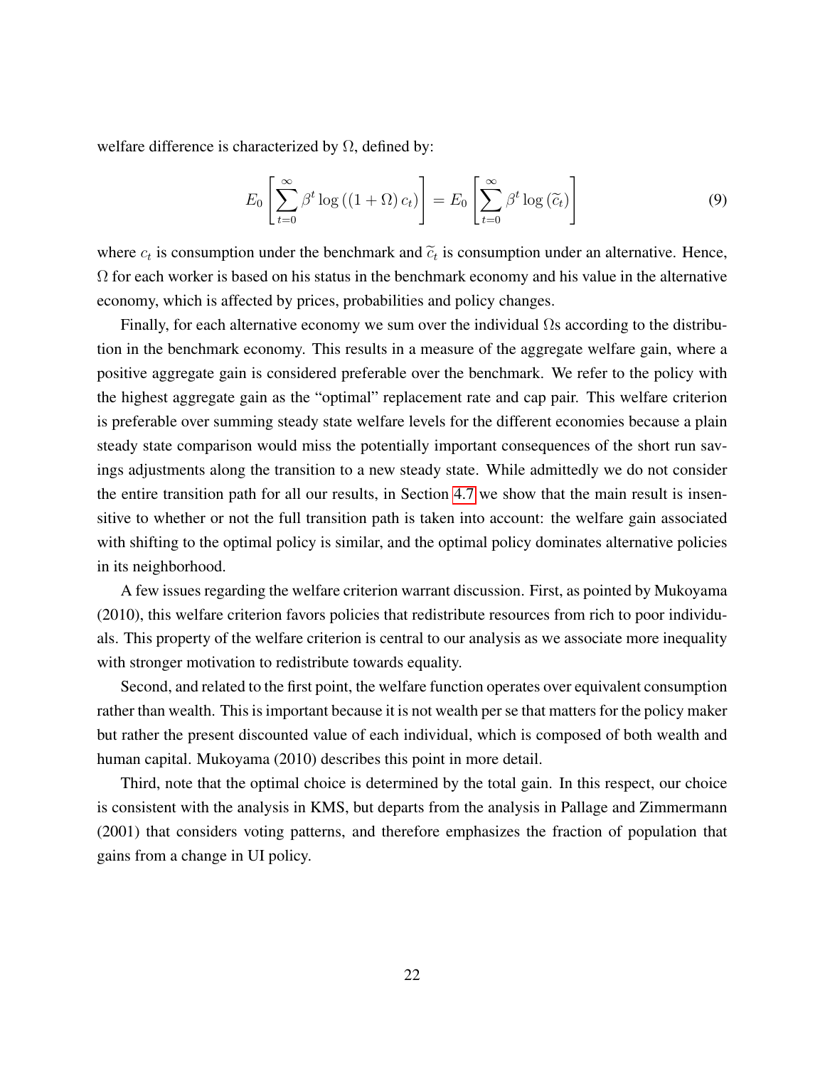welfare difference is characterized by $\Omega$, defined by:

$$E_0\left[\sum_{t=0}^{\infty}\beta^t \log\left(\left(1+\Omega\right)c_t\right)\right] = E_0\left[\sum_{t=0}^{\infty}\beta^t \log\left(\widetilde{c}_t\right)\right] \tag{9}$$

where $c_t$ is consumption under the benchmark and $\widetilde{c}_t$ is consumption under an alternative. Hence, $\Omega$ for each worker is based on his status in the benchmark economy and his value in the alternative economy, which is affected by prices, probabilities and policy changes.

Finally, for each alternative economy we sum over the individual $\Omega$s according to the distribution in the benchmark economy. This results in a measure of the aggregate welfare gain, where a positive aggregate gain is considered preferable over the benchmark. We refer to the policy with the highest aggregate gain as the "optimal" replacement rate and cap pair. This welfare criterion is preferable over summing steady state welfare levels for the different economies because a plain steady state comparison would miss the potentially important consequences of the short run savings adjustments along the transition to a new steady state. While admittedly we do not consider the entire transition path for all our results, in Section 4.7 we show that the main result is insensitive to whether or not the full transition path is taken into account: the welfare gain associated with shifting to the optimal policy is similar, and the optimal policy dominates alternative policies in its neighborhood.

A few issues regarding the welfare criterion warrant discussion. First, as pointed by Mukoyama (2010), this welfare criterion favors policies that redistribute resources from rich to poor individuals. This property of the welfare criterion is central to our analysis as we associate more inequality with stronger motivation to redistribute towards equality.

Second, and related to the first point, the welfare function operates over equivalent consumption rather than wealth. This is important because it is not wealth per se that matters for the policy maker but rather the present discounted value of each individual, which is composed of both wealth and human capital. Mukoyama (2010) describes this point in more detail.

Third, note that the optimal choice is determined by the total gain. In this respect, our choice is consistent with the analysis in KMS, but departs from the analysis in Pallage and Zimmermann (2001) that considers voting patterns, and therefore emphasizes the fraction of population that gains from a change in UI policy.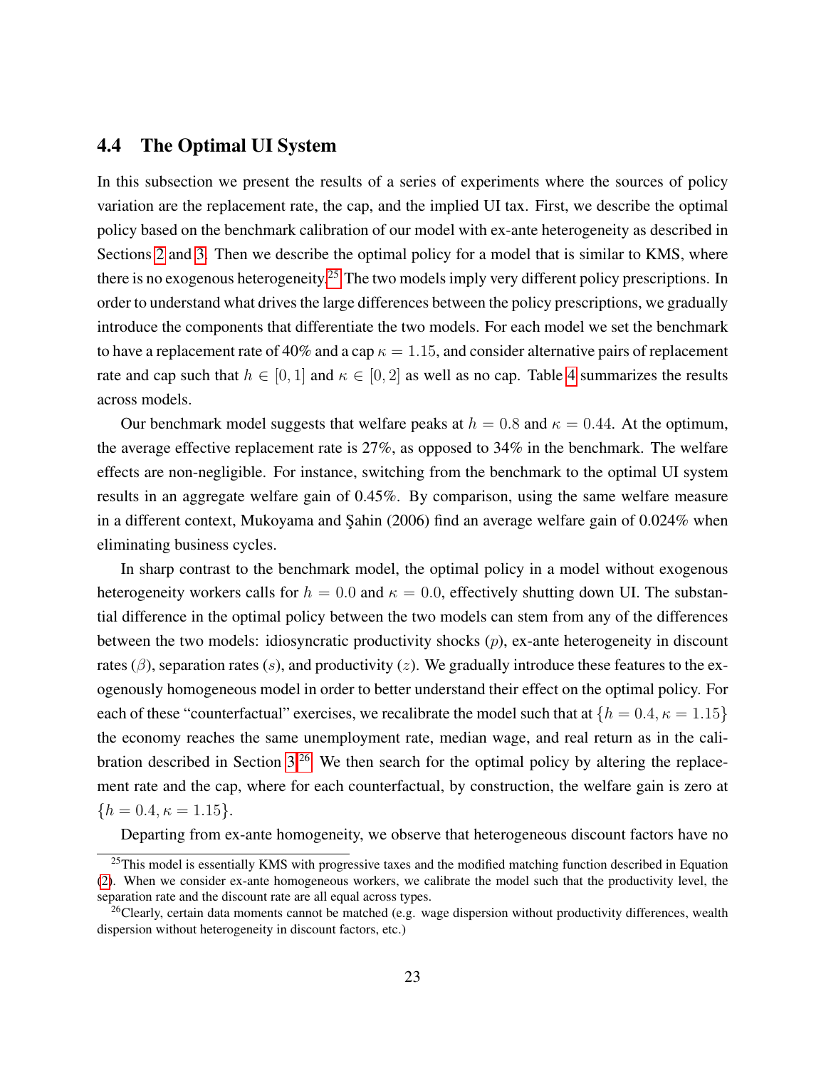### 4.4 The Optimal UI System

In this subsection we present the results of a series of experiments where the sources of policy variation are the replacement rate, the cap, and the implied UI tax. First, we describe the optimal policy based on the benchmark calibration of our model with ex-ante heterogeneity as described in Sections 2 and 3. Then we describe the optimal policy for a model that is similar to KMS, where there is no exogenous heterogeneity.[25] The two models imply very different policy prescriptions. In order to understand what drives the large differences between the policy prescriptions, we gradually introduce the components that differentiate the two models. For each model we set the benchmark to have a replacement rate of 40% and a cap $\kappa = 1.15$, and consider alternative pairs of replacement rate and cap such that $h \in [0, 1]$ and $\kappa \in [0, 2]$ as well as no cap. Table 4 summarizes the results across models.

Our benchmark model suggests that welfare peaks at $h = 0.8$ and $\kappa = 0.44$. At the optimum, the average effective replacement rate is 27%, as opposed to 34% in the benchmark. The welfare effects are non-negligible. For instance, switching from the benchmark to the optimal UI system results in an aggregate welfare gain of 0.45%. By comparison, using the same welfare measure in a different context, Mukoyama and Şahin (2006) find an average welfare gain of 0.024% when eliminating business cycles.

In sharp contrast to the benchmark model, the optimal policy in a model without exogenous heterogeneity workers calls for $h = 0.0$ and $\kappa = 0.0$, effectively shutting down UI. The substantial difference in the optimal policy between the two models can stem from any of the differences between the two models: idiosyncratic productivity shocks ($p$), ex-ante heterogeneity in discount rates ($\beta$), separation rates ($s$), and productivity ($z$). We gradually introduce these features to the exogenously homogeneous model in order to better understand their effect on the optimal policy. For each of these "counterfactual" exercises, we recalibrate the model such that at $\{h = 0.4, \kappa = 1.15\}$ the economy reaches the same unemployment rate, median wage, and real return as in the calibration described in Section 3.[26] We then search for the optimal policy by altering the replacement rate and the cap, where for each counterfactual, by construction, the welfare gain is zero at $\{h = 0.4, \kappa = 1.15\}$.

Departing from ex-ante homogeneity, we observe that heterogeneous discount factors have no

[25] This model is essentially KMS with progressive taxes and the modified matching function described in Equation (2). When we consider ex-ante homogeneous workers, we calibrate the model such that the productivity level, the separation rate and the discount rate are all equal across types.

[26] Clearly, certain data moments cannot be matched (e.g. wage dispersion without productivity differences, wealth dispersion without heterogeneity in discount factors, etc.)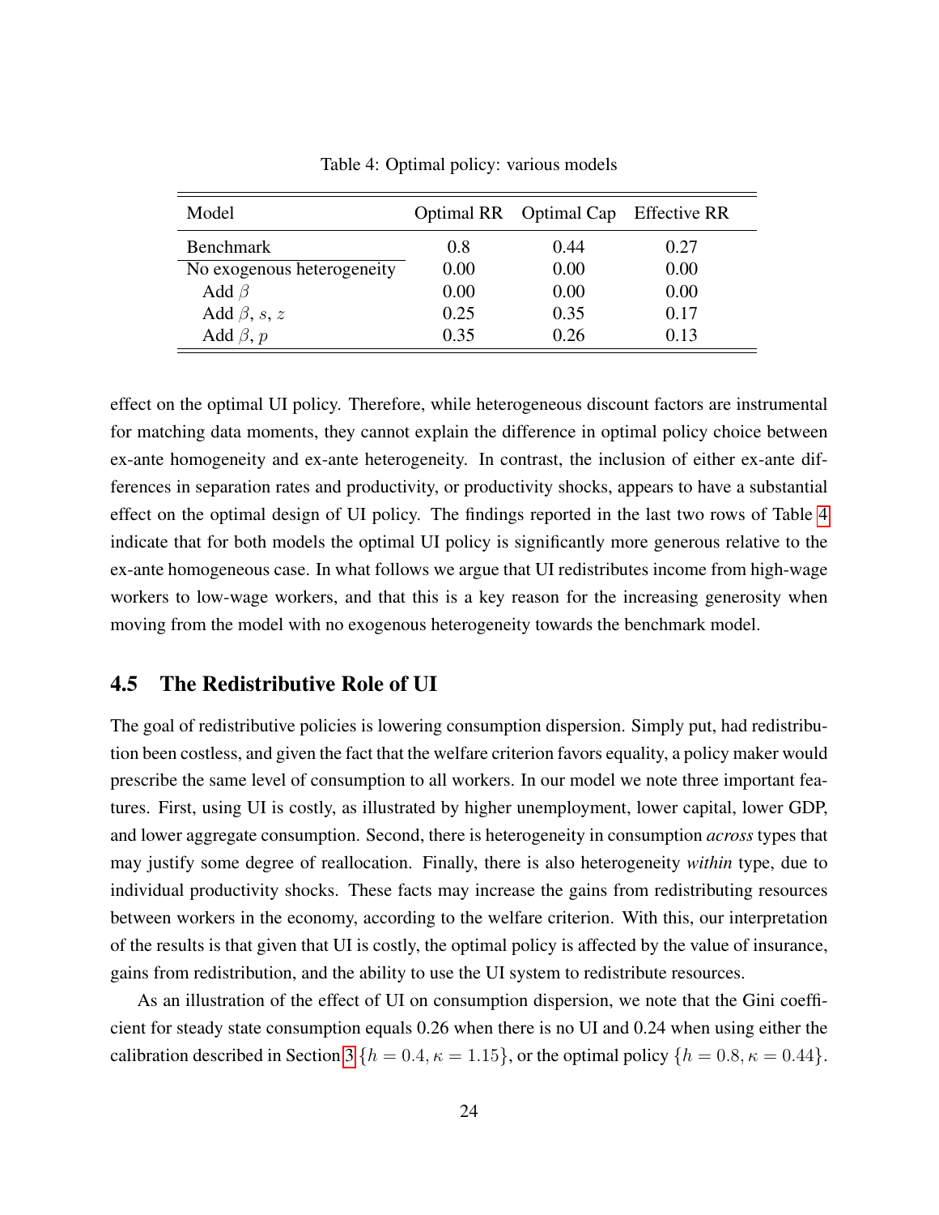Table 4: Optimal policy: various models

| Model | Optimal RR | Optimal Cap | Effective RR |
|---|---|---|---|
| Benchmark | 0.8 | 0.44 | 0.27 |
| No exogenous heterogeneity | 0.00 | 0.00 | 0.00 |
| Add $\beta$ | 0.00 | 0.00 | 0.00 |
| Add $\beta$, $s$, $z$ | 0.25 | 0.35 | 0.17 |
| Add $\beta$, $p$ | 0.35 | 0.26 | 0.13 |

effect on the optimal UI policy. Therefore, while heterogeneous discount factors are instrumental for matching data moments, they cannot explain the difference in optimal policy choice between ex-ante homogeneity and ex-ante heterogeneity. In contrast, the inclusion of either ex-ante differences in separation rates and productivity, or productivity shocks, appears to have a substantial effect on the optimal design of UI policy. The findings reported in the last two rows of Table 4 indicate that for both models the optimal UI policy is significantly more generous relative to the ex-ante homogeneous case. In what follows we argue that UI redistributes income from high-wage workers to low-wage workers, and that this is a key reason for the increasing generosity when moving from the model with no exogenous heterogeneity towards the benchmark model.

## 4.5 The Redistributive Role of UI

The goal of redistributive policies is lowering consumption dispersion. Simply put, had redistribution been costless, and given the fact that the welfare criterion favors equality, a policy maker would prescribe the same level of consumption to all workers. In our model we note three important features. First, using UI is costly, as illustrated by higher unemployment, lower capital, lower GDP, and lower aggregate consumption. Second, there is heterogeneity in consumption *across* types that may justify some degree of reallocation. Finally, there is also heterogeneity *within* type, due to individual productivity shocks. These facts may increase the gains from redistributing resources between workers in the economy, according to the welfare criterion. With this, our interpretation of the results is that given that UI is costly, the optimal policy is affected by the value of insurance, gains from redistribution, and the ability to use the UI system to redistribute resources.

As an illustration of the effect of UI on consumption dispersion, we note that the Gini coefficient for steady state consumption equals 0.26 when there is no UI and 0.24 when using either the calibration described in Section 3 $\{h = 0.4, \kappa = 1.15\}$, or the optimal policy $\{h = 0.8, \kappa = 0.44\}$.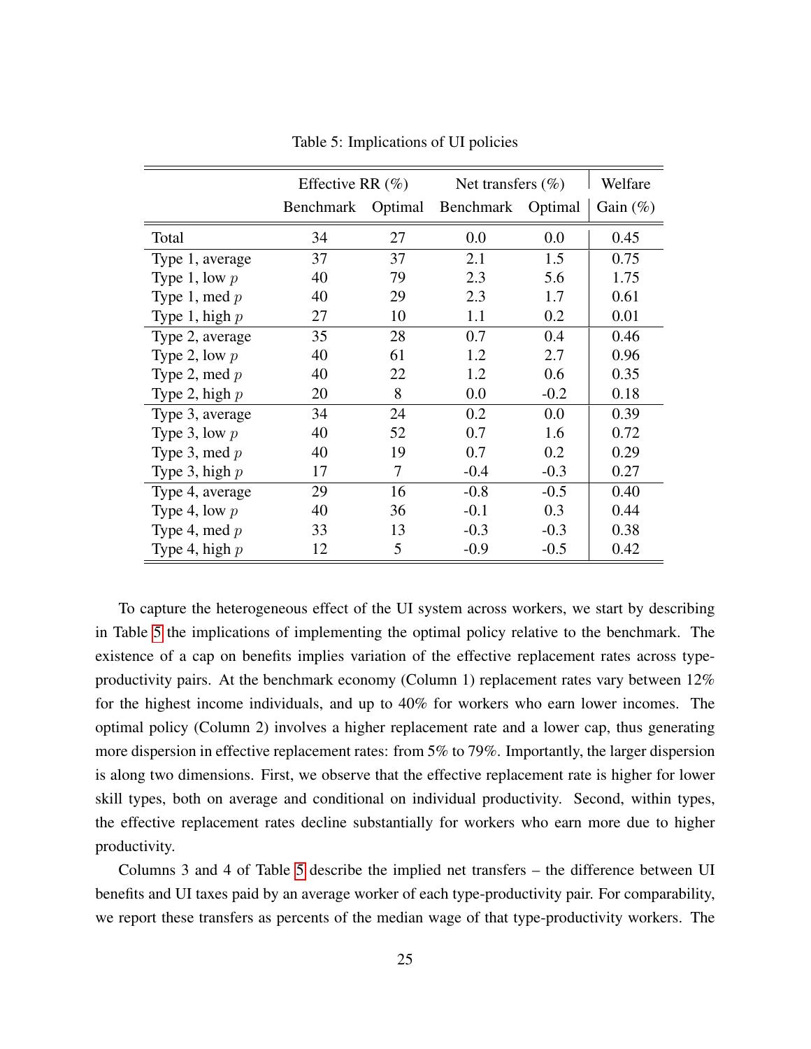Table 5: Implications of UI policies

| | Effective RR (%) | | Net transfers (%) | | Welfare |
|---|---|---|---|---|---|
| | Benchmark | Optimal | Benchmark | Optimal | Gain (%) |
| Total | 34 | 27 | 0.0 | 0.0 | 0.45 |
| Type 1, average | 37 | 37 | 2.1 | 1.5 | 0.75 |
| Type 1, low $p$ | 40 | 79 | 2.3 | 5.6 | 1.75 |
| Type 1, med $p$ | 40 | 29 | 2.3 | 1.7 | 0.61 |
| Type 1, high $p$ | 27 | 10 | 1.1 | 0.2 | 0.01 |
| Type 2, average | 35 | 28 | 0.7 | 0.4 | 0.46 |
| Type 2, low $p$ | 40 | 61 | 1.2 | 2.7 | 0.96 |
| Type 2, med $p$ | 40 | 22 | 1.2 | 0.6 | 0.35 |
| Type 2, high $p$ | 20 | 8 | 0.0 | -0.2 | 0.18 |
| Type 3, average | 34 | 24 | 0.2 | 0.0 | 0.39 |
| Type 3, low $p$ | 40 | 52 | 0.7 | 1.6 | 0.72 |
| Type 3, med $p$ | 40 | 19 | 0.7 | 0.2 | 0.29 |
| Type 3, high $p$ | 17 | 7 | -0.4 | -0.3 | 0.27 |
| Type 4, average | 29 | 16 | -0.8 | -0.5 | 0.40 |
| Type 4, low $p$ | 40 | 36 | -0.1 | 0.3 | 0.44 |
| Type 4, med $p$ | 33 | 13 | -0.3 | -0.3 | 0.38 |
| Type 4, high $p$ | 12 | 5 | -0.9 | -0.5 | 0.42 |

To capture the heterogeneous effect of the UI system across workers, we start by describing in Table 5 the implications of implementing the optimal policy relative to the benchmark. The existence of a cap on benefits implies variation of the effective replacement rates across type-productivity pairs. At the benchmark economy (Column 1) replacement rates vary between 12% for the highest income individuals, and up to 40% for workers who earn lower incomes. The optimal policy (Column 2) involves a higher replacement rate and a lower cap, thus generating more dispersion in effective replacement rates: from 5% to 79%. Importantly, the larger dispersion is along two dimensions. First, we observe that the effective replacement rate is higher for lower skill types, both on average and conditional on individual productivity. Second, within types, the effective replacement rates decline substantially for workers who earn more due to higher productivity.

Columns 3 and 4 of Table 5 describe the implied net transfers – the difference between UI benefits and UI taxes paid by an average worker of each type-productivity pair. For comparability, we report these transfers as percents of the median wage of that type-productivity workers. The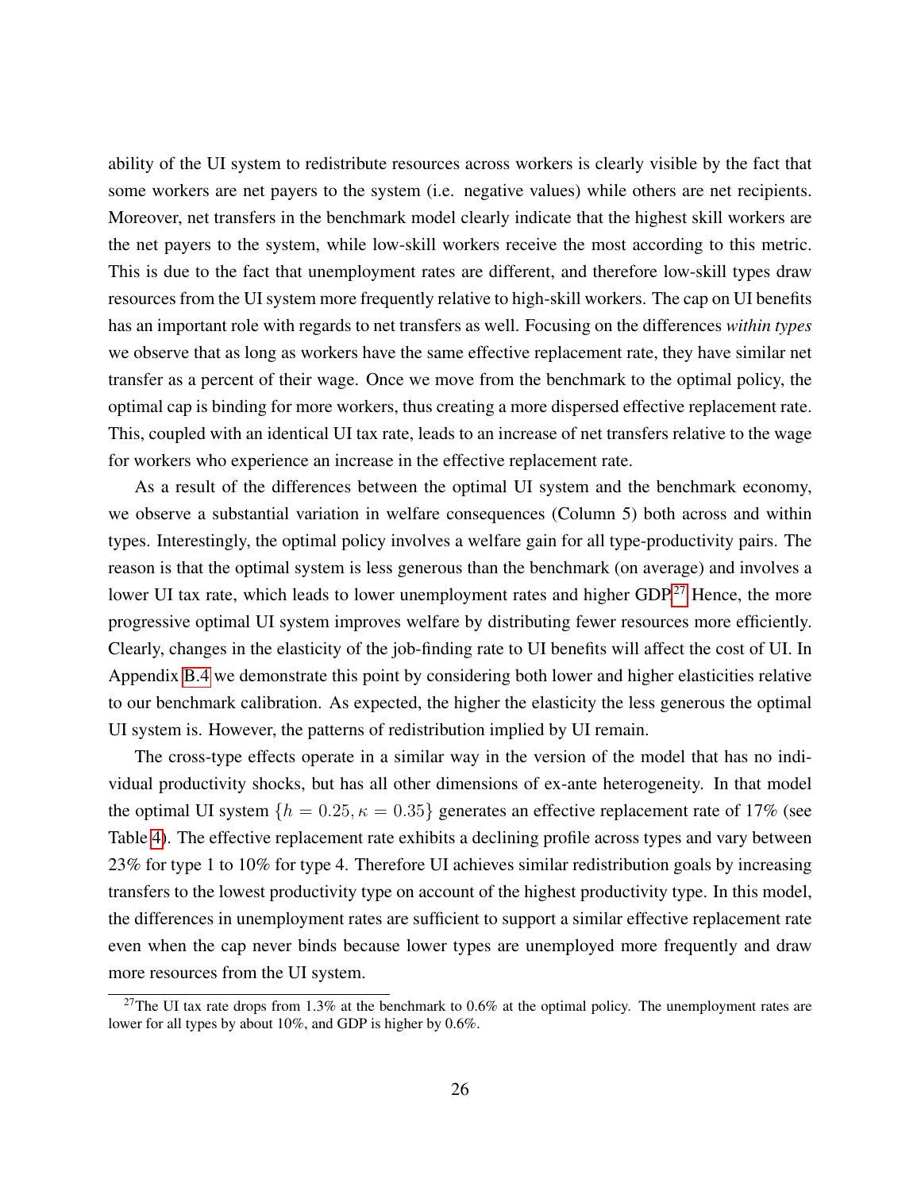ability of the UI system to redistribute resources across workers is clearly visible by the fact that some workers are net payers to the system (i.e. negative values) while others are net recipients. Moreover, net transfers in the benchmark model clearly indicate that the highest skill workers are the net payers to the system, while low-skill workers receive the most according to this metric. This is due to the fact that unemployment rates are different, and therefore low-skill types draw resources from the UI system more frequently relative to high-skill workers. The cap on UI benefits has an important role with regards to net transfers as well. Focusing on the differences *within types* we observe that as long as workers have the same effective replacement rate, they have similar net transfer as a percent of their wage. Once we move from the benchmark to the optimal policy, the optimal cap is binding for more workers, thus creating a more dispersed effective replacement rate. This, coupled with an identical UI tax rate, leads to an increase of net transfers relative to the wage for workers who experience an increase in the effective replacement rate.

As a result of the differences between the optimal UI system and the benchmark economy, we observe a substantial variation in welfare consequences (Column 5) both across and within types. Interestingly, the optimal policy involves a welfare gain for all type-productivity pairs. The reason is that the optimal system is less generous than the benchmark (on average) and involves a lower UI tax rate, which leads to lower unemployment rates and higher GDP.[27] Hence, the more progressive optimal UI system improves welfare by distributing fewer resources more efficiently. Clearly, changes in the elasticity of the job-finding rate to UI benefits will affect the cost of UI. In Appendix B.4 we demonstrate this point by considering both lower and higher elasticities relative to our benchmark calibration. As expected, the higher the elasticity the less generous the optimal UI system is. However, the patterns of redistribution implied by UI remain.

The cross-type effects operate in a similar way in the version of the model that has no individual productivity shocks, but has all other dimensions of ex-ante heterogeneity. In that model the optimal UI system $\{h = 0.25, \kappa = 0.35\}$ generates an effective replacement rate of 17% (see Table 4). The effective replacement rate exhibits a declining profile across types and vary between 23% for type 1 to 10% for type 4. Therefore UI achieves similar redistribution goals by increasing transfers to the lowest productivity type on account of the highest productivity type. In this model, the differences in unemployment rates are sufficient to support a similar effective replacement rate even when the cap never binds because lower types are unemployed more frequently and draw more resources from the UI system.

[27] The UI tax rate drops from 1.3% at the benchmark to 0.6% at the optimal policy. The unemployment rates are lower for all types by about 10%, and GDP is higher by 0.6%.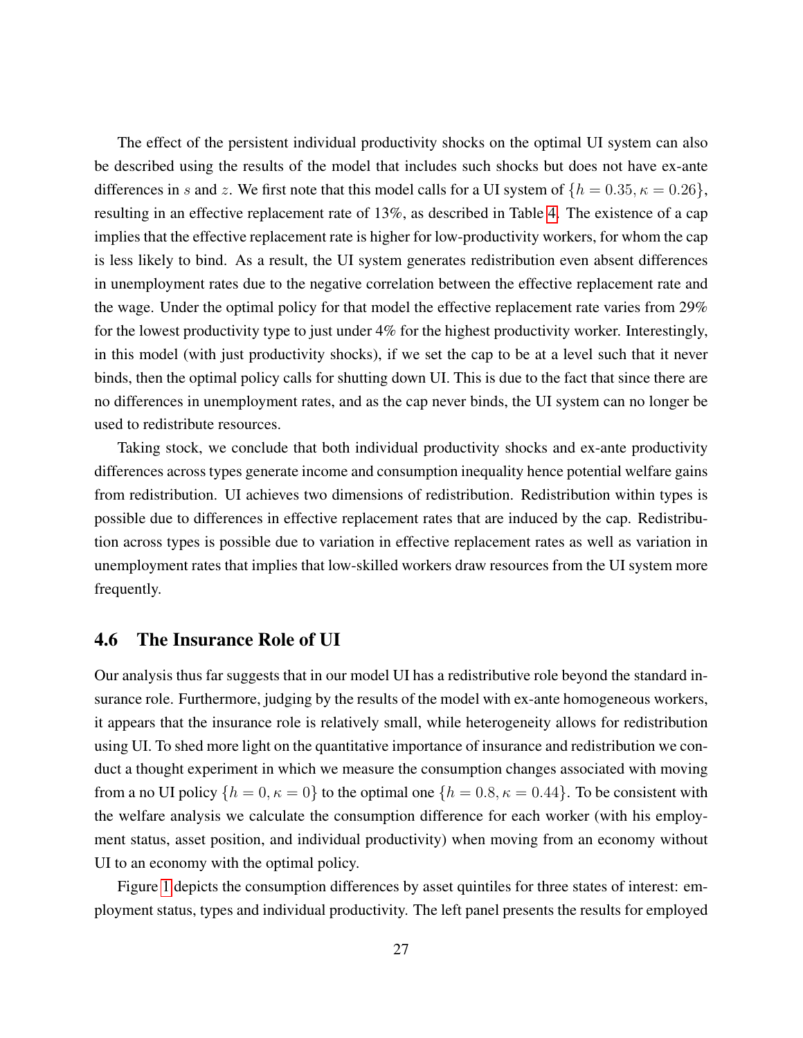The effect of the persistent individual productivity shocks on the optimal UI system can also be described using the results of the model that includes such shocks but does not have ex-ante differences in $s$ and $z$. We first note that this model calls for a UI system of $\{h = 0.35, \kappa = 0.26\}$, resulting in an effective replacement rate of 13%, as described in Table 4. The existence of a cap implies that the effective replacement rate is higher for low-productivity workers, for whom the cap is less likely to bind. As a result, the UI system generates redistribution even absent differences in unemployment rates due to the negative correlation between the effective replacement rate and the wage. Under the optimal policy for that model the effective replacement rate varies from 29% for the lowest productivity type to just under 4% for the highest productivity worker. Interestingly, in this model (with just productivity shocks), if we set the cap to be at a level such that it never binds, then the optimal policy calls for shutting down UI. This is due to the fact that since there are no differences in unemployment rates, and as the cap never binds, the UI system can no longer be used to redistribute resources.

Taking stock, we conclude that both individual productivity shocks and ex-ante productivity differences across types generate income and consumption inequality hence potential welfare gains from redistribution. UI achieves two dimensions of redistribution. Redistribution within types is possible due to differences in effective replacement rates that are induced by the cap. Redistribution across types is possible due to variation in effective replacement rates as well as variation in unemployment rates that implies that low-skilled workers draw resources from the UI system more frequently.

## 4.6 The Insurance Role of UI

Our analysis thus far suggests that in our model UI has a redistributive role beyond the standard insurance role. Furthermore, judging by the results of the model with ex-ante homogeneous workers, it appears that the insurance role is relatively small, while heterogeneity allows for redistribution using UI. To shed more light on the quantitative importance of insurance and redistribution we conduct a thought experiment in which we measure the consumption changes associated with moving from a no UI policy $\{h = 0, \kappa = 0\}$ to the optimal one $\{h = 0.8, \kappa = 0.44\}$. To be consistent with the welfare analysis we calculate the consumption difference for each worker (with his employment status, asset position, and individual productivity) when moving from an economy without UI to an economy with the optimal policy.

Figure 1 depicts the consumption differences by asset quintiles for three states of interest: employment status, types and individual productivity. The left panel presents the results for employed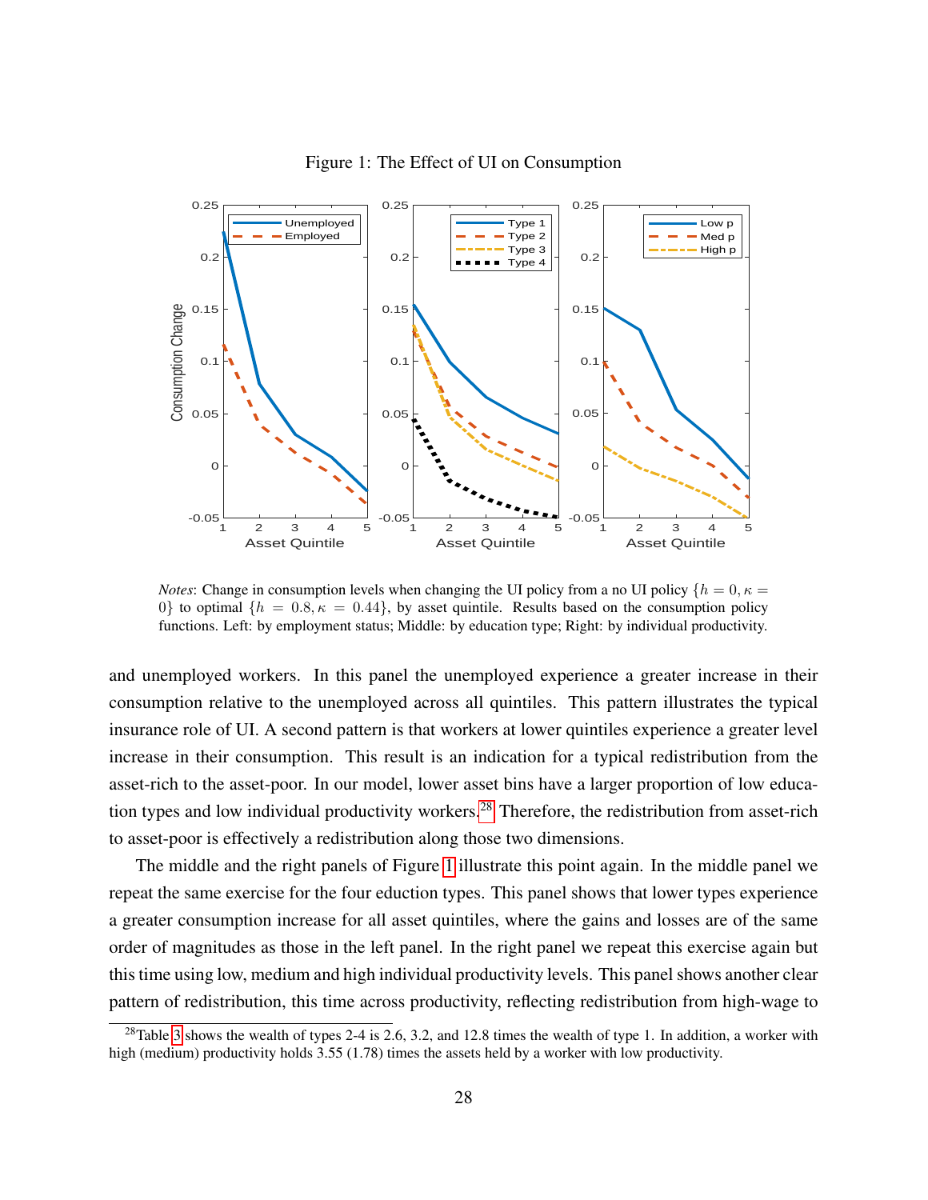Figure 1: The Effect of UI on Consumption

*Notes*: Change in consumption levels when changing the UI policy from a no UI policy $\{h = 0, \kappa = 0\}$ to optimal $\{h = 0.8, \kappa = 0.44\}$, by asset quintile. Results based on the consumption policy functions. Left: by employment status; Middle: by education type; Right: by individual productivity.

and unemployed workers. In this panel the unemployed experience a greater increase in their consumption relative to the unemployed across all quintiles. This pattern illustrates the typical insurance role of UI. A second pattern is that workers at lower quintiles experience a greater level increase in their consumption. This result is an indication for a typical redistribution from the asset-rich to the asset-poor. In our model, lower asset bins have a larger proportion of low education types and low individual productivity workers.[28] Therefore, the redistribution from asset-rich to asset-poor is effectively a redistribution along those two dimensions.

The middle and the right panels of Figure 1 illustrate this point again. In the middle panel we repeat the same exercise for the four eduction types. This panel shows that lower types experience a greater consumption increase for all asset quintiles, where the gains and losses are of the same order of magnitudes as those in the left panel. In the right panel we repeat this exercise again but this time using low, medium and high individual productivity levels. This panel shows another clear pattern of redistribution, this time across productivity, reflecting redistribution from high-wage to

[28] Table 3 shows the wealth of types 2-4 is 2.6, 3.2, and 12.8 times the wealth of type 1. In addition, a worker with high (medium) productivity holds 3.55 (1.78) times the assets held by a worker with low productivity.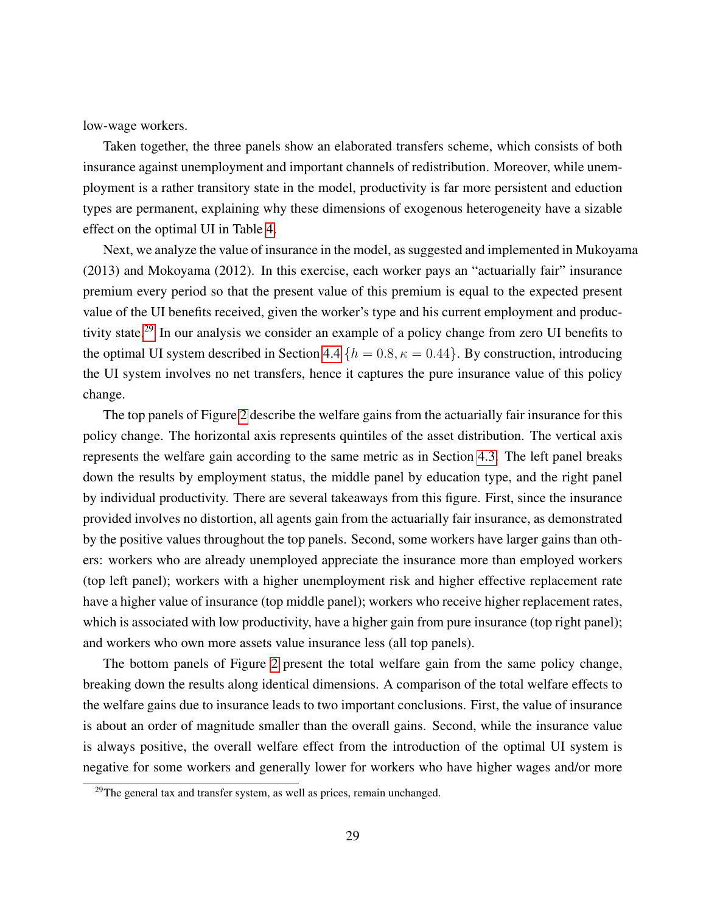low-wage workers.

Taken together, the three panels show an elaborated transfers scheme, which consists of both insurance against unemployment and important channels of redistribution. Moreover, while unemployment is a rather transitory state in the model, productivity is far more persistent and eduction types are permanent, explaining why these dimensions of exogenous heterogeneity have a sizable effect on the optimal UI in Table 4.

Next, we analyze the value of insurance in the model, as suggested and implemented in Mukoyama (2013) and Mokoyama (2012). In this exercise, each worker pays an "actuarially fair" insurance premium every period so that the present value of this premium is equal to the expected present value of the UI benefits received, given the worker's type and his current employment and productivity state.[29] In our analysis we consider an example of a policy change from zero UI benefits to the optimal UI system described in Section 4.4 $\{h = 0.8, \kappa = 0.44\}$. By construction, introducing the UI system involves no net transfers, hence it captures the pure insurance value of this policy change.

The top panels of Figure 2 describe the welfare gains from the actuarially fair insurance for this policy change. The horizontal axis represents quintiles of the asset distribution. The vertical axis represents the welfare gain according to the same metric as in Section 4.3. The left panel breaks down the results by employment status, the middle panel by education type, and the right panel by individual productivity. There are several takeaways from this figure. First, since the insurance provided involves no distortion, all agents gain from the actuarially fair insurance, as demonstrated by the positive values throughout the top panels. Second, some workers have larger gains than others: workers who are already unemployed appreciate the insurance more than employed workers (top left panel); workers with a higher unemployment risk and higher effective replacement rate have a higher value of insurance (top middle panel); workers who receive higher replacement rates, which is associated with low productivity, have a higher gain from pure insurance (top right panel); and workers who own more assets value insurance less (all top panels).

The bottom panels of Figure 2 present the total welfare gain from the same policy change, breaking down the results along identical dimensions. A comparison of the total welfare effects to the welfare gains due to insurance leads to two important conclusions. First, the value of insurance is about an order of magnitude smaller than the overall gains. Second, while the insurance value is always positive, the overall welfare effect from the introduction of the optimal UI system is negative for some workers and generally lower for workers who have higher wages and/or more

[29]The general tax and transfer system, as well as prices, remain unchanged.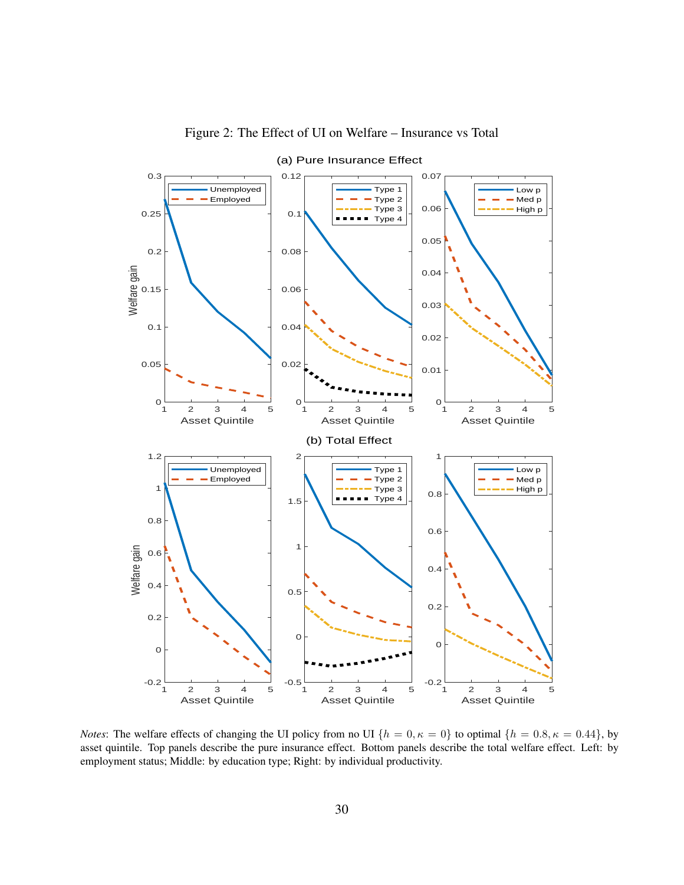Figure 2: The Effect of UI on Welfare – Insurance vs Total

*Notes*: The welfare effects of changing the UI policy from no UI $\{h = 0, \kappa = 0\}$ to optimal $\{h = 0.8, \kappa = 0.44\}$, by asset quintile. Top panels describe the pure insurance effect. Bottom panels describe the total welfare effect. Left: by employment status; Middle: by education type; Right: by individual productivity.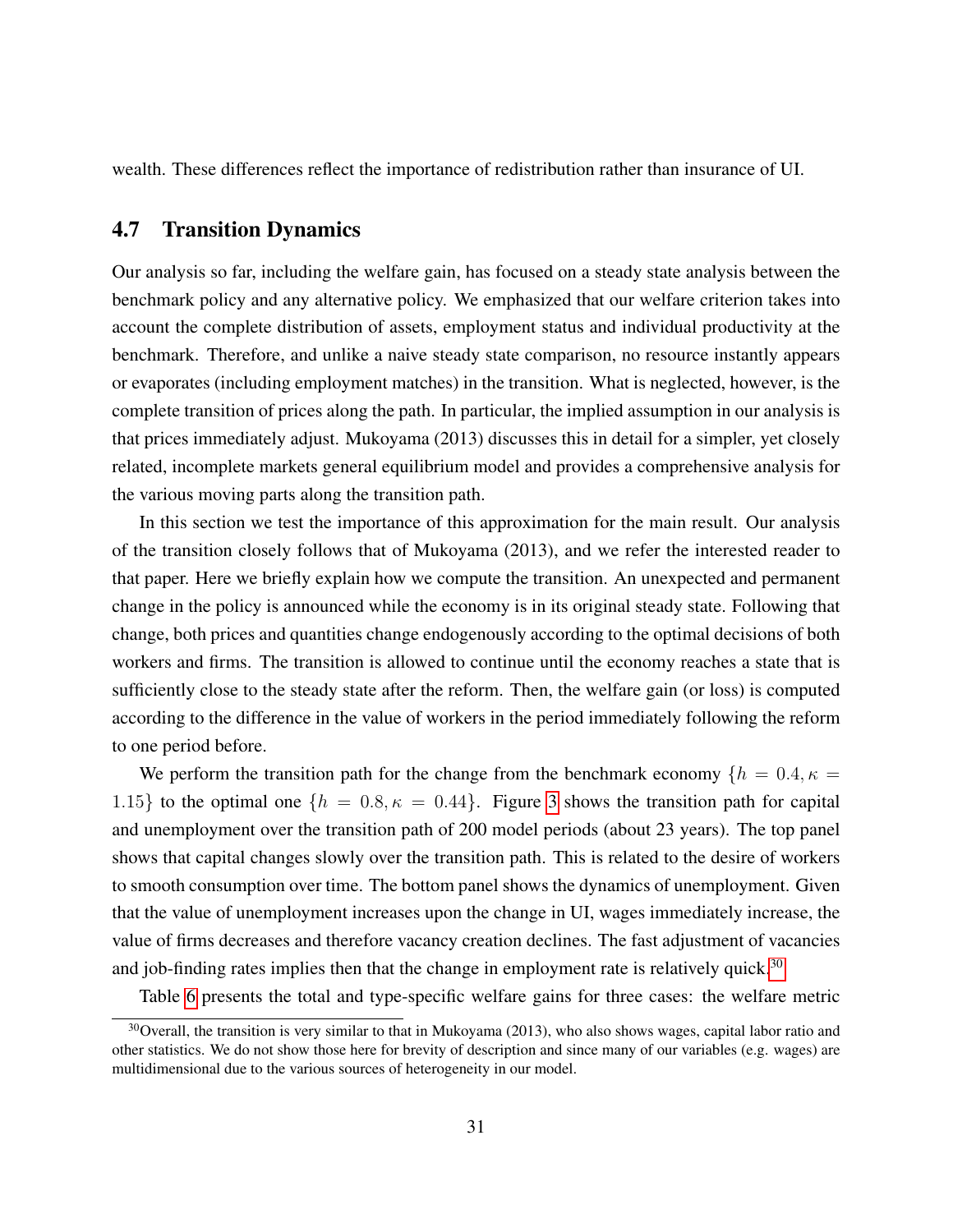wealth. These differences reflect the importance of redistribution rather than insurance of UI.

## 4.7 Transition Dynamics

Our analysis so far, including the welfare gain, has focused on a steady state analysis between the benchmark policy and any alternative policy. We emphasized that our welfare criterion takes into account the complete distribution of assets, employment status and individual productivity at the benchmark. Therefore, and unlike a naive steady state comparison, no resource instantly appears or evaporates (including employment matches) in the transition. What is neglected, however, is the complete transition of prices along the path. In particular, the implied assumption in our analysis is that prices immediately adjust. Mukoyama (2013) discusses this in detail for a simpler, yet closely related, incomplete markets general equilibrium model and provides a comprehensive analysis for the various moving parts along the transition path.

In this section we test the importance of this approximation for the main result. Our analysis of the transition closely follows that of Mukoyama (2013), and we refer the interested reader to that paper. Here we briefly explain how we compute the transition. An unexpected and permanent change in the policy is announced while the economy is in its original steady state. Following that change, both prices and quantities change endogenously according to the optimal decisions of both workers and firms. The transition is allowed to continue until the economy reaches a state that is sufficiently close to the steady state after the reform. Then, the welfare gain (or loss) is computed according to the difference in the value of workers in the period immediately following the reform to one period before.

We perform the transition path for the change from the benchmark economy $\{h = 0.4, \kappa = 1.15\}$ to the optimal one $\{h = 0.8, \kappa = 0.44\}$. Figure 3 shows the transition path for capital and unemployment over the transition path of 200 model periods (about 23 years). The top panel shows that capital changes slowly over the transition path. This is related to the desire of workers to smooth consumption over time. The bottom panel shows the dynamics of unemployment. Given that the value of unemployment increases upon the change in UI, wages immediately increase, the value of firms decreases and therefore vacancy creation declines. The fast adjustment of vacancies and job-finding rates implies then that the change in employment rate is relatively quick.[30]

Table 6 presents the total and type-specific welfare gains for three cases: the welfare metric

[30] Overall, the transition is very similar to that in Mukoyama (2013), who also shows wages, capital labor ratio and other statistics. We do not show those here for brevity of description and since many of our variables (e.g. wages) are multidimensional due to the various sources of heterogeneity in our model.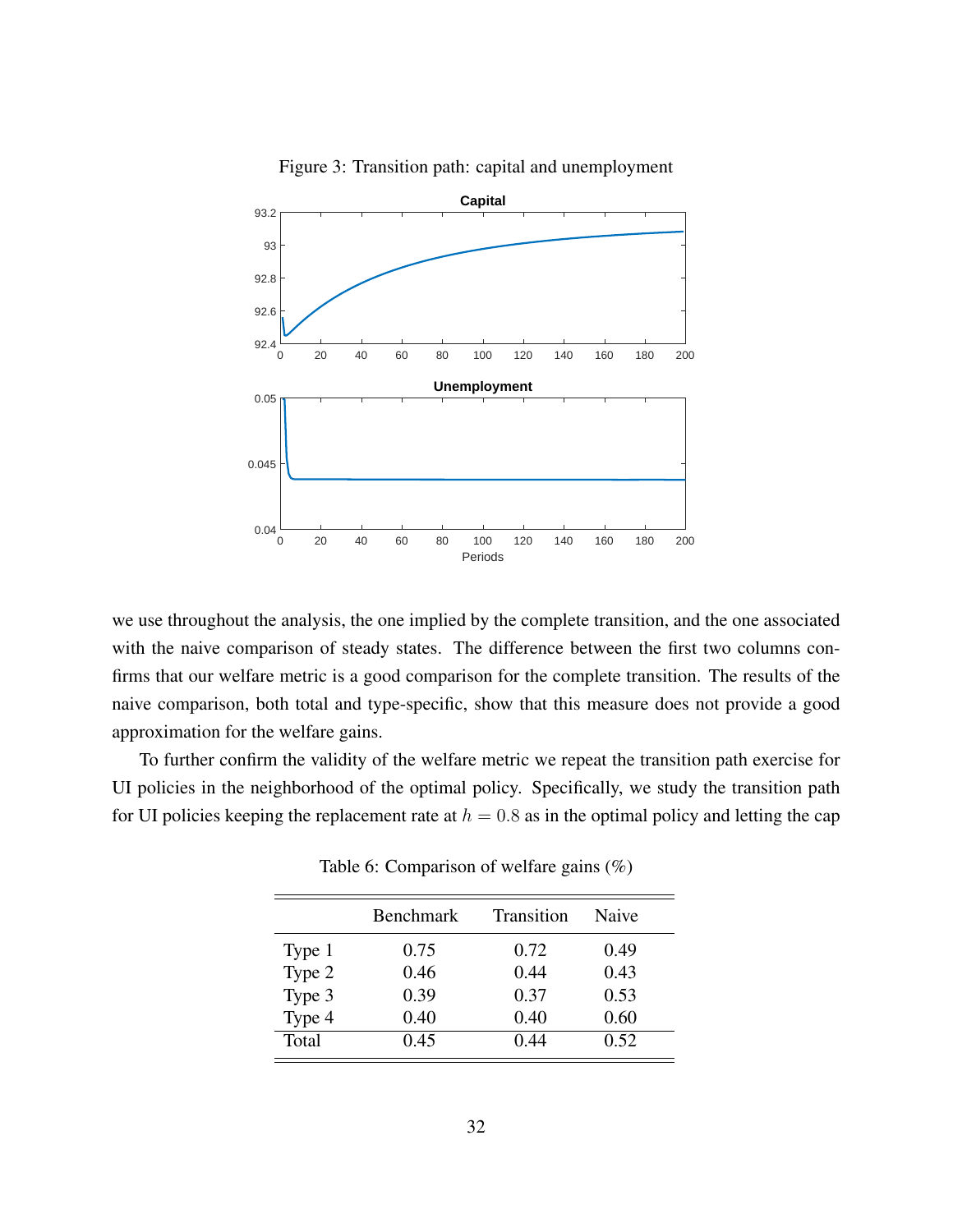Figure 3: Transition path: capital and unemployment

we use throughout the analysis, the one implied by the complete transition, and the one associated with the naive comparison of steady states. The difference between the first two columns confirms that our welfare metric is a good comparison for the complete transition. The results of the naive comparison, both total and type-specific, show that this measure does not provide a good approximation for the welfare gains.

To further confirm the validity of the welfare metric we repeat the transition path exercise for UI policies in the neighborhood of the optimal policy. Specifically, we study the transition path for UI policies keeping the replacement rate at $h = 0.8$ as in the optimal policy and letting the cap

Table 6: Comparison of welfare gains (%)

| | Benchmark | Transition | Naive |
|---|---|---|---|
| Type 1 | 0.75 | 0.72 | 0.49 |
| Type 2 | 0.46 | 0.44 | 0.43 |
| Type 3 | 0.39 | 0.37 | 0.53 |
| Type 4 | 0.40 | 0.40 | 0.60 |
| Total | 0.45 | 0.44 | 0.52 |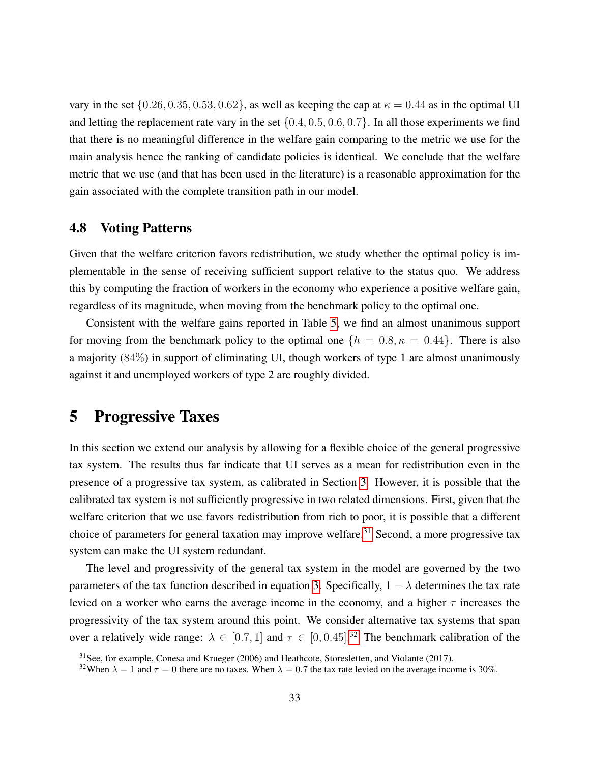vary in the set $\{0.26, 0.35, 0.53, 0.62\}$, as well as keeping the cap at $\kappa = 0.44$ as in the optimal UI and letting the replacement rate vary in the set $\{0.4, 0.5, 0.6, 0.7\}$. In all those experiments we find that there is no meaningful difference in the welfare gain comparing to the metric we use for the main analysis hence the ranking of candidate policies is identical. We conclude that the welfare metric that we use (and that has been used in the literature) is a reasonable approximation for the gain associated with the complete transition path in our model.

### 4.8 Voting Patterns

Given that the welfare criterion favors redistribution, we study whether the optimal policy is implementable in the sense of receiving sufficient support relative to the status quo. We address this by computing the fraction of workers in the economy who experience a positive welfare gain, regardless of its magnitude, when moving from the benchmark policy to the optimal one.

Consistent with the welfare gains reported in Table 5, we find an almost unanimous support for moving from the benchmark policy to the optimal one $\{h = 0.8, \kappa = 0.44\}$. There is also a majority ($84\%$) in support of eliminating UI, though workers of type 1 are almost unanimously against it and unemployed workers of type 2 are roughly divided.

## 5 Progressive Taxes

In this section we extend our analysis by allowing for a flexible choice of the general progressive tax system. The results thus far indicate that UI serves as a mean for redistribution even in the presence of a progressive tax system, as calibrated in Section 3. However, it is possible that the calibrated tax system is not sufficiently progressive in two related dimensions. First, given that the welfare criterion that we use favors redistribution from rich to poor, it is possible that a different choice of parameters for general taxation may improve welfare.[31] Second, a more progressive tax system can make the UI system redundant.

The level and progressivity of the general tax system in the model are governed by the two parameters of the tax function described in equation 3. Specifically, $1 - \lambda$ determines the tax rate levied on a worker who earns the average income in the economy, and a higher $\tau$ increases the progressivity of the tax system around this point. We consider alternative tax systems that span over a relatively wide range: $\lambda \in [0.7, 1]$ and $\tau \in [0, 0.45]$.[32] The benchmark calibration of the

[31] See, for example, Conesa and Krueger (2006) and Heathcote, Storesletten, and Violante (2017).

[32] When $\lambda = 1$ and $\tau = 0$ there are no taxes. When $\lambda = 0.7$ the tax rate levied on the average income is 30%.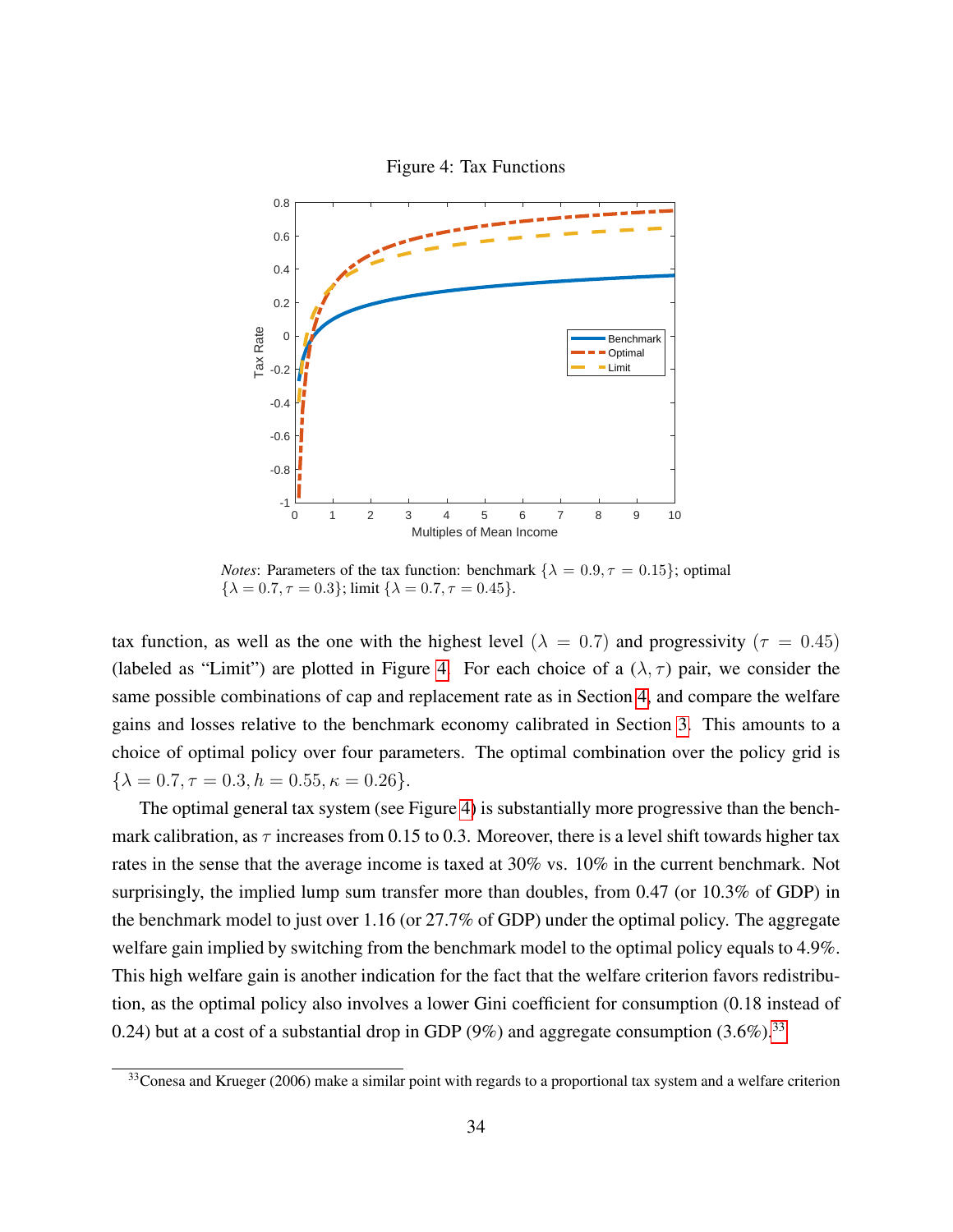Figure 4: Tax Functions

*Notes*: Parameters of the tax function: benchmark $\{\lambda = 0.9, \tau = 0.15\}$; optimal $\{\lambda = 0.7, \tau = 0.3\}$; limit $\{\lambda = 0.7, \tau = 0.45\}$.

tax function, as well as the one with the highest level ($\lambda = 0.7$) and progressivity ($\tau = 0.45$) (labeled as "Limit") are plotted in Figure 4. For each choice of a $(\lambda, \tau)$ pair, we consider the same possible combinations of cap and replacement rate as in Section 4, and compare the welfare gains and losses relative to the benchmark economy calibrated in Section 3. This amounts to a choice of optimal policy over four parameters. The optimal combination over the policy grid is $\{\lambda = 0.7, \tau = 0.3, h = 0.55, \kappa = 0.26\}$.

The optimal general tax system (see Figure 4) is substantially more progressive than the benchmark calibration, as $\tau$ increases from 0.15 to 0.3. Moreover, there is a level shift towards higher tax rates in the sense that the average income is taxed at 30% vs. 10% in the current benchmark. Not surprisingly, the implied lump sum transfer more than doubles, from 0.47 (or 10.3% of GDP) in the benchmark model to just over 1.16 (or 27.7% of GDP) under the optimal policy. The aggregate welfare gain implied by switching from the benchmark model to the optimal policy equals to 4.9%. This high welfare gain is another indication for the fact that the welfare criterion favors redistribution, as the optimal policy also involves a lower Gini coefficient for consumption (0.18 instead of 0.24) but at a cost of a substantial drop in GDP (9%) and aggregate consumption (3.6%).[33]

[33] Conesa and Krueger (2006) make a similar point with regards to a proportional tax system and a welfare criterion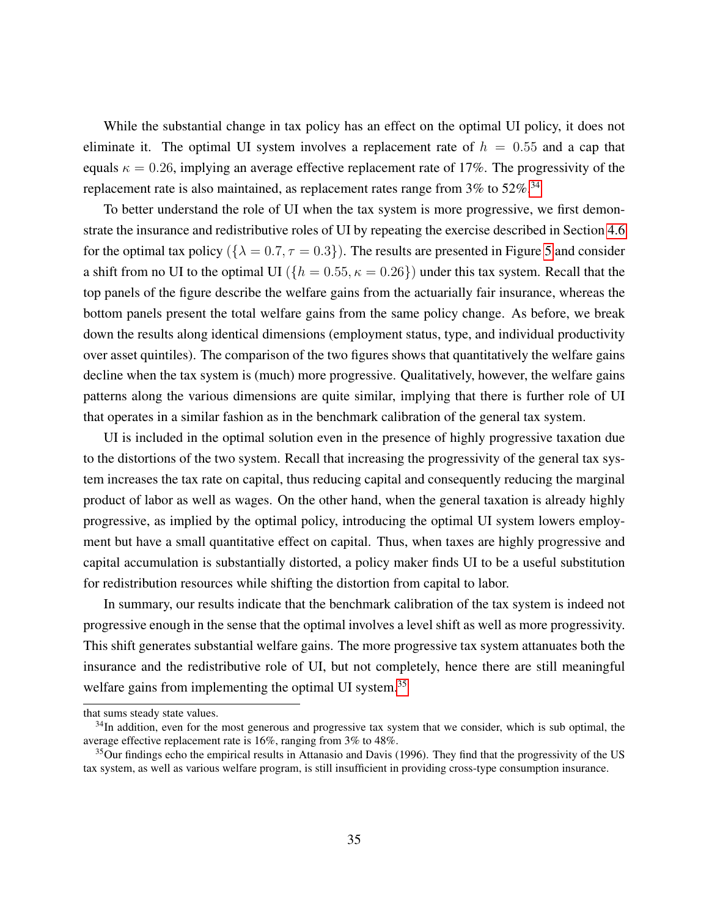While the substantial change in tax policy has an effect on the optimal UI policy, it does not eliminate it. The optimal UI system involves a replacement rate of $h = 0.55$ and a cap that equals $\kappa = 0.26$, implying an average effective replacement rate of 17%. The progressivity of the replacement rate is also maintained, as replacement rates range from 3% to 52%.[34]

To better understand the role of UI when the tax system is more progressive, we first demonstrate the insurance and redistributive roles of UI by repeating the exercise described in Section 4.6 for the optimal tax policy ($\{\lambda = 0.7, \tau = 0.3\}$). The results are presented in Figure 5 and consider a shift from no UI to the optimal UI ($\{h = 0.55, \kappa = 0.26\}$) under this tax system. Recall that the top panels of the figure describe the welfare gains from the actuarially fair insurance, whereas the bottom panels present the total welfare gains from the same policy change. As before, we break down the results along identical dimensions (employment status, type, and individual productivity over asset quintiles). The comparison of the two figures shows that quantitatively the welfare gains decline when the tax system is (much) more progressive. Qualitatively, however, the welfare gains patterns along the various dimensions are quite similar, implying that there is further role of UI that operates in a similar fashion as in the benchmark calibration of the general tax system.

UI is included in the optimal solution even in the presence of highly progressive taxation due to the distortions of the two system. Recall that increasing the progressivity of the general tax system increases the tax rate on capital, thus reducing capital and consequently reducing the marginal product of labor as well as wages. On the other hand, when the general taxation is already highly progressive, as implied by the optimal policy, introducing the optimal UI system lowers employment but have a small quantitative effect on capital. Thus, when taxes are highly progressive and capital accumulation is substantially distorted, a policy maker finds UI to be a useful substitution for redistribution resources while shifting the distortion from capital to labor.

In summary, our results indicate that the benchmark calibration of the tax system is indeed not progressive enough in the sense that the optimal involves a level shift as well as more progressivity. This shift generates substantial welfare gains. The more progressive tax system attanuates both the insurance and the redistributive role of UI, but not completely, hence there are still meaningful welfare gains from implementing the optimal UI system.[35]

---

that sums steady state values.

[34] In addition, even for the most generous and progressive tax system that we consider, which is sub optimal, the average effective replacement rate is 16%, ranging from 3% to 48%.

[35] Our findings echo the empirical results in Attanasio and Davis (1996). They find that the progressivity of the US tax system, as well as various welfare program, is still insufficient in providing cross-type consumption insurance.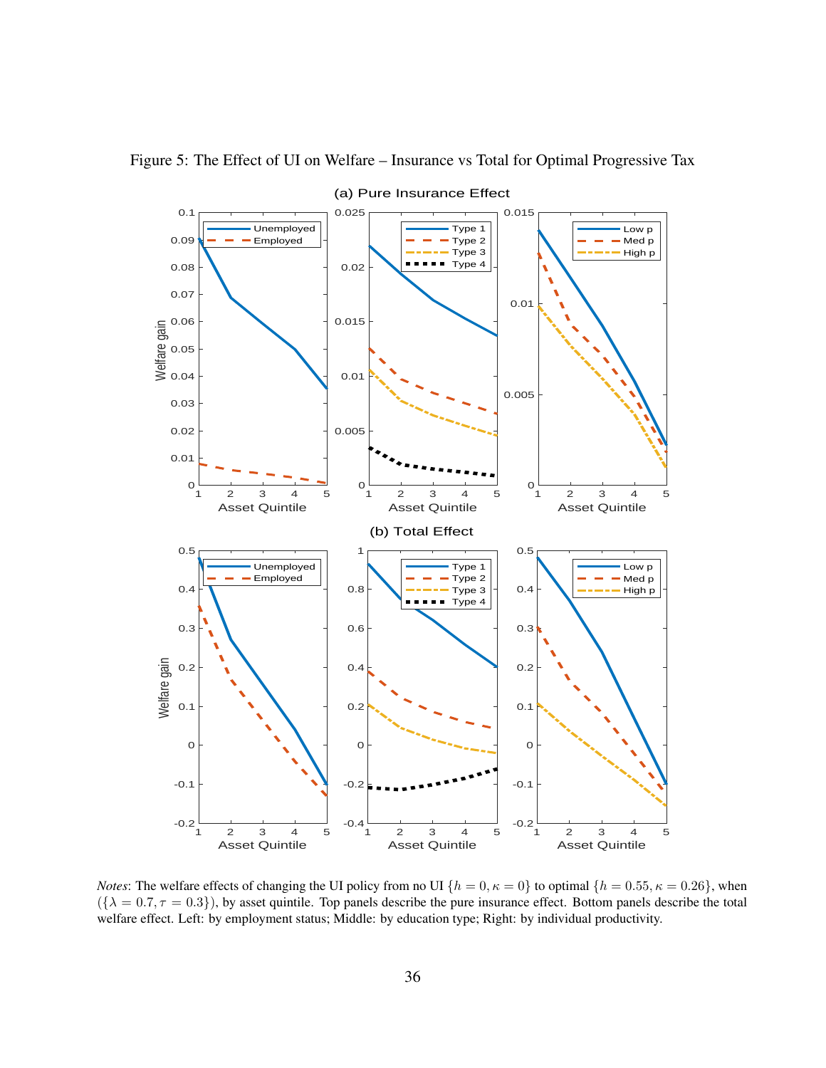Figure 5: The Effect of UI on Welfare – Insurance vs Total for Optimal Progressive Tax

*Notes*: The welfare effects of changing the UI policy from no UI $\{h = 0, \kappa = 0\}$ to optimal $\{h = 0.55, \kappa = 0.26\}$, when $(\{\lambda = 0.7, \tau = 0.3\})$, by asset quintile. Top panels describe the pure insurance effect. Bottom panels describe the total welfare effect. Left: by employment status; Middle: by education type; Right: by individual productivity.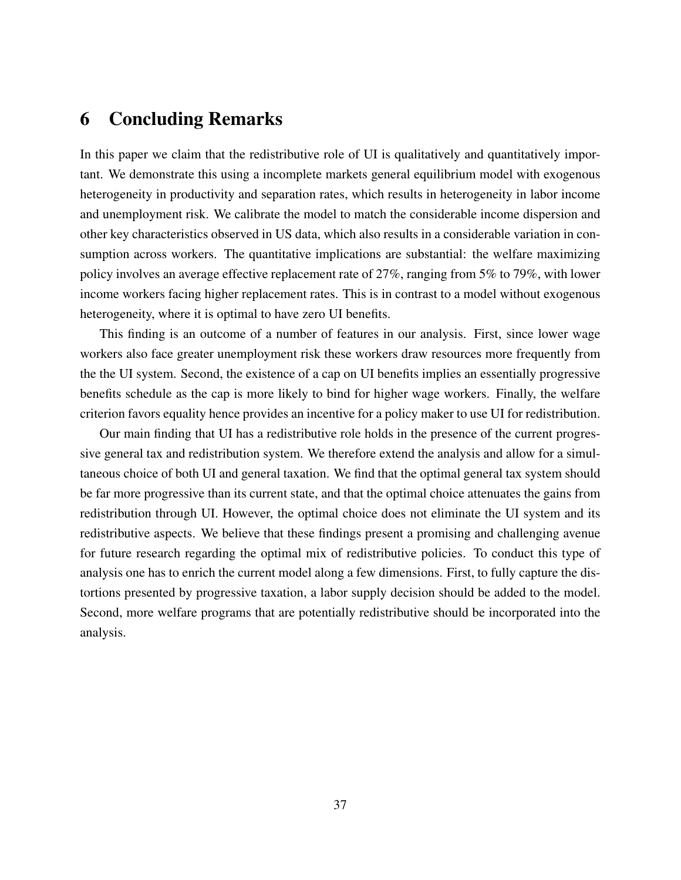# 6 Concluding Remarks

In this paper we claim that the redistributive role of UI is qualitatively and quantitatively important. We demonstrate this using a incomplete markets general equilibrium model with exogenous heterogeneity in productivity and separation rates, which results in heterogeneity in labor income and unemployment risk. We calibrate the model to match the considerable income dispersion and other key characteristics observed in US data, which also results in a considerable variation in consumption across workers. The quantitative implications are substantial: the welfare maximizing policy involves an average effective replacement rate of 27%, ranging from 5% to 79%, with lower income workers facing higher replacement rates. This is in contrast to a model without exogenous heterogeneity, where it is optimal to have zero UI benefits.

This finding is an outcome of a number of features in our analysis. First, since lower wage workers also face greater unemployment risk these workers draw resources more frequently from the the UI system. Second, the existence of a cap on UI benefits implies an essentially progressive benefits schedule as the cap is more likely to bind for higher wage workers. Finally, the welfare criterion favors equality hence provides an incentive for a policy maker to use UI for redistribution.

Our main finding that UI has a redistributive role holds in the presence of the current progressive general tax and redistribution system. We therefore extend the analysis and allow for a simultaneous choice of both UI and general taxation. We find that the optimal general tax system should be far more progressive than its current state, and that the optimal choice attenuates the gains from redistribution through UI. However, the optimal choice does not eliminate the UI system and its redistributive aspects. We believe that these findings present a promising and challenging avenue for future research regarding the optimal mix of redistributive policies. To conduct this type of analysis one has to enrich the current model along a few dimensions. First, to fully capture the distortions presented by progressive taxation, a labor supply decision should be added to the model. Second, more welfare programs that are potentially redistributive should be incorporated into the analysis.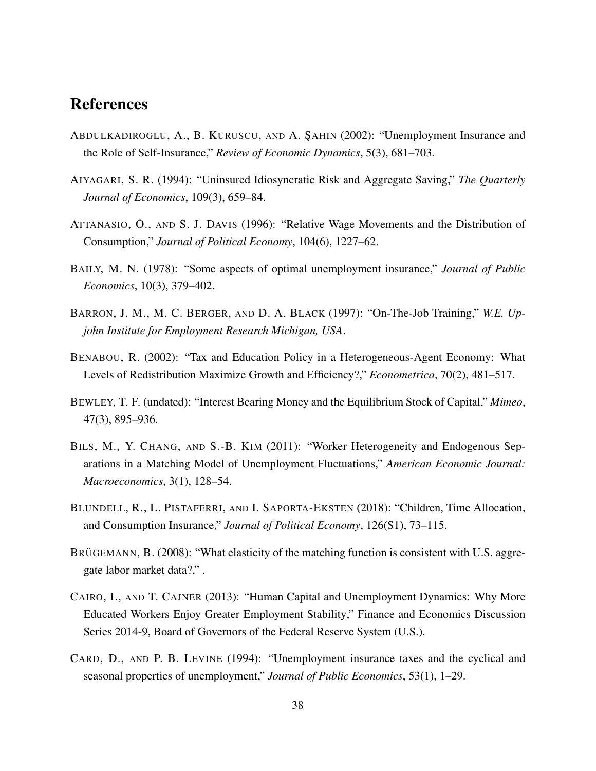# References

ABDULKADIROGLU, A., B. KURUSCU, AND A. ŞAHIN (2002): "Unemployment Insurance and the Role of Self-Insurance," *Review of Economic Dynamics*, 5(3), 681–703.

AIYAGARI, S. R. (1994): "Uninsured Idiosyncratic Risk and Aggregate Saving," *The Quarterly Journal of Economics*, 109(3), 659–84.

ATTANASIO, O., AND S. J. DAVIS (1996): "Relative Wage Movements and the Distribution of Consumption," *Journal of Political Economy*, 104(6), 1227–62.

BAILY, M. N. (1978): "Some aspects of optimal unemployment insurance," *Journal of Public Economics*, 10(3), 379–402.

BARRON, J. M., M. C. BERGER, AND D. A. BLACK (1997): "On-The-Job Training," *W.E. Upjohn Institute for Employment Research Michigan, USA*.

BENABOU, R. (2002): "Tax and Education Policy in a Heterogeneous-Agent Economy: What Levels of Redistribution Maximize Growth and Efficiency?," *Econometrica*, 70(2), 481–517.

BEWLEY, T. F. (undated): "Interest Bearing Money and the Equilibrium Stock of Capital," *Mimeo*, 47(3), 895–936.

BILS, M., Y. CHANG, AND S.-B. KIM (2011): "Worker Heterogeneity and Endogenous Separations in a Matching Model of Unemployment Fluctuations," *American Economic Journal: Macroeconomics*, 3(1), 128–54.

BLUNDELL, R., L. PISTAFERRI, AND I. SAPORTA-EKSTEN (2018): "Children, Time Allocation, and Consumption Insurance," *Journal of Political Economy*, 126(S1), 73–115.

BRÜGEMANN, B. (2008): "What elasticity of the matching function is consistent with U.S. aggregate labor market data?," .

CAIRO, I., AND T. CAJNER (2013): "Human Capital and Unemployment Dynamics: Why More Educated Workers Enjoy Greater Employment Stability," Finance and Economics Discussion Series 2014-9, Board of Governors of the Federal Reserve System (U.S.).

CARD, D., AND P. B. LEVINE (1994): "Unemployment insurance taxes and the cyclical and seasonal properties of unemployment," *Journal of Public Economics*, 53(1), 1–29.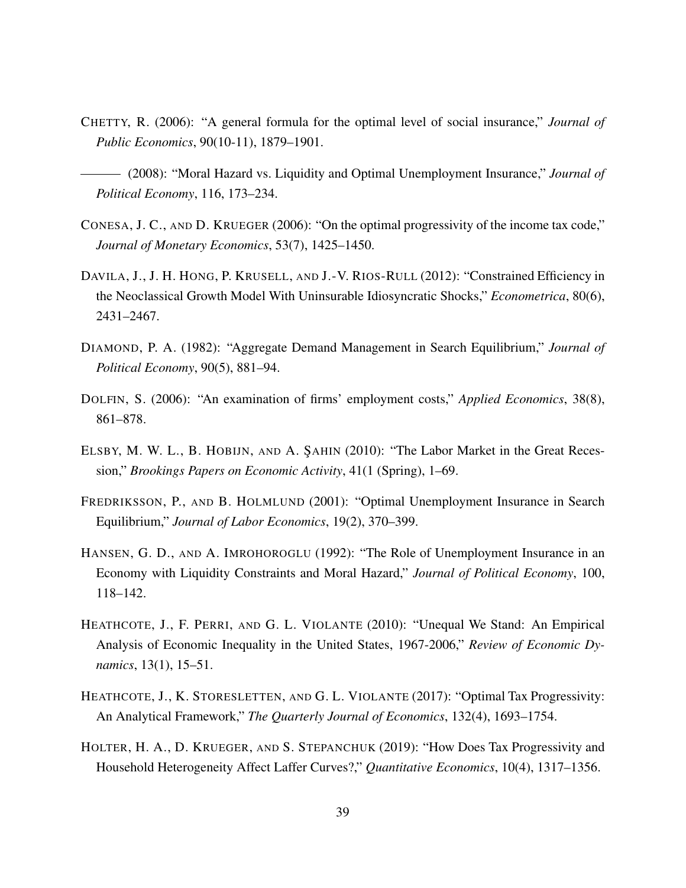CHETTY, R. (2006): "A general formula for the optimal level of social insurance," *Journal of Public Economics*, 90(10-11), 1879–1901.

——— (2008): "Moral Hazard vs. Liquidity and Optimal Unemployment Insurance," *Journal of Political Economy*, 116, 173–234.

CONESA, J. C., AND D. KRUEGER (2006): "On the optimal progressivity of the income tax code," *Journal of Monetary Economics*, 53(7), 1425–1450.

DAVILA, J., J. H. HONG, P. KRUSELL, AND J.-V. RIOS-RULL (2012): "Constrained Efficiency in the Neoclassical Growth Model With Uninsurable Idiosyncratic Shocks," *Econometrica*, 80(6), 2431–2467.

DIAMOND, P. A. (1982): "Aggregate Demand Management in Search Equilibrium," *Journal of Political Economy*, 90(5), 881–94.

DOLFIN, S. (2006): "An examination of firms' employment costs," *Applied Economics*, 38(8), 861–878.

ELSBY, M. W. L., B. HOBIJN, AND A. ŞAHIN (2010): "The Labor Market in the Great Recession," *Brookings Papers on Economic Activity*, 41(1 (Spring), 1–69.

FREDRIKSSON, P., AND B. HOLMLUND (2001): "Optimal Unemployment Insurance in Search Equilibrium," *Journal of Labor Economics*, 19(2), 370–399.

HANSEN, G. D., AND A. IMROHOROGLU (1992): "The Role of Unemployment Insurance in an Economy with Liquidity Constraints and Moral Hazard," *Journal of Political Economy*, 100, 118–142.

HEATHCOTE, J., F. PERRI, AND G. L. VIOLANTE (2010): "Unequal We Stand: An Empirical Analysis of Economic Inequality in the United States, 1967-2006," *Review of Economic Dynamics*, 13(1), 15–51.

HEATHCOTE, J., K. STORESLETTEN, AND G. L. VIOLANTE (2017): "Optimal Tax Progressivity: An Analytical Framework," *The Quarterly Journal of Economics*, 132(4), 1693–1754.

HOLTER, H. A., D. KRUEGER, AND S. STEPANCHUK (2019): "How Does Tax Progressivity and Household Heterogeneity Affect Laffer Curves?," *Quantitative Economics*, 10(4), 1317–1356.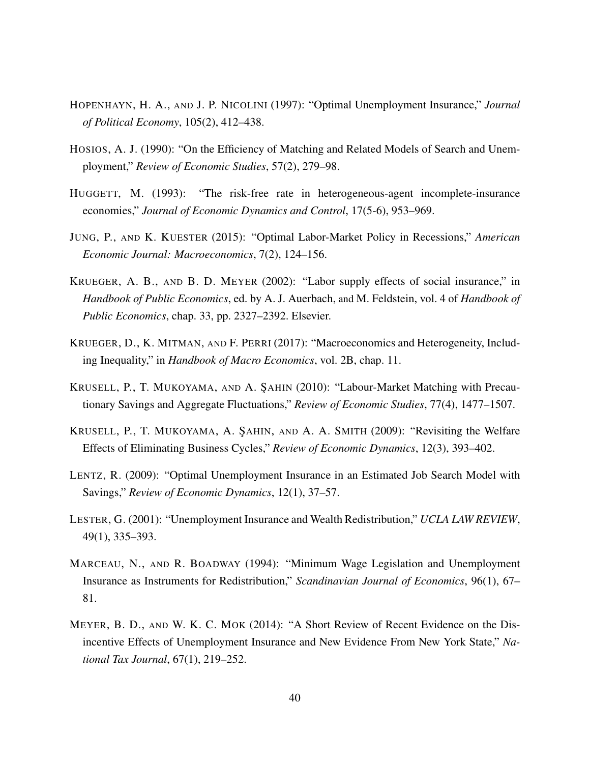HOPENHAYN, H. A., AND J. P. NICOLINI (1997): "Optimal Unemployment Insurance," *Journal of Political Economy*, 105(2), 412–438.

HOSIOS, A. J. (1990): "On the Efficiency of Matching and Related Models of Search and Unemployment," *Review of Economic Studies*, 57(2), 279–98.

HUGGETT, M. (1993): "The risk-free rate in heterogeneous-agent incomplete-insurance economies," *Journal of Economic Dynamics and Control*, 17(5-6), 953–969.

JUNG, P., AND K. KUESTER (2015): "Optimal Labor-Market Policy in Recessions," *American Economic Journal: Macroeconomics*, 7(2), 124–156.

KRUEGER, A. B., AND B. D. MEYER (2002): "Labor supply effects of social insurance," in *Handbook of Public Economics*, ed. by A. J. Auerbach, and M. Feldstein, vol. 4 of *Handbook of Public Economics*, chap. 33, pp. 2327–2392. Elsevier.

KRUEGER, D., K. MITMAN, AND F. PERRI (2017): "Macroeconomics and Heterogeneity, Including Inequality," in *Handbook of Macro Economics*, vol. 2B, chap. 11.

KRUSELL, P., T. MUKOYAMA, AND A. ŞAHIN (2010): "Labour-Market Matching with Precautionary Savings and Aggregate Fluctuations," *Review of Economic Studies*, 77(4), 1477–1507.

KRUSELL, P., T. MUKOYAMA, A. ŞAHIN, AND A. A. SMITH (2009): "Revisiting the Welfare Effects of Eliminating Business Cycles," *Review of Economic Dynamics*, 12(3), 393–402.

LENTZ, R. (2009): "Optimal Unemployment Insurance in an Estimated Job Search Model with Savings," *Review of Economic Dynamics*, 12(1), 37–57.

LESTER, G. (2001): "Unemployment Insurance and Wealth Redistribution," *UCLA LAW REVIEW*, 49(1), 335–393.

MARCEAU, N., AND R. BOADWAY (1994): "Minimum Wage Legislation and Unemployment Insurance as Instruments for Redistribution," *Scandinavian Journal of Economics*, 96(1), 67–81.

MEYER, B. D., AND W. K. C. MOK (2014): "A Short Review of Recent Evidence on the Disincentive Effects of Unemployment Insurance and New Evidence From New York State," *National Tax Journal*, 67(1), 219–252.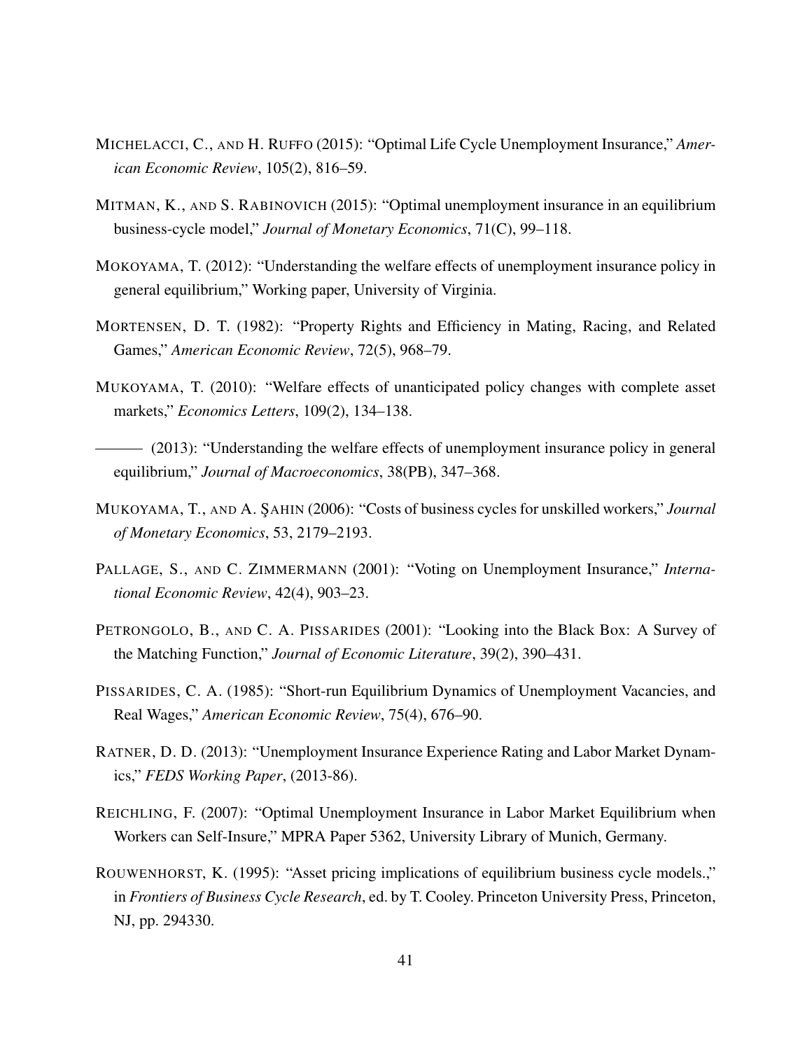MICHELACCI, C., AND H. RUFFO (2015): "Optimal Life Cycle Unemployment Insurance," *American Economic Review*, 105(2), 816–59.

MITMAN, K., AND S. RABINOVICH (2015): "Optimal unemployment insurance in an equilibrium business-cycle model," *Journal of Monetary Economics*, 71(C), 99–118.

MOKOYAMA, T. (2012): "Understanding the welfare effects of unemployment insurance policy in general equilibrium," Working paper, University of Virginia.

MORTENSEN, D. T. (1982): "Property Rights and Efficiency in Mating, Racing, and Related Games," *American Economic Review*, 72(5), 968–79.

MUKOYAMA, T. (2010): "Welfare effects of unanticipated policy changes with complete asset markets," *Economics Letters*, 109(2), 134–138.

——— (2013): "Understanding the welfare effects of unemployment insurance policy in general equilibrium," *Journal of Macroeconomics*, 38(PB), 347–368.

MUKOYAMA, T., AND A. ŞAHIN (2006): "Costs of business cycles for unskilled workers," *Journal of Monetary Economics*, 53, 2179–2193.

PALLAGE, S., AND C. ZIMMERMANN (2001): "Voting on Unemployment Insurance," *International Economic Review*, 42(4), 903–23.

PETRONGOLO, B., AND C. A. PISSARIDES (2001): "Looking into the Black Box: A Survey of the Matching Function," *Journal of Economic Literature*, 39(2), 390–431.

PISSARIDES, C. A. (1985): "Short-run Equilibrium Dynamics of Unemployment Vacancies, and Real Wages," *American Economic Review*, 75(4), 676–90.

RATNER, D. D. (2013): "Unemployment Insurance Experience Rating and Labor Market Dynamics," *FEDS Working Paper*, (2013-86).

REICHLING, F. (2007): "Optimal Unemployment Insurance in Labor Market Equilibrium when Workers can Self-Insure," MPRA Paper 5362, University Library of Munich, Germany.

ROUWENHORST, K. (1995): "Asset pricing implications of equilibrium business cycle models.," in *Frontiers of Business Cycle Research*, ed. by T. Cooley. Princeton University Press, Princeton, NJ, pp. 294330.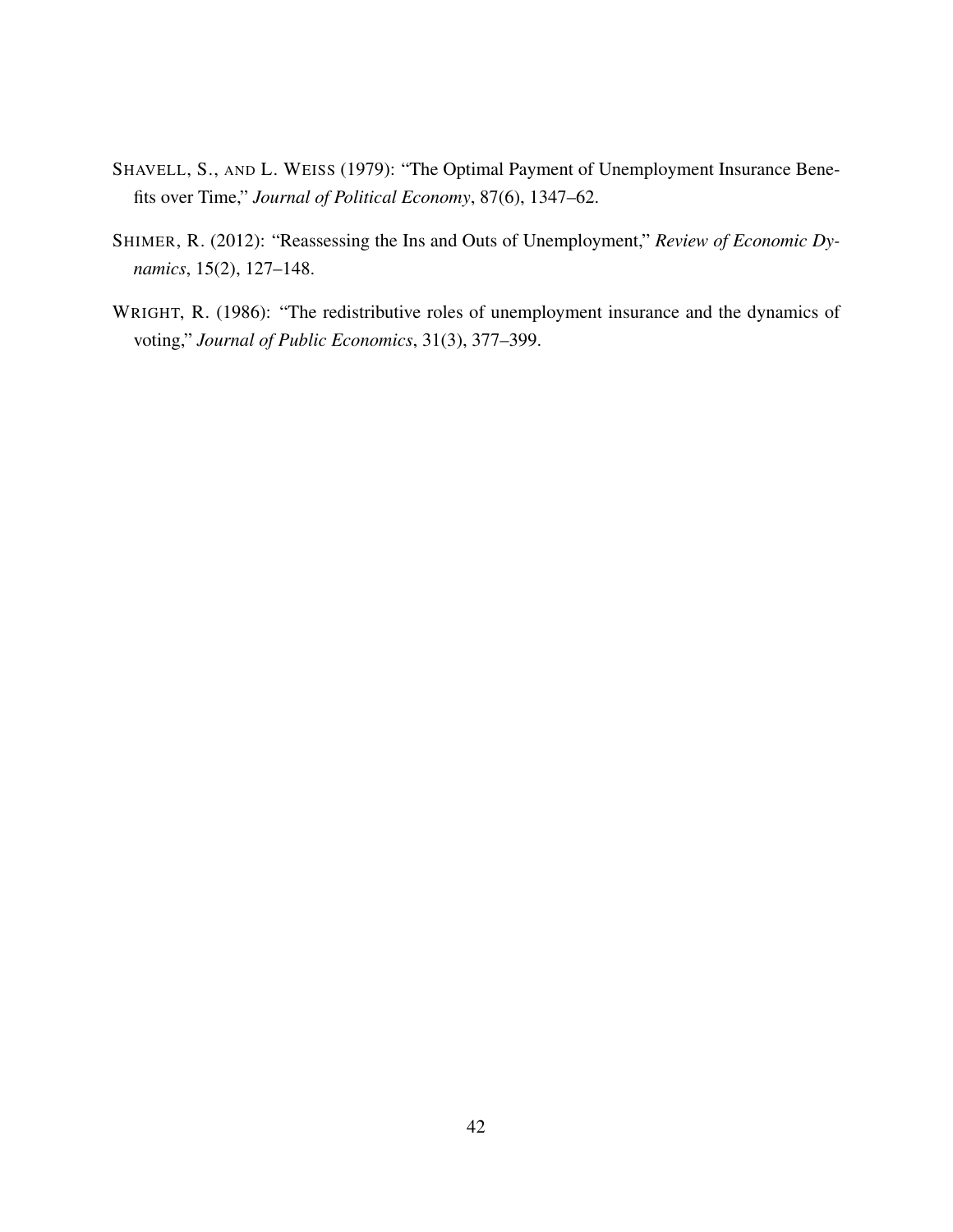SHAVELL, S., AND L. WEISS (1979): "The Optimal Payment of Unemployment Insurance Benefits over Time," *Journal of Political Economy*, 87(6), 1347–62.

SHIMER, R. (2012): "Reassessing the Ins and Outs of Unemployment," *Review of Economic Dynamics*, 15(2), 127–148.

WRIGHT, R. (1986): "The redistributive roles of unemployment insurance and the dynamics of voting," *Journal of Public Economics*, 31(3), 377–399.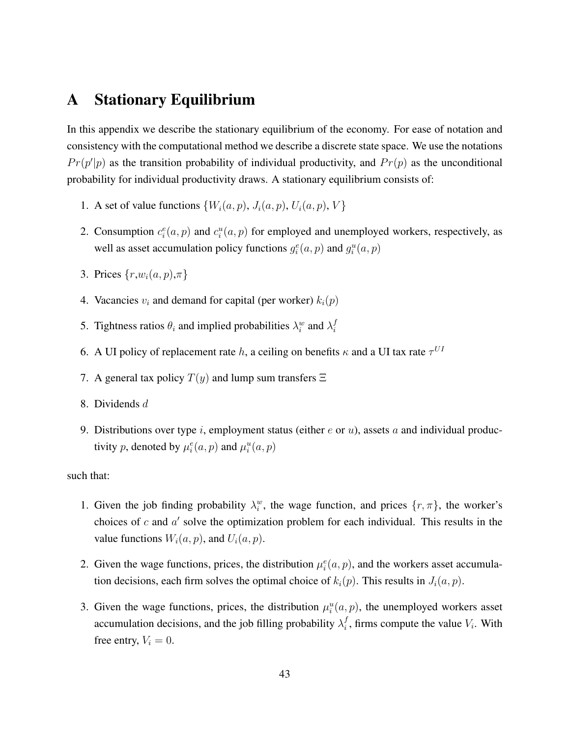# A Stationary Equilibrium

In this appendix we describe the stationary equilibrium of the economy. For ease of notation and consistency with the computational method we describe a discrete state space. We use the notations $Pr(p'|p)$ as the transition probability of individual productivity, and $Pr(p)$ as the unconditional probability for individual productivity draws. A stationary equilibrium consists of:

1. A set of value functions $\{W_i(a,p), J_i(a,p), U_i(a,p), V\}$
2. Consumption $c_i^e(a,p)$ and $c_i^u(a,p)$ for employed and unemployed workers, respectively, as well as asset accumulation policy functions $g_i^e(a,p)$ and $g_i^u(a,p)$
3. Prices $\{r, w_i(a,p), \pi\}$
4. Vacancies $v_i$ and demand for capital (per worker) $k_i(p)$
5. Tightness ratios $\theta_i$ and implied probabilities $\lambda_i^w$ and $\lambda_i^f$
6. A UI policy of replacement rate $h$, a ceiling on benefits $\kappa$ and a UI tax rate $\tau^{UI}$
7. A general tax policy $T(y)$ and lump sum transfers $\Xi$
8. Dividends $d$
9. Distributions over type $i$, employment status (either $e$ or $u$), assets $a$ and individual productivity $p$, denoted by $\mu_i^e(a,p)$ and $\mu_i^u(a,p)$

such that:

1. Given the job finding probability $\lambda_i^w$, the wage function, and prices $\{r, \pi\}$, the worker's choices of $c$ and $a'$ solve the optimization problem for each individual. This results in the value functions $W_i(a,p)$, and $U_i(a,p)$.
2. Given the wage functions, prices, the distribution $\mu_i^e(a,p)$, and the workers asset accumulation decisions, each firm solves the optimal choice of $k_i(p)$. This results in $J_i(a,p)$.
3. Given the wage functions, prices, the distribution $\mu_i^u(a,p)$, the unemployed workers asset accumulation decisions, and the job filling probability $\lambda_i^f$, firms compute the value $V_i$. With free entry, $V_i = 0$.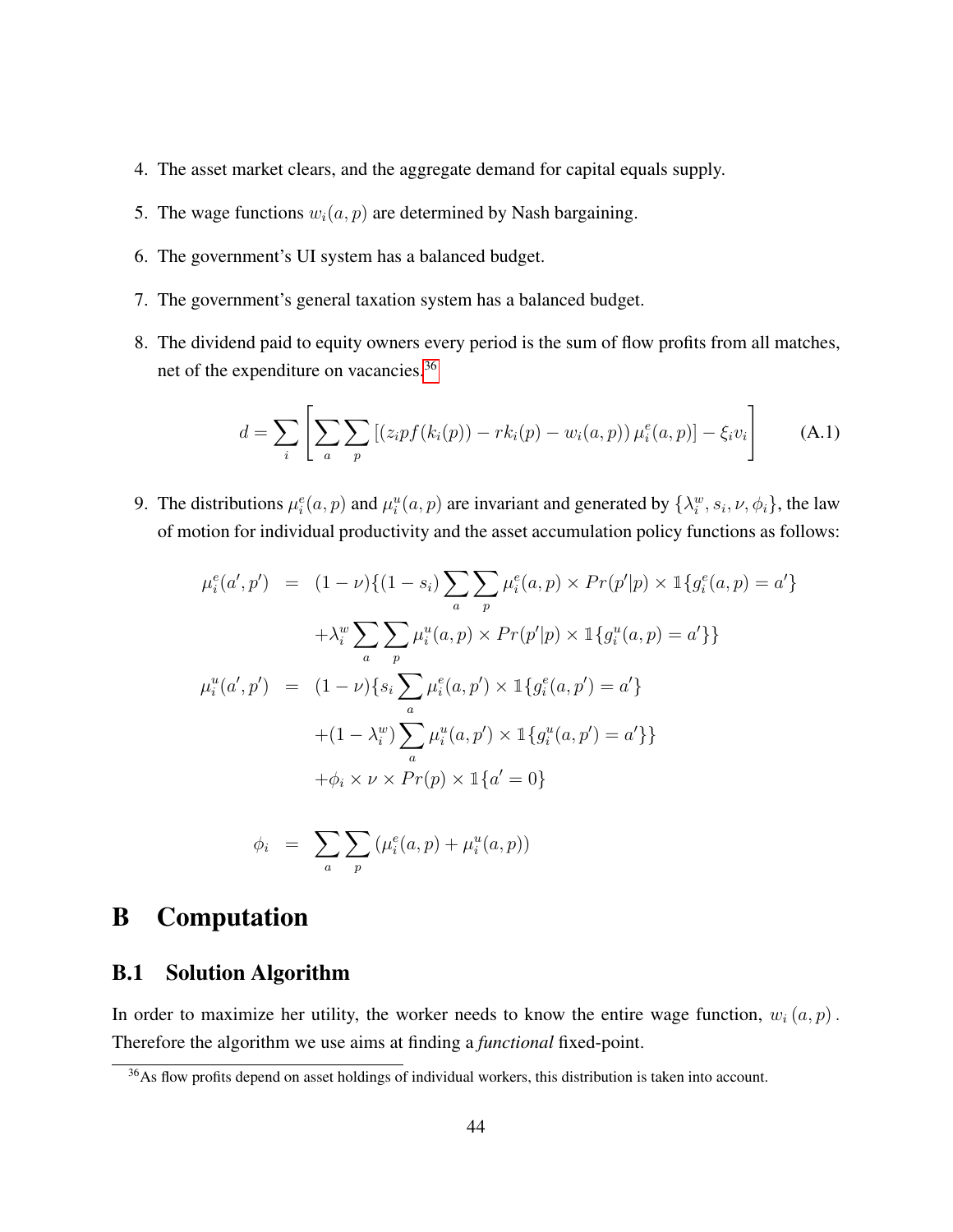4. The asset market clears, and the aggregate demand for capital equals supply.

5. The wage functions $w_i(a,p)$ are determined by Nash bargaining.

6. The government's UI system has a balanced budget.

7. The government's general taxation system has a balanced budget.

8. The dividend paid to equity owners every period is the sum of flow profits from all matches, net of the expenditure on vacancies.[36]

$$d = \sum_i \left[ \sum_a \sum_p \left[ \left( z_i p f(k_i(p)) - r k_i(p) - w_i(a,p) \right) \mu_i^e(a,p) \right] - \xi_i v_i \right] \tag{A.1}$$

9. The distributions $\mu_i^e(a,p)$ and $\mu_i^u(a,p)$ are invariant and generated by $\{\lambda_i^w, s_i, \nu, \phi_i\}$, the law of motion for individual productivity and the asset accumulation policy functions as follows:

$$\begin{aligned}
\mu_i^e(a',p') &= (1-\nu)\{(1-s_i)\sum_a \sum_p \mu_i^e(a,p) \times Pr(p'|p) \times \mathbb{1}\{g_i^e(a,p) = a'\} \\
&\quad + \lambda_i^w \sum_a \sum_p \mu_i^u(a,p) \times Pr(p'|p) \times \mathbb{1}\{g_i^u(a,p) = a'\}\} \\
\mu_i^u(a',p') &= (1-\nu)\{s_i \sum_a \mu_i^e(a,p') \times \mathbb{1}\{g_i^e(a,p') = a'\} \\
&\quad + (1-\lambda_i^w) \sum_a \mu_i^u(a,p') \times \mathbb{1}\{g_i^u(a,p') = a'\}\} \\
&\quad + \phi_i \times \nu \times Pr(p) \times \mathbb{1}\{a' = 0\} \\
\phi_i &= \sum_a \sum_p \left( \mu_i^e(a,p) + \mu_i^u(a,p) \right)
\end{aligned}$$

# B Computation

## B.1 Solution Algorithm

In order to maximize her utility, the worker needs to know the entire wage function, $w_i(a,p)$. Therefore the algorithm we use aims at finding a *functional* fixed-point.

[36] As flow profits depend on asset holdings of individual workers, this distribution is taken into account.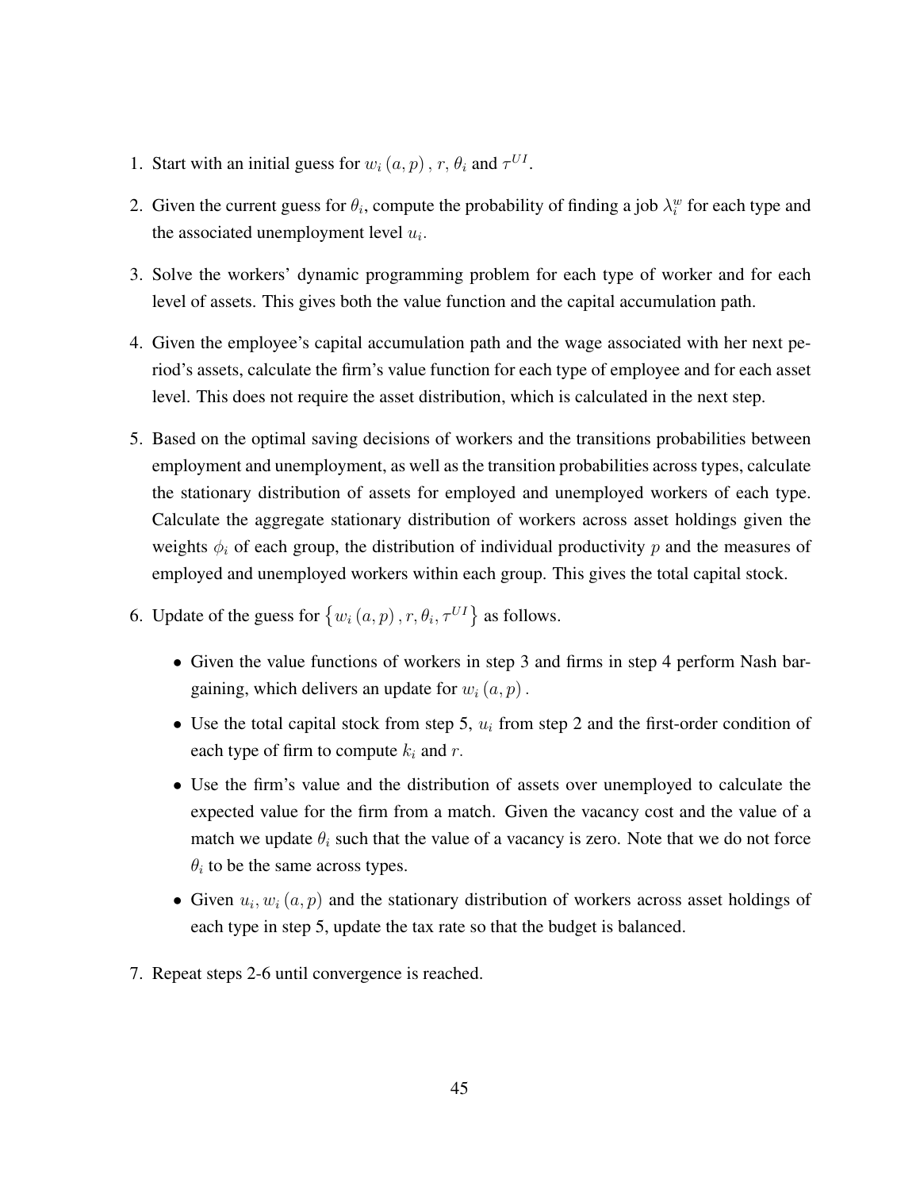1. Start with an initial guess for $w_i(a, p)$, $r$, $\theta_i$ and $\tau^{UI}$.
2. Given the current guess for $\theta_i$, compute the probability of finding a job $\lambda_i^w$ for each type and the associated unemployment level $u_i$.
3. Solve the workers' dynamic programming problem for each type of worker and for each level of assets. This gives both the value function and the capital accumulation path.
4. Given the employee's capital accumulation path and the wage associated with her next period's assets, calculate the firm's value function for each type of employee and for each asset level. This does not require the asset distribution, which is calculated in the next step.
5. Based on the optimal saving decisions of workers and the transitions probabilities between employment and unemployment, as well as the transition probabilities across types, calculate the stationary distribution of assets for employed and unemployed workers of each type. Calculate the aggregate stationary distribution of workers across asset holdings given the weights $\phi_i$ of each group, the distribution of individual productivity $p$ and the measures of employed and unemployed workers within each group. This gives the total capital stock.
6. Update of the guess for $\{w_i(a, p), r, \theta_i, \tau^{UI}\}$ as follows.
   - Given the value functions of workers in step 3 and firms in step 4 perform Nash bargaining, which delivers an update for $w_i(a, p)$.
   - Use the total capital stock from step 5, $u_i$ from step 2 and the first-order condition of each type of firm to compute $k_i$ and $r$.
   - Use the firm's value and the distribution of assets over unemployed to calculate the expected value for the firm from a match. Given the vacancy cost and the value of a match we update $\theta_i$ such that the value of a vacancy is zero. Note that we do not force $\theta_i$ to be the same across types.
   - Given $u_i, w_i(a, p)$ and the stationary distribution of workers across asset holdings of each type in step 5, update the tax rate so that the budget is balanced.
7. Repeat steps 2-6 until convergence is reached.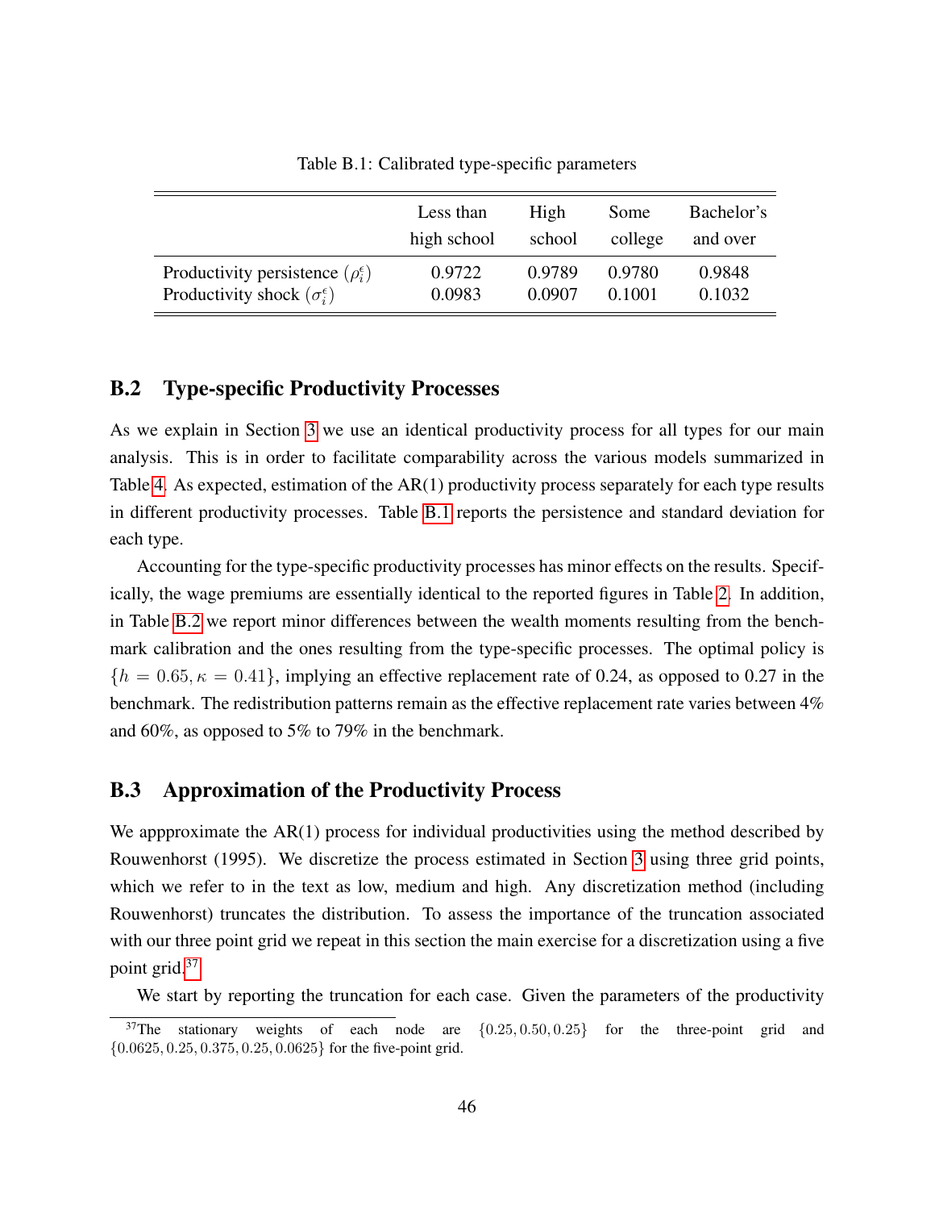Table B.1: Calibrated type-specific parameters

| | Less than high school | High school | Some college | Bachelor's and over |
|---|---|---|---|---|
| Productivity persistence ($\rho_i^\epsilon$) | 0.9722 | 0.9789 | 0.9780 | 0.9848 |
| Productivity shock ($\sigma_i^\epsilon$) | 0.0983 | 0.0907 | 0.1001 | 0.1032 |

## B.2 Type-specific Productivity Processes

As we explain in Section 3 we use an identical productivity process for all types for our main analysis. This is in order to facilitate comparability across the various models summarized in Table 4. As expected, estimation of the AR(1) productivity process separately for each type results in different productivity processes. Table B.1 reports the persistence and standard deviation for each type.

Accounting for the type-specific productivity processes has minor effects on the results. Specifically, the wage premiums are essentially identical to the reported figures in Table 2. In addition, in Table B.2 we report minor differences between the wealth moments resulting from the benchmark calibration and the ones resulting from the type-specific processes. The optimal policy is $\{h = 0.65, \kappa = 0.41\}$, implying an effective replacement rate of 0.24, as opposed to 0.27 in the benchmark. The redistribution patterns remain as the effective replacement rate varies between 4% and 60%, as opposed to 5% to 79% in the benchmark.

## B.3 Approximation of the Productivity Process

We appproximate the AR(1) process for individual productivities using the method described by Rouwenhorst (1995). We discretize the process estimated in Section 3 using three grid points, which we refer to in the text as low, medium and high. Any discretization method (including Rouwenhorst) truncates the distribution. To assess the importance of the truncation associated with our three point grid we repeat in this section the main exercise for a discretization using a five point grid.[37]

We start by reporting the truncation for each case. Given the parameters of the productivity

[37] The stationary weights of each node are $\{0.25, 0.50, 0.25\}$ for the three-point grid and $\{0.0625, 0.25, 0.375, 0.25, 0.0625\}$ for the five-point grid.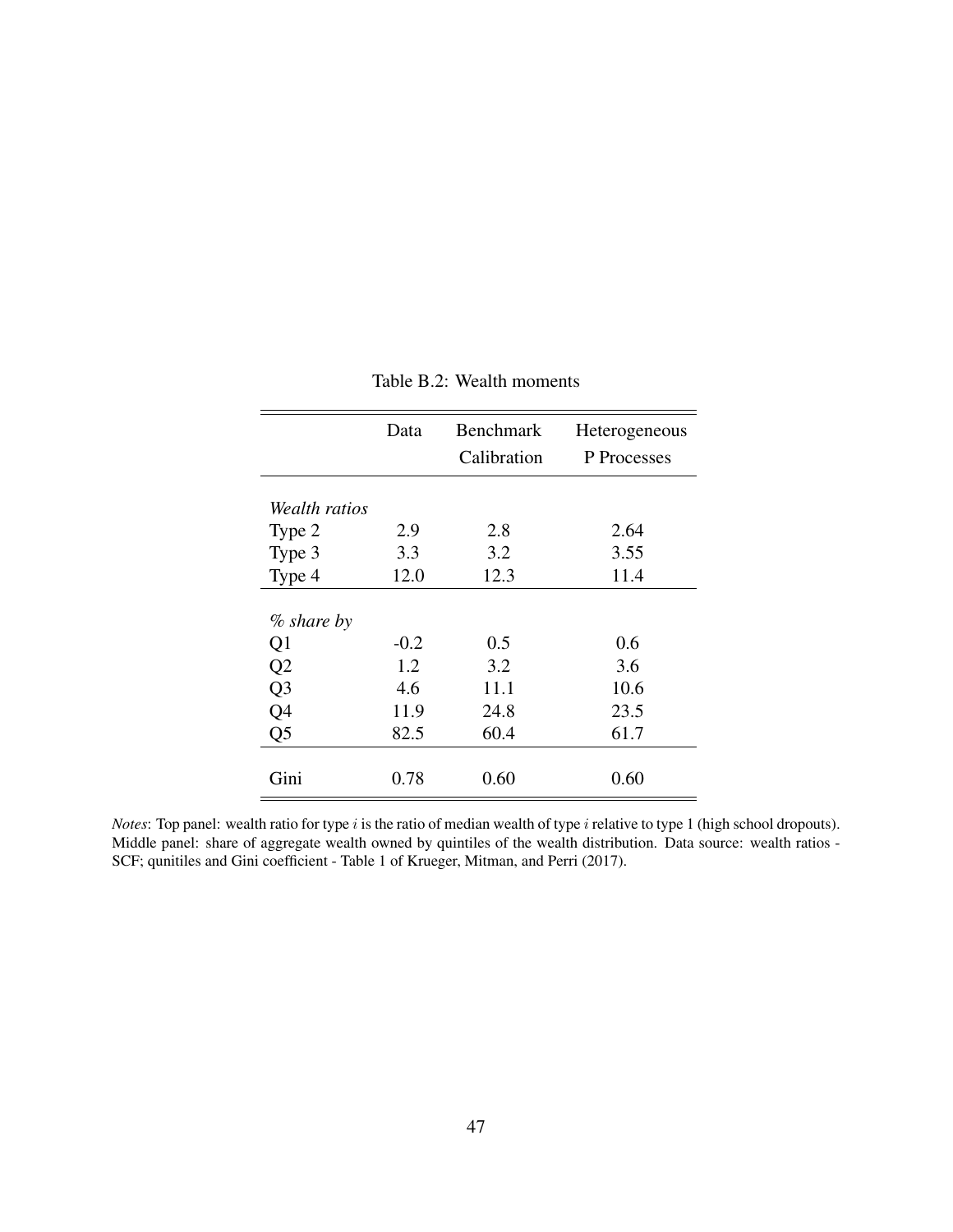Table B.2: Wealth moments

| | Data | Benchmark Calibration | Heterogeneous P Processes |
|---|---|---|---|
| *Wealth ratios* | | | |
| Type 2 | 2.9 | 2.8 | 2.64 |
| Type 3 | 3.3 | 3.2 | 3.55 |
| Type 4 | 12.0 | 12.3 | 11.4 |
| *% share by* | | | |
| Q1 | -0.2 | 0.5 | 0.6 |
| Q2 | 1.2 | 3.2 | 3.6 |
| Q3 | 4.6 | 11.1 | 10.6 |
| Q4 | 11.9 | 24.8 | 23.5 |
| Q5 | 82.5 | 60.4 | 61.7 |
| Gini | 0.78 | 0.60 | 0.60 |

*Notes*: Top panel: wealth ratio for type $i$ is the ratio of median wealth of type $i$ relative to type 1 (high school dropouts). Middle panel: share of aggregate wealth owned by quintiles of the wealth distribution. Data source: wealth ratios - SCF; qunitiles and Gini coefficient - Table 1 of Krueger, Mitman, and Perri (2017).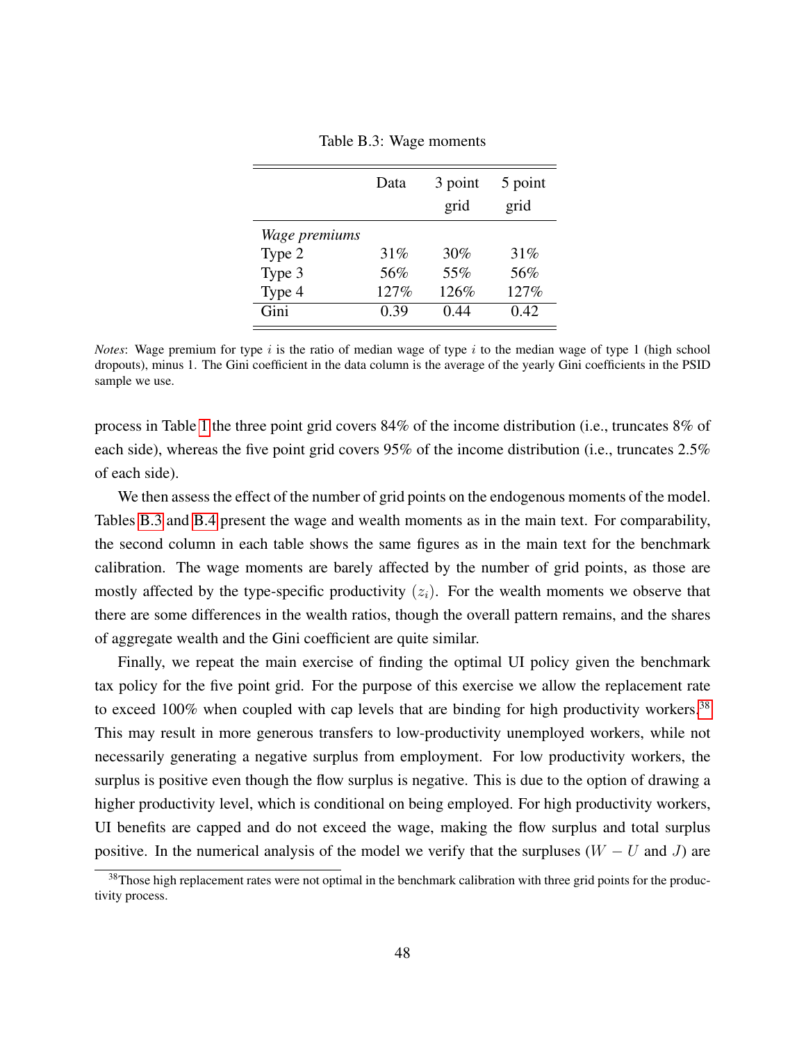Table B.3: Wage moments

| | Data | 3 point grid | 5 point grid |
|---|---|---|---|
| *Wage premiums* | | | |
| Type 2 | 31% | 30% | 31% |
| Type 3 | 56% | 55% | 56% |
| Type 4 | 127% | 126% | 127% |
| Gini | 0.39 | 0.44 | 0.42 |

*Notes*: Wage premium for type $i$ is the ratio of median wage of type $i$ to the median wage of type 1 (high school dropouts), minus 1. The Gini coefficient in the data column is the average of the yearly Gini coefficients in the PSID sample we use.

process in Table 1 the three point grid covers 84% of the income distribution (i.e., truncates 8% of each side), whereas the five point grid covers 95% of the income distribution (i.e., truncates 2.5% of each side).

We then assess the effect of the number of grid points on the endogenous moments of the model. Tables B.3 and B.4 present the wage and wealth moments as in the main text. For comparability, the second column in each table shows the same figures as in the main text for the benchmark calibration. The wage moments are barely affected by the number of grid points, as those are mostly affected by the type-specific productivity ($z_i$). For the wealth moments we observe that there are some differences in the wealth ratios, though the overall pattern remains, and the shares of aggregate wealth and the Gini coefficient are quite similar.

Finally, we repeat the main exercise of finding the optimal UI policy given the benchmark tax policy for the five point grid. For the purpose of this exercise we allow the replacement rate to exceed 100% when coupled with cap levels that are binding for high productivity workers.[38] This may result in more generous transfers to low-productivity unemployed workers, while not necessarily generating a negative surplus from employment. For low productivity workers, the surplus is positive even though the flow surplus is negative. This is due to the option of drawing a higher productivity level, which is conditional on being employed. For high productivity workers, UI benefits are capped and do not exceed the wage, making the flow surplus and total surplus positive. In the numerical analysis of the model we verify that the surpluses ($W - U$ and $J$) are

[38] Those high replacement rates were not optimal in the benchmark calibration with three grid points for the productivity process.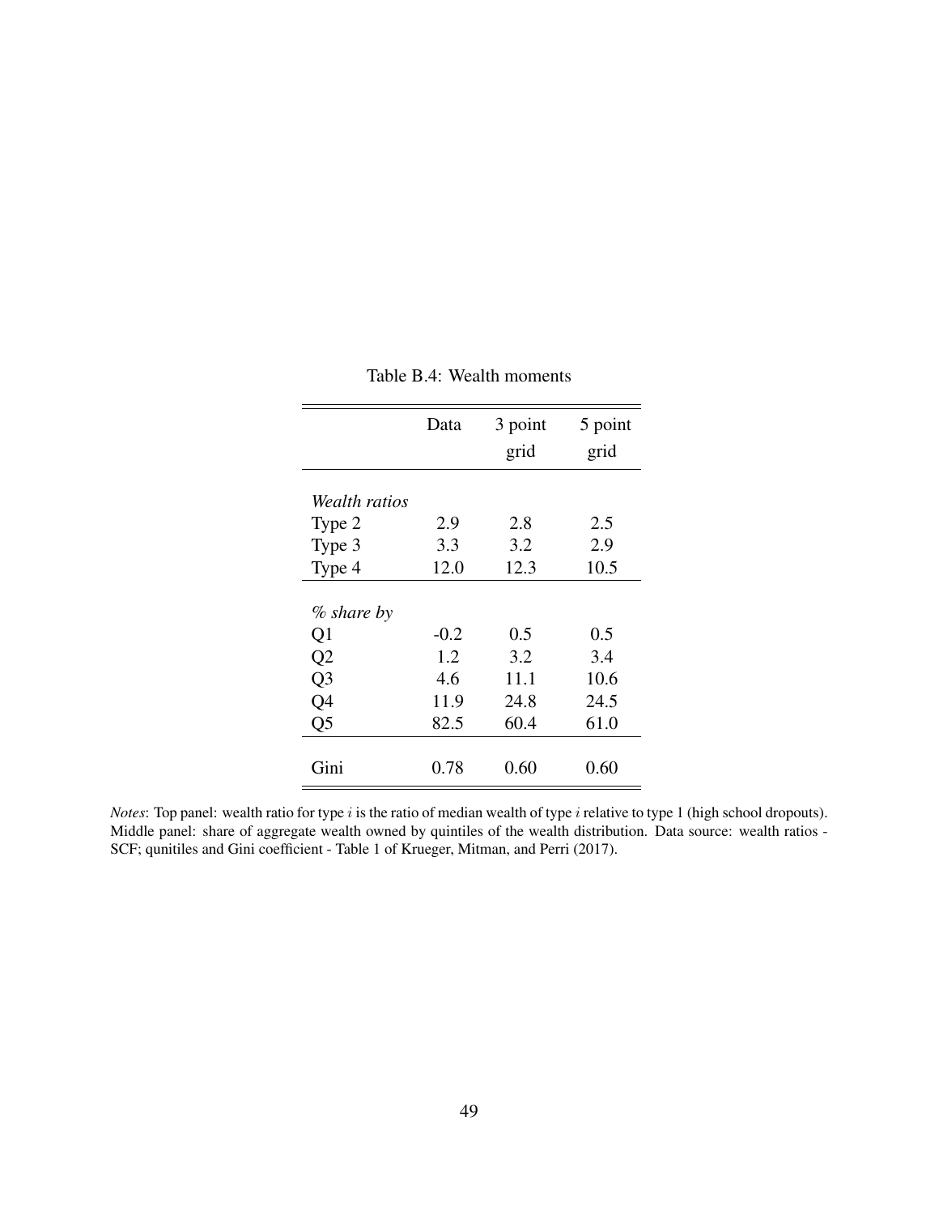Table B.4: Wealth moments

| | Data | 3 point grid | 5 point grid |
|---|---|---|---|
| *Wealth ratios* | | | |
| Type 2 | 2.9 | 2.8 | 2.5 |
| Type 3 | 3.3 | 3.2 | 2.9 |
| Type 4 | 12.0 | 12.3 | 10.5 |
| *% share by* | | | |
| Q1 | -0.2 | 0.5 | 0.5 |
| Q2 | 1.2 | 3.2 | 3.4 |
| Q3 | 4.6 | 11.1 | 10.6 |
| Q4 | 11.9 | 24.8 | 24.5 |
| Q5 | 82.5 | 60.4 | 61.0 |
| Gini | 0.78 | 0.60 | 0.60 |

*Notes*: Top panel: wealth ratio for type $i$ is the ratio of median wealth of type $i$ relative to type 1 (high school dropouts). Middle panel: share of aggregate wealth owned by quintiles of the wealth distribution. Data source: wealth ratios - SCF; qunitiles and Gini coefficient - Table 1 of Krueger, Mitman, and Perri (2017).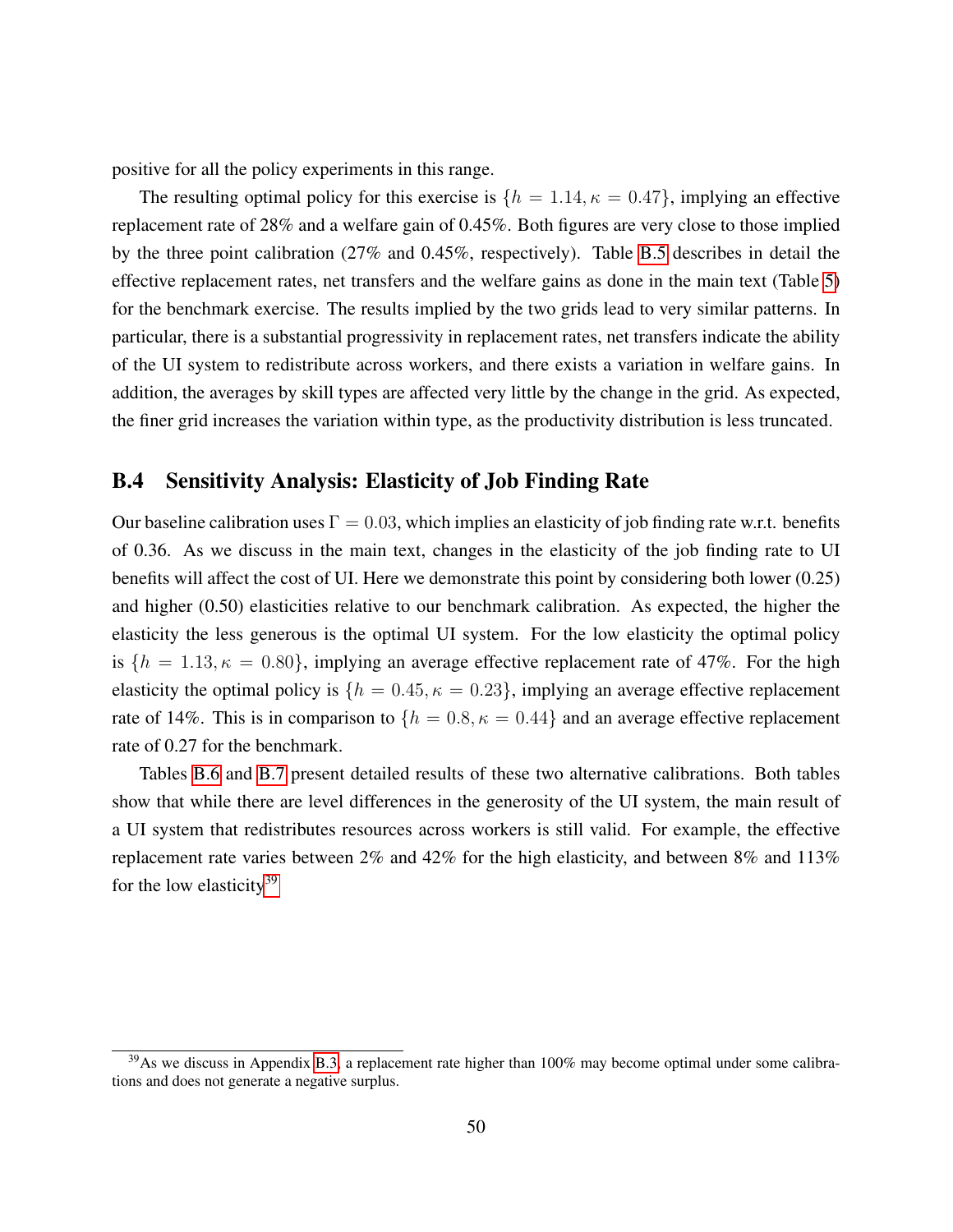positive for all the policy experiments in this range.

The resulting optimal policy for this exercise is $\{h = 1.14, \kappa = 0.47\}$, implying an effective replacement rate of 28% and a welfare gain of 0.45%. Both figures are very close to those implied by the three point calibration (27% and 0.45%, respectively). Table B.5 describes in detail the effective replacement rates, net transfers and the welfare gains as done in the main text (Table 5) for the benchmark exercise. The results implied by the two grids lead to very similar patterns. In particular, there is a substantial progressivity in replacement rates, net transfers indicate the ability of the UI system to redistribute across workers, and there exists a variation in welfare gains. In addition, the averages by skill types are affected very little by the change in the grid. As expected, the finer grid increases the variation within type, as the productivity distribution is less truncated.

## B.4 Sensitivity Analysis: Elasticity of Job Finding Rate

Our baseline calibration uses $\Gamma = 0.03$, which implies an elasticity of job finding rate w.r.t. benefits of 0.36. As we discuss in the main text, changes in the elasticity of the job finding rate to UI benefits will affect the cost of UI. Here we demonstrate this point by considering both lower (0.25) and higher (0.50) elasticities relative to our benchmark calibration. As expected, the higher the elasticity the less generous is the optimal UI system. For the low elasticity the optimal policy is $\{h = 1.13, \kappa = 0.80\}$, implying an average effective replacement rate of 47%. For the high elasticity the optimal policy is $\{h = 0.45, \kappa = 0.23\}$, implying an average effective replacement rate of 14%. This is in comparison to $\{h = 0.8, \kappa = 0.44\}$ and an average effective replacement rate of 0.27 for the benchmark.

Tables B.6 and B.7 present detailed results of these two alternative calibrations. Both tables show that while there are level differences in the generosity of the UI system, the main result of a UI system that redistributes resources across workers is still valid. For example, the effective replacement rate varies between 2% and 42% for the high elasticity, and between 8% and 113% for the low elasticity[39]

[39] As we discuss in Appendix B.3, a replacement rate higher than 100% may become optimal under some calibrations and does not generate a negative surplus.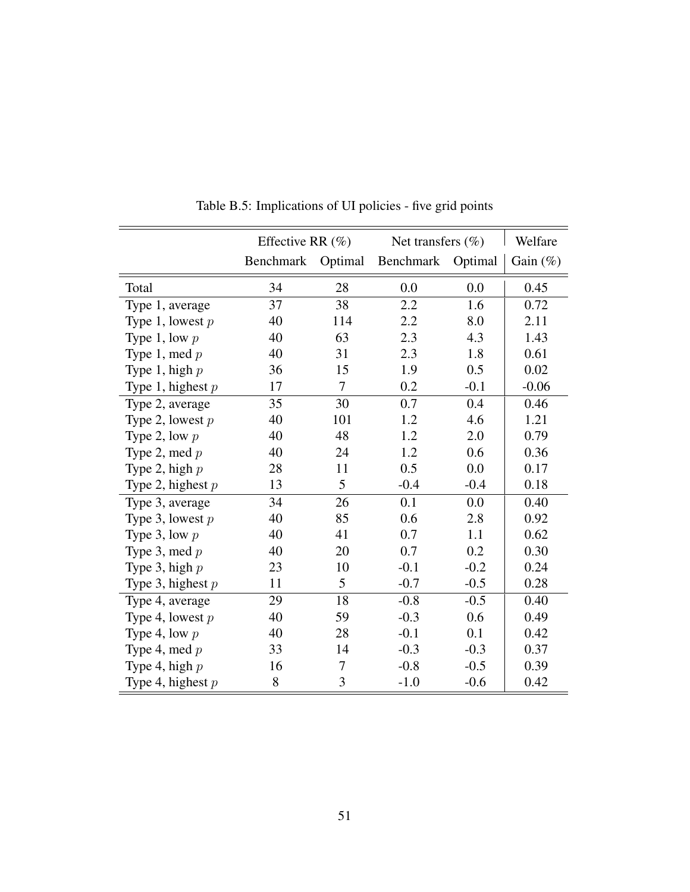Table B.5: Implications of UI policies - five grid points

| | Effective RR (%) | | Net transfers (%) | | Welfare |
|---|---|---|---|---|---|
| | Benchmark | Optimal | Benchmark | Optimal | Gain (%) |
| Total | 34 | 28 | 0.0 | 0.0 | 0.45 |
| Type 1, average | 37 | 38 | 2.2 | 1.6 | 0.72 |
| Type 1, lowest $p$ | 40 | 114 | 2.2 | 8.0 | 2.11 |
| Type 1, low $p$ | 40 | 63 | 2.3 | 4.3 | 1.43 |
| Type 1, med $p$ | 40 | 31 | 2.3 | 1.8 | 0.61 |
| Type 1, high $p$ | 36 | 15 | 1.9 | 0.5 | 0.02 |
| Type 1, highest $p$ | 17 | 7 | 0.2 | -0.1 | -0.06 |
| Type 2, average | 35 | 30 | 0.7 | 0.4 | 0.46 |
| Type 2, lowest $p$ | 40 | 101 | 1.2 | 4.6 | 1.21 |
| Type 2, low $p$ | 40 | 48 | 1.2 | 2.0 | 0.79 |
| Type 2, med $p$ | 40 | 24 | 1.2 | 0.6 | 0.36 |
| Type 2, high $p$ | 28 | 11 | 0.5 | 0.0 | 0.17 |
| Type 2, highest $p$ | 13 | 5 | -0.4 | -0.4 | 0.18 |
| Type 3, average | 34 | 26 | 0.1 | 0.0 | 0.40 |
| Type 3, lowest $p$ | 40 | 85 | 0.6 | 2.8 | 0.92 |
| Type 3, low $p$ | 40 | 41 | 0.7 | 1.1 | 0.62 |
| Type 3, med $p$ | 40 | 20 | 0.7 | 0.2 | 0.30 |
| Type 3, high $p$ | 23 | 10 | -0.1 | -0.2 | 0.24 |
| Type 3, highest $p$ | 11 | 5 | -0.7 | -0.5 | 0.28 |
| Type 4, average | 29 | 18 | -0.8 | -0.5 | 0.40 |
| Type 4, lowest $p$ | 40 | 59 | -0.3 | 0.6 | 0.49 |
| Type 4, low $p$ | 40 | 28 | -0.1 | 0.1 | 0.42 |
| Type 4, med $p$ | 33 | 14 | -0.3 | -0.3 | 0.37 |
| Type 4, high $p$ | 16 | 7 | -0.8 | -0.5 | 0.39 |
| Type 4, highest $p$ | 8 | 3 | -1.0 | -0.6 | 0.42 |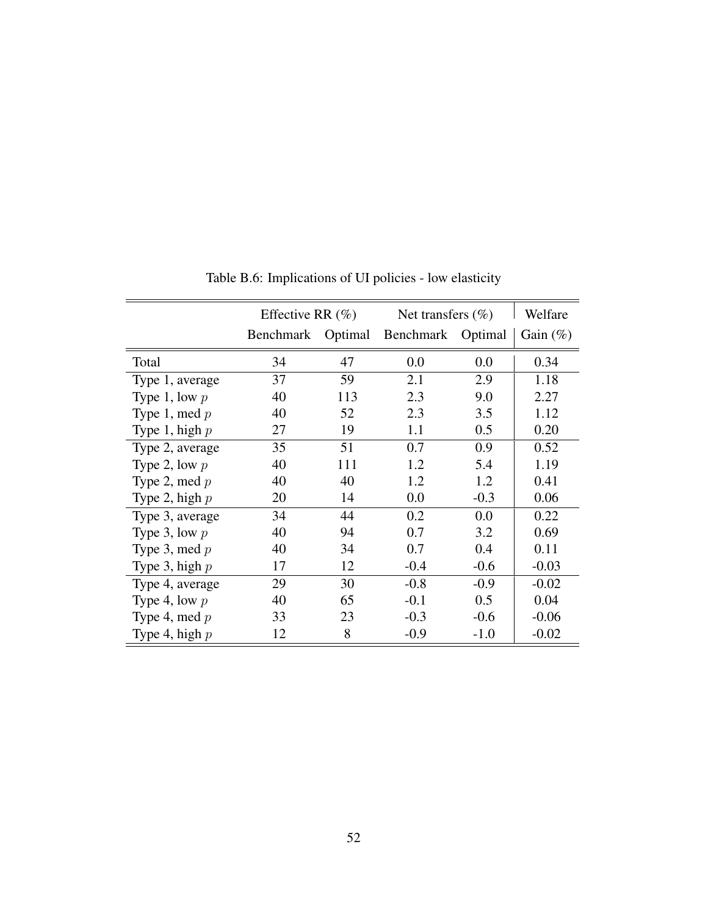Table B.6: Implications of UI policies - low elasticity

| | Effective RR (%) | | Net transfers (%) | | Welfare |
|---|---|---|---|---|---|
| | Benchmark | Optimal | Benchmark | Optimal | Gain (%) |
| Total | 34 | 47 | 0.0 | 0.0 | 0.34 |
| Type 1, average | 37 | 59 | 2.1 | 2.9 | 1.18 |
| Type 1, low $p$ | 40 | 113 | 2.3 | 9.0 | 2.27 |
| Type 1, med $p$ | 40 | 52 | 2.3 | 3.5 | 1.12 |
| Type 1, high $p$ | 27 | 19 | 1.1 | 0.5 | 0.20 |
| Type 2, average | 35 | 51 | 0.7 | 0.9 | 0.52 |
| Type 2, low $p$ | 40 | 111 | 1.2 | 5.4 | 1.19 |
| Type 2, med $p$ | 40 | 40 | 1.2 | 1.2 | 0.41 |
| Type 2, high $p$ | 20 | 14 | 0.0 | -0.3 | 0.06 |
| Type 3, average | 34 | 44 | 0.2 | 0.0 | 0.22 |
| Type 3, low $p$ | 40 | 94 | 0.7 | 3.2 | 0.69 |
| Type 3, med $p$ | 40 | 34 | 0.7 | 0.4 | 0.11 |
| Type 3, high $p$ | 17 | 12 | -0.4 | -0.6 | -0.03 |
| Type 4, average | 29 | 30 | -0.8 | -0.9 | -0.02 |
| Type 4, low $p$ | 40 | 65 | -0.1 | 0.5 | 0.04 |
| Type 4, med $p$ | 33 | 23 | -0.3 | -0.6 | -0.06 |
| Type 4, high $p$ | 12 | 8 | -0.9 | -1.0 | -0.02 |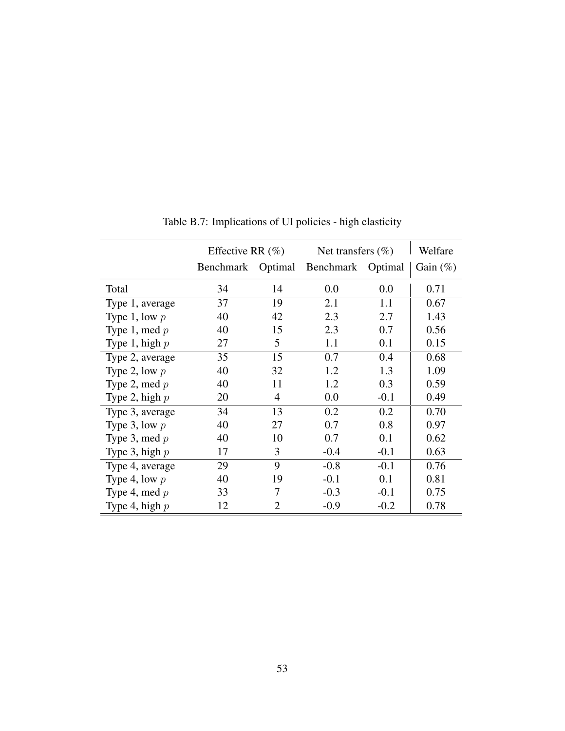Table B.7: Implications of UI policies - high elasticity

| | Effective RR (%) | | Net transfers (%) | | Welfare |
|---|---|---|---|---|---|
| | Benchmark | Optimal | Benchmark | Optimal | Gain (%) |
| Total | 34 | 14 | 0.0 | 0.0 | 0.71 |
| Type 1, average | 37 | 19 | 2.1 | 1.1 | 0.67 |
| Type 1, low $p$ | 40 | 42 | 2.3 | 2.7 | 1.43 |
| Type 1, med $p$ | 40 | 15 | 2.3 | 0.7 | 0.56 |
| Type 1, high $p$ | 27 | 5 | 1.1 | 0.1 | 0.15 |
| Type 2, average | 35 | 15 | 0.7 | 0.4 | 0.68 |
| Type 2, low $p$ | 40 | 32 | 1.2 | 1.3 | 1.09 |
| Type 2, med $p$ | 40 | 11 | 1.2 | 0.3 | 0.59 |
| Type 2, high $p$ | 20 | 4 | 0.0 | -0.1 | 0.49 |
| Type 3, average | 34 | 13 | 0.2 | 0.2 | 0.70 |
| Type 3, low $p$ | 40 | 27 | 0.7 | 0.8 | 0.97 |
| Type 3, med $p$ | 40 | 10 | 0.7 | 0.1 | 0.62 |
| Type 3, high $p$ | 17 | 3 | -0.4 | -0.1 | 0.63 |
| Type 4, average | 29 | 9 | -0.8 | -0.1 | 0.76 |
| Type 4, low $p$ | 40 | 19 | -0.1 | 0.1 | 0.81 |
| Type 4, med $p$ | 33 | 7 | -0.3 | -0.1 | 0.75 |
| Type 4, high $p$ | 12 | 2 | -0.9 | -0.2 | 0.78 |